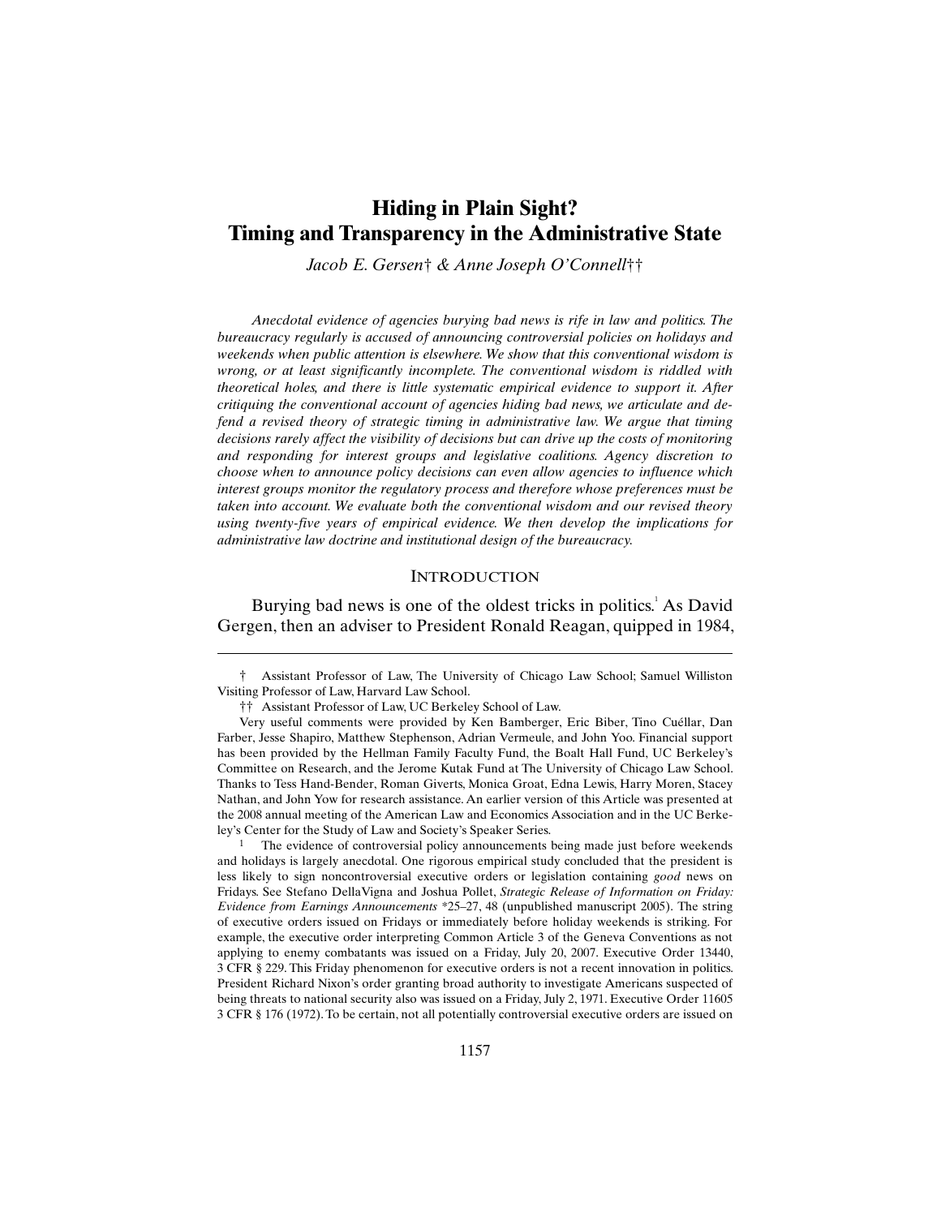# Hiding in Plain Sight? Timing and Transparency in the Administrative State

*Jacob E. Gersen† & Anne Joseph O'Connell††*

*Anecdotal evidence of agencies burying bad news is rife in law and politics. The bureaucracy regularly is accused of announcing controversial policies on holidays and weekends when public attention is elsewhere. We show that this conventional wisdom is wrong, or at least significantly incomplete. The conventional wisdom is riddled with theoretical holes, and there is little systematic empirical evidence to support it. After critiquing the conventional account of agencies hiding bad news, we articulate and defend a revised theory of strategic timing in administrative law. We argue that timing decisions rarely affect the visibility of decisions but can drive up the costs of monitoring and responding for interest groups and legislative coalitions. Agency discretion to choose when to announce policy decisions can even allow agencies to influence which interest groups monitor the regulatory process and therefore whose preferences must be taken into account. We evaluate both the conventional wisdom and our revised theory using twenty-five years of empirical evidence. We then develop the implications for administrative law doctrine and institutional design of the bureaucracy.*

## INTRODUCTION

Burying bad news is one of the oldest tricks in politics.[1] As David Gergen, then an adviser to President Ronald Reagan, quipped in 1984,

---

† Assistant Professor of Law, The University of Chicago Law School; Samuel Williston Visiting Professor of Law, Harvard Law School.

†† Assistant Professor of Law, UC Berkeley School of Law.

Very useful comments were provided by Ken Bamberger, Eric Biber, Tino Cuéllar, Dan Farber, Jesse Shapiro, Matthew Stephenson, Adrian Vermeule, and John Yoo. Financial support has been provided by the Hellman Family Faculty Fund, the Boalt Hall Fund, UC Berkeley's Committee on Research, and the Jerome Kutak Fund at The University of Chicago Law School. Thanks to Tess Hand-Bender, Roman Giverts, Monica Groat, Edna Lewis, Harry Moren, Stacey Nathan, and John Yow for research assistance. An earlier version of this Article was presented at the 2008 annual meeting of the American Law and Economics Association and in the UC Berkeley's Center for the Study of Law and Society's Speaker Series.

[1] The evidence of controversial policy announcements being made just before weekends and holidays is largely anecdotal. One rigorous empirical study concluded that the president is less likely to sign noncontroversial executive orders or legislation containing *good* news on Fridays. See Stefano DellaVigna and Joshua Pollet, *Strategic Release of Information on Friday: Evidence from Earnings Announcements* *25–27, 48 (unpublished manuscript 2005). The string of executive orders issued on Fridays or immediately before holiday weekends is striking. For example, the executive order interpreting Common Article 3 of the Geneva Conventions as not applying to enemy combatants was issued on a Friday, July 20, 2007. Executive Order 13440, 3 CFR § 229. This Friday phenomenon for executive orders is not a recent innovation in politics. President Richard Nixon's order granting broad authority to investigate Americans suspected of being threats to national security also was issued on a Friday, July 2, 1971. Executive Order 11605 3 CFR § 176 (1972). To be certain, not all potentially controversial executive orders are issued on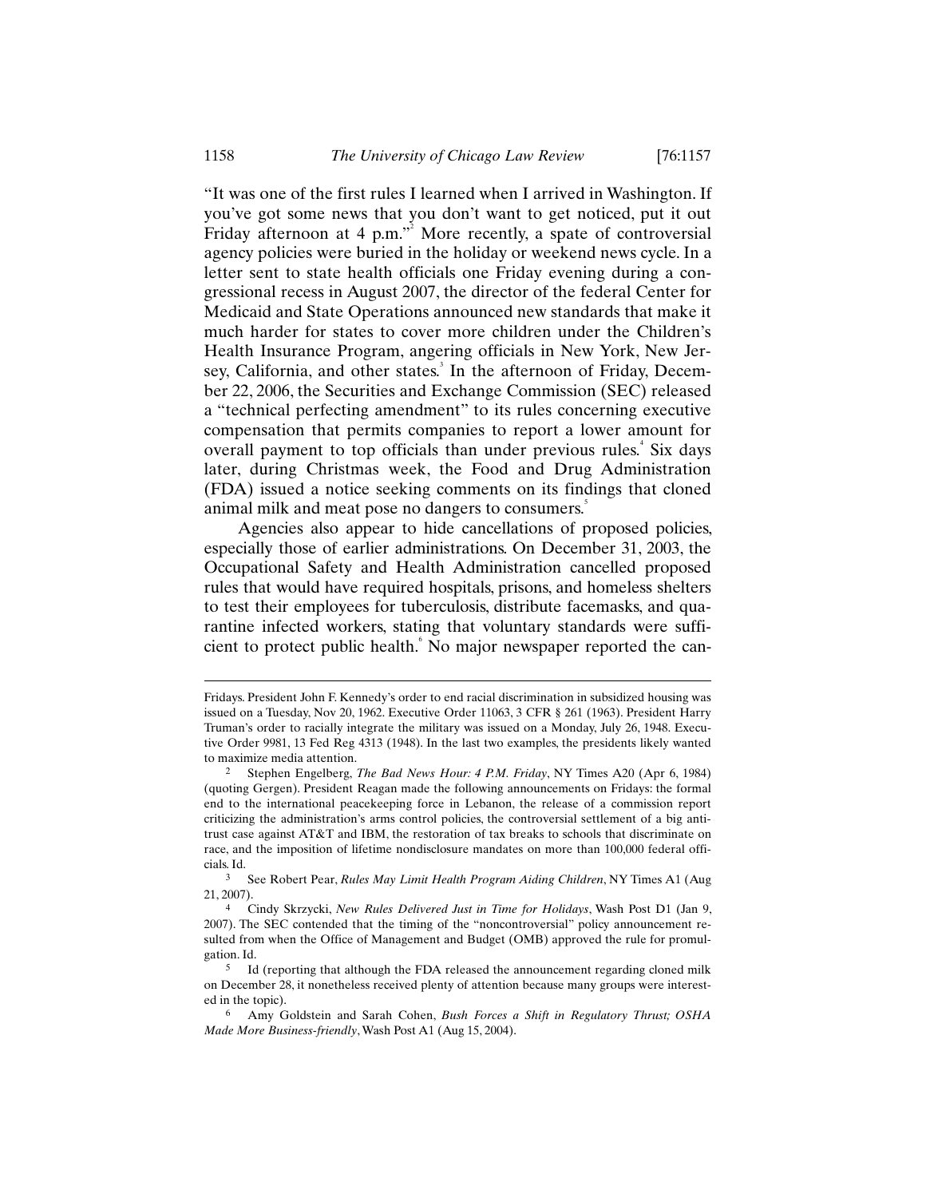"It was one of the first rules I learned when I arrived in Washington. If you've got some news that you don't want to get noticed, put it out Friday afternoon at 4 p.m."[2] More recently, a spate of controversial agency policies were buried in the holiday or weekend news cycle. In a letter sent to state health officials one Friday evening during a congressional recess in August 2007, the director of the federal Center for Medicaid and State Operations announced new standards that make it much harder for states to cover more children under the Children's Health Insurance Program, angering officials in New York, New Jersey, California, and other states.[3] In the afternoon of Friday, December 22, 2006, the Securities and Exchange Commission (SEC) released a "technical perfecting amendment" to its rules concerning executive compensation that permits companies to report a lower amount for overall payment to top officials than under previous rules.[4] Six days later, during Christmas week, the Food and Drug Administration (FDA) issued a notice seeking comments on its findings that cloned animal milk and meat pose no dangers to consumers.[5]

Agencies also appear to hide cancellations of proposed policies, especially those of earlier administrations. On December 31, 2003, the Occupational Safety and Health Administration cancelled proposed rules that would have required hospitals, prisons, and homeless shelters to test their employees for tuberculosis, distribute facemasks, and quarantine infected workers, stating that voluntary standards were sufficient to protect public health.[6] No major newspaper reported the can-

---

Fridays. President John F. Kennedy's order to end racial discrimination in subsidized housing was issued on a Tuesday, Nov 20, 1962. Executive Order 11063, 3 CFR § 261 (1963). President Harry Truman's order to racially integrate the military was issued on a Monday, July 26, 1948. Executive Order 9981, 13 Fed Reg 4313 (1948). In the last two examples, the presidents likely wanted to maximize media attention.

2 Stephen Engelberg, *The Bad News Hour: 4 P.M. Friday*, NY Times A20 (Apr 6, 1984) (quoting Gergen). President Reagan made the following announcements on Fridays: the formal end to the international peacekeeping force in Lebanon, the release of a commission report criticizing the administration's arms control policies, the controversial settlement of a big antitrust case against AT&T and IBM, the restoration of tax breaks to schools that discriminate on race, and the imposition of lifetime nondisclosure mandates on more than 100,000 federal officials. Id.

3 See Robert Pear, *Rules May Limit Health Program Aiding Children*, NY Times A1 (Aug 21, 2007).

4 Cindy Skrzycki, *New Rules Delivered Just in Time for Holidays*, Wash Post D1 (Jan 9, 2007). The SEC contended that the timing of the "noncontroversial" policy announcement resulted from when the Office of Management and Budget (OMB) approved the rule for promulgation. Id.

5 Id (reporting that although the FDA released the announcement regarding cloned milk on December 28, it nonetheless received plenty of attention because many groups were interested in the topic).

6 Amy Goldstein and Sarah Cohen, *Bush Forces a Shift in Regulatory Thrust; OSHA Made More Business-friendly*, Wash Post A1 (Aug 15, 2004).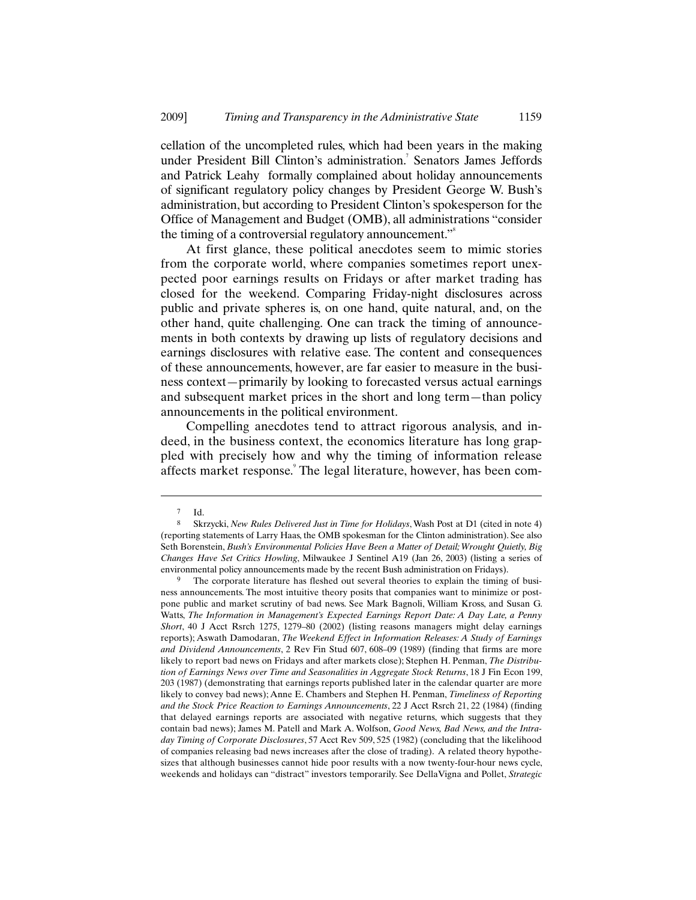cellation of the uncompleted rules, which had been years in the making under President Bill Clinton's administration.[7] Senators James Jeffords and Patrick Leahy formally complained about holiday announcements of significant regulatory policy changes by President George W. Bush's administration, but according to President Clinton's spokesperson for the Office of Management and Budget (OMB), all administrations "consider the timing of a controversial regulatory announcement."[8]

At first glance, these political anecdotes seem to mimic stories from the corporate world, where companies sometimes report unexpected poor earnings results on Fridays or after market trading has closed for the weekend. Comparing Friday-night disclosures across public and private spheres is, on one hand, quite natural, and, on the other hand, quite challenging. One can track the timing of announcements in both contexts by drawing up lists of regulatory decisions and earnings disclosures with relative ease. The content and consequences of these announcements, however, are far easier to measure in the business context—primarily by looking to forecasted versus actual earnings and subsequent market prices in the short and long term—than policy announcements in the political environment.

Compelling anecdotes tend to attract rigorous analysis, and indeed, in the business context, the economics literature has long grappled with precisely how and why the timing of information release affects market response.[9] The legal literature, however, has been com-

---

[7] Id.

[8] Skrzycki, *New Rules Delivered Just in Time for Holidays*, Wash Post at D1 (cited in note 4) (reporting statements of Larry Haas, the OMB spokesman for the Clinton administration). See also Seth Borenstein, *Bush's Environmental Policies Have Been a Matter of Detail; Wrought Quietly, Big Changes Have Set Critics Howling*, Milwaukee J Sentinel A19 (Jan 26, 2003) (listing a series of environmental policy announcements made by the recent Bush administration on Fridays).

[9] The corporate literature has fleshed out several theories to explain the timing of business announcements. The most intuitive theory posits that companies want to minimize or postpone public and market scrutiny of bad news. See Mark Bagnoli, William Kross, and Susan G. Watts, *The Information in Management's Expected Earnings Report Date: A Day Late, a Penny Short*, 40 J Acct Rsrch 1275, 1279–80 (2002) (listing reasons managers might delay earnings reports); Aswath Damodaran, *The Weekend Effect in Information Releases: A Study of Earnings and Dividend Announcements*, 2 Rev Fin Stud 607, 608–09 (1989) (finding that firms are more likely to report bad news on Fridays and after markets close); Stephen H. Penman, *The Distribution of Earnings News over Time and Seasonalities in Aggregate Stock Returns*, 18 J Fin Econ 199, 203 (1987) (demonstrating that earnings reports published later in the calendar quarter are more likely to convey bad news); Anne E. Chambers and Stephen H. Penman, *Timeliness of Reporting and the Stock Price Reaction to Earnings Announcements*, 22 J Acct Rsrch 21, 22 (1984) (finding that delayed earnings reports are associated with negative returns, which suggests that they contain bad news); James M. Patell and Mark A. Wolfson, *Good News, Bad News, and the Intraday Timing of Corporate Disclosures*, 57 Acct Rev 509, 525 (1982) (concluding that the likelihood of companies releasing bad news increases after the close of trading). A related theory hypothesizes that although businesses cannot hide poor results with a now twenty-four-hour news cycle, weekends and holidays can "distract" investors temporarily. See DellaVigna and Pollet, *Strategic*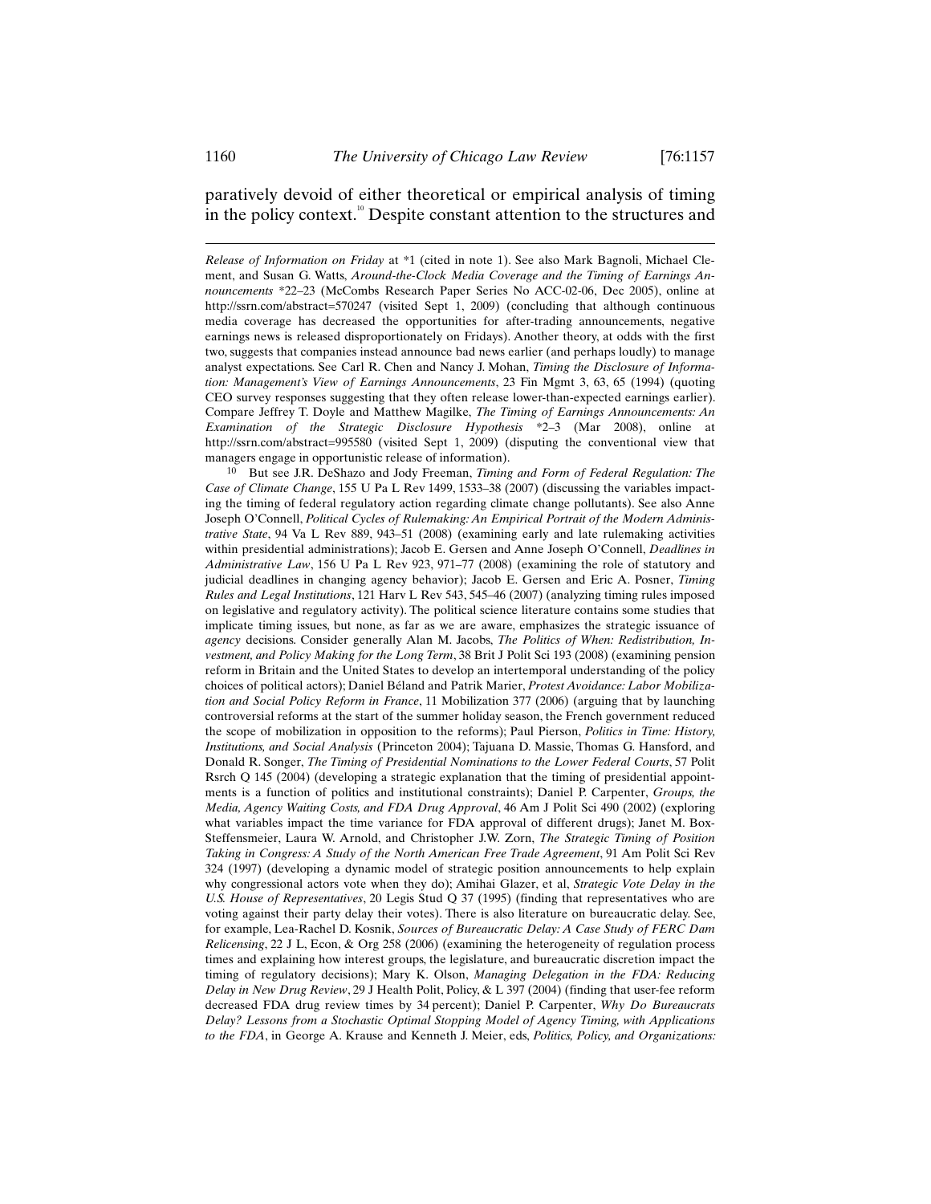paratively devoid of either theoretical or empirical analysis of timing in the policy context.[10] Despite constant attention to the structures and

---

*Release of Information on Friday* at *1 (cited in note 1). See also Mark Bagnoli, Michael Clement, and Susan G. Watts, *Around-the-Clock Media Coverage and the Timing of Earnings Announcements* *22–23 (McCombs Research Paper Series No ACC-02-06, Dec 2005), online at http://ssrn.com/abstract=570247 (visited Sept 1, 2009) (concluding that although continuous media coverage has decreased the opportunities for after-trading announcements, negative earnings news is released disproportionately on Fridays). Another theory, at odds with the first two, suggests that companies instead announce bad news earlier (and perhaps loudly) to manage analyst expectations. See Carl R. Chen and Nancy J. Mohan, *Timing the Disclosure of Information: Management's View of Earnings Announcements*, 23 Fin Mgmt 3, 63, 65 (1994) (quoting CEO survey responses suggesting that they often release lower-than-expected earnings earlier). Compare Jeffrey T. Doyle and Matthew Magilke, *The Timing of Earnings Announcements: An Examination of the Strategic Disclosure Hypothesis* *2–3 (Mar 2008), online at http://ssrn.com/abstract=995580 (visited Sept 1, 2009) (disputing the conventional view that managers engage in opportunistic release of information).

[10] But see J.R. DeShazo and Jody Freeman, *Timing and Form of Federal Regulation: The Case of Climate Change*, 155 U Pa L Rev 1499, 1533–38 (2007) (discussing the variables impacting the timing of federal regulatory action regarding climate change pollutants). See also Anne Joseph O'Connell, *Political Cycles of Rulemaking: An Empirical Portrait of the Modern Administrative State*, 94 Va L Rev 889, 943–51 (2008) (examining early and late rulemaking activities within presidential administrations); Jacob E. Gersen and Anne Joseph O'Connell, *Deadlines in Administrative Law*, 156 U Pa L Rev 923, 971–77 (2008) (examining the role of statutory and judicial deadlines in changing agency behavior); Jacob E. Gersen and Eric A. Posner, *Timing Rules and Legal Institutions*, 121 Harv L Rev 543, 545–46 (2007) (analyzing timing rules imposed on legislative and regulatory activity). The political science literature contains some studies that implicate timing issues, but none, as far as we are aware, emphasizes the strategic issuance of *agency* decisions. Consider generally Alan M. Jacobs, *The Politics of When: Redistribution, Investment, and Policy Making for the Long Term*, 38 Brit J Polit Sci 193 (2008) (examining pension reform in Britain and the United States to develop an intertemporal understanding of the policy choices of political actors); Daniel Béland and Patrik Marier, *Protest Avoidance: Labor Mobilization and Social Policy Reform in France*, 11 Mobilization 377 (2006) (arguing that by launching controversial reforms at the start of the summer holiday season, the French government reduced the scope of mobilization in opposition to the reforms); Paul Pierson, *Politics in Time: History, Institutions, and Social Analysis* (Princeton 2004); Tajuana D. Massie, Thomas G. Hansford, and Donald R. Songer, *The Timing of Presidential Nominations to the Lower Federal Courts*, 57 Polit Rsrch Q 145 (2004) (developing a strategic explanation that the timing of presidential appointments is a function of politics and institutional constraints); Daniel P. Carpenter, *Groups, the Media, Agency Waiting Costs, and FDA Drug Approval*, 46 Am J Polit Sci 490 (2002) (exploring what variables impact the time variance for FDA approval of different drugs); Janet M. Box-Steffensmeier, Laura W. Arnold, and Christopher J.W. Zorn, *The Strategic Timing of Position Taking in Congress: A Study of the North American Free Trade Agreement*, 91 Am Polit Sci Rev 324 (1997) (developing a dynamic model of strategic position announcements to help explain why congressional actors vote when they do); Amihai Glazer, et al, *Strategic Vote Delay in the U.S. House of Representatives*, 20 Legis Stud Q 37 (1995) (finding that representatives who are voting against their party delay their votes). There is also literature on bureaucratic delay. See, for example, Lea-Rachel D. Kosnik, *Sources of Bureaucratic Delay: A Case Study of FERC Dam Relicensing*, 22 J L, Econ, & Org 258 (2006) (examining the heterogeneity of regulation process times and explaining how interest groups, the legislature, and bureaucratic discretion impact the timing of regulatory decisions); Mary K. Olson, *Managing Delegation in the FDA: Reducing Delay in New Drug Review*, 29 J Health Polit, Policy, & L 397 (2004) (finding that user-fee reform decreased FDA drug review times by 34 percent); Daniel P. Carpenter, *Why Do Bureaucrats Delay? Lessons from a Stochastic Optimal Stopping Model of Agency Timing, with Applications to the FDA*, in George A. Krause and Kenneth J. Meier, eds, *Politics, Policy, and Organizations:*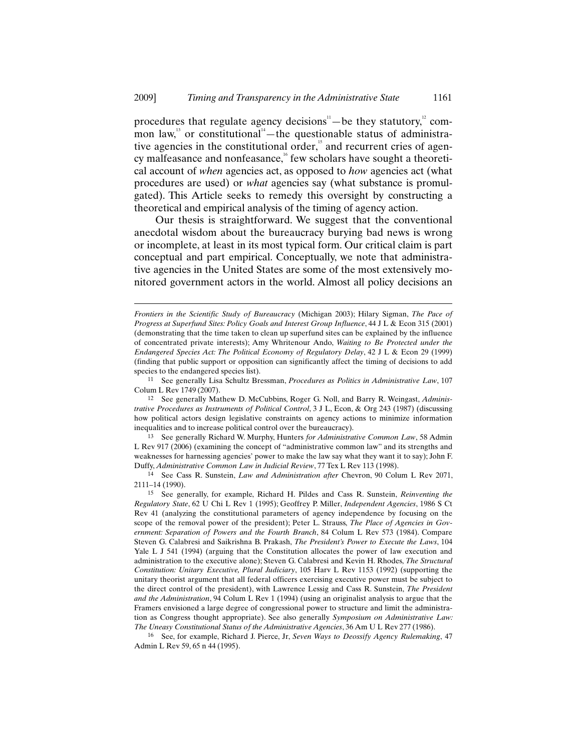procedures that regulate agency decisions[11]—be they statutory,[12] common law,[13] or constitutional[14]—the questionable status of administrative agencies in the constitutional order,[15] and recurrent cries of agency malfeasance and nonfeasance,[16] few scholars have sought a theoretical account of *when* agencies act, as opposed to *how* agencies act (what procedures are used) or *what* agencies say (what substance is promulgated). This Article seeks to remedy this oversight by constructing a theoretical and empirical analysis of the timing of agency action.

Our thesis is straightforward. We suggest that the conventional anecdotal wisdom about the bureaucracy burying bad news is wrong or incomplete, at least in its most typical form. Our critical claim is part conceptual and part empirical. Conceptually, we note that administrative agencies in the United States are some of the most extensively monitored government actors in the world. Almost all policy decisions an

---

*Frontiers in the Scientific Study of Bureaucracy* (Michigan 2003); Hilary Sigman, *The Pace of Progress at Superfund Sites: Policy Goals and Interest Group Influence*, 44 J L & Econ 315 (2001) (demonstrating that the time taken to clean up superfund sites can be explained by the influence of concentrated private interests); Amy Whritenour Ando, *Waiting to Be Protected under the Endangered Species Act: The Political Economy of Regulatory Delay*, 42 J L & Econ 29 (1999) (finding that public support or opposition can significantly affect the timing of decisions to add species to the endangered species list).

11 See generally Lisa Schultz Bressman, *Procedures as Politics in Administrative Law*, 107 Colum L Rev 1749 (2007).

12 See generally Mathew D. McCubbins, Roger G. Noll, and Barry R. Weingast, *Administrative Procedures as Instruments of Political Control*, 3 J L, Econ, & Org 243 (1987) (discussing how political actors design legislative constraints on agency actions to minimize information inequalities and to increase political control over the bureaucracy).

13 See generally Richard W. Murphy, Hunters *for Administrative Common Law*, 58 Admin L Rev 917 (2006) (examining the concept of "administrative common law" and its strengths and weaknesses for harnessing agencies' power to make the law say what they want it to say); John F. Duffy, *Administrative Common Law in Judicial Review*, 77 Tex L Rev 113 (1998).

14 See Cass R. Sunstein, *Law and Administration after* Chevron, 90 Colum L Rev 2071, 2111–14 (1990).

15 See generally, for example, Richard H. Pildes and Cass R. Sunstein, *Reinventing the Regulatory State*, 62 U Chi L Rev 1 (1995); Geoffrey P. Miller, *Independent Agencies*, 1986 S Ct Rev 41 (analyzing the constitutional parameters of agency independence by focusing on the scope of the removal power of the president); Peter L. Strauss, *The Place of Agencies in Government: Separation of Powers and the Fourth Branch*, 84 Colum L Rev 573 (1984). Compare Steven G. Calabresi and Saikrishna B. Prakash, *The President's Power to Execute the Laws*, 104 Yale L J 541 (1994) (arguing that the Constitution allocates the power of law execution and administration to the executive alone); Steven G. Calabresi and Kevin H. Rhodes, *The Structural Constitution: Unitary Executive, Plural Judiciary*, 105 Harv L Rev 1153 (1992) (supporting the unitary theorist argument that all federal officers exercising executive power must be subject to the direct control of the president), with Lawrence Lessig and Cass R. Sunstein, *The President and the Administration*, 94 Colum L Rev 1 (1994) (using an originalist analysis to argue that the Framers envisioned a large degree of congressional power to structure and limit the administration as Congress thought appropriate). See also generally *Symposium on Administrative Law: The Uneasy Constitutional Status of the Administrative Agencies*, 36 Am U L Rev 277 (1986).

16 See, for example, Richard J. Pierce, Jr, *Seven Ways to Deossify Agency Rulemaking*, 47 Admin L Rev 59, 65 n 44 (1995).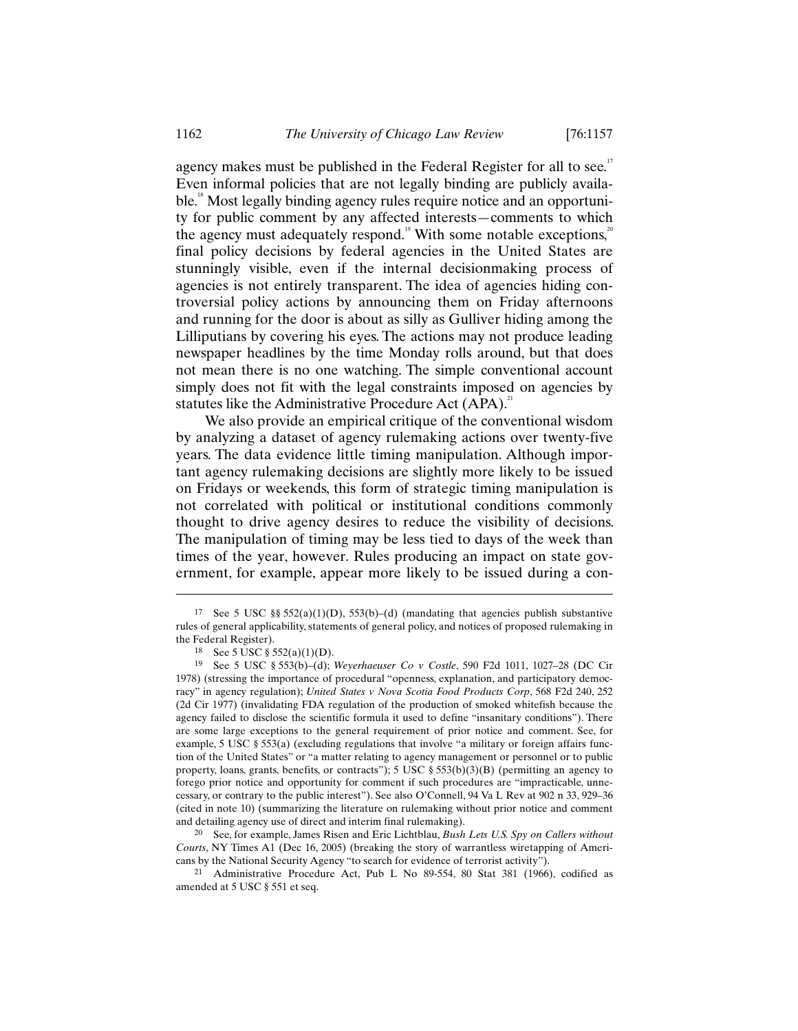agency makes must be published in the Federal Register for all to see.[17] Even informal policies that are not legally binding are publicly available.[18] Most legally binding agency rules require notice and an opportunity for public comment by any affected interests—comments to which the agency must adequately respond.[19] With some notable exceptions,[20] final policy decisions by federal agencies in the United States are stunningly visible, even if the internal decisionmaking process of agencies is not entirely transparent. The idea of agencies hiding controversial policy actions by announcing them on Friday afternoons and running for the door is about as silly as Gulliver hiding among the Lilliputians by covering his eyes. The actions may not produce leading newspaper headlines by the time Monday rolls around, but that does not mean there is no one watching. The simple conventional account simply does not fit with the legal constraints imposed on agencies by statutes like the Administrative Procedure Act (APA).[21]

We also provide an empirical critique of the conventional wisdom by analyzing a dataset of agency rulemaking actions over twenty-five years. The data evidence little timing manipulation. Although important agency rulemaking decisions are slightly more likely to be issued on Fridays or weekends, this form of strategic timing manipulation is not correlated with political or institutional conditions commonly thought to drive agency desires to reduce the visibility of decisions. The manipulation of timing may be less tied to days of the week than times of the year, however. Rules producing an impact on state government, for example, appear more likely to be issued during a con-

---

17 See 5 USC §§ 552(a)(1)(D), 553(b)–(d) (mandating that agencies publish substantive rules of general applicability, statements of general policy, and notices of proposed rulemaking in the Federal Register).

18 See 5 USC § 552(a)(1)(D).

19 See 5 USC § 553(b)–(d); *Weyerhaeuser Co v Costle*, 590 F2d 1011, 1027–28 (DC Cir 1978) (stressing the importance of procedural "openness, explanation, and participatory democracy" in agency regulation); *United States v Nova Scotia Food Products Corp*, 568 F2d 240, 252 (2d Cir 1977) (invalidating FDA regulation of the production of smoked whitefish because the agency failed to disclose the scientific formula it used to define "insanitary conditions"). There are some large exceptions to the general requirement of prior notice and comment. See, for example, 5 USC § 553(a) (excluding regulations that involve "a military or foreign affairs function of the United States" or "a matter relating to agency management or personnel or to public property, loans, grants, benefits, or contracts"); 5 USC § 553(b)(3)(B) (permitting an agency to forego prior notice and opportunity for comment if such procedures are "impracticable, unnecessary, or contrary to the public interest"). See also O'Connell, 94 Va L Rev at 902 n 33, 929–36 (cited in note 10) (summarizing the literature on rulemaking without prior notice and comment and detailing agency use of direct and interim final rulemaking).

20 See, for example, James Risen and Eric Lichtblau, *Bush Lets U.S. Spy on Callers without Courts*, NY Times A1 (Dec 16, 2005) (breaking the story of warrantless wiretapping of Americans by the National Security Agency "to search for evidence of terrorist activity").

21 Administrative Procedure Act, Pub L No 89-554, 80 Stat 381 (1966), codified as amended at 5 USC § 551 et seq.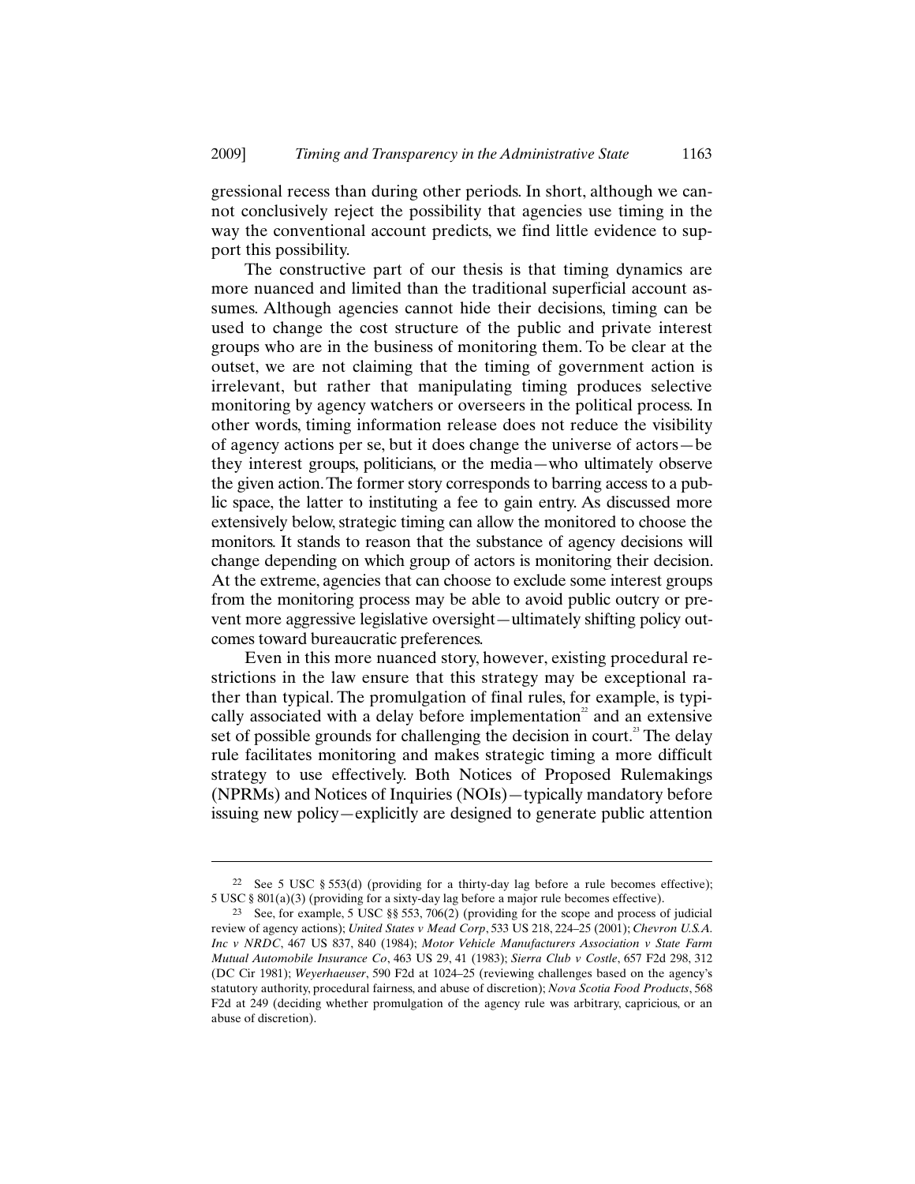gressional recess than during other periods. In short, although we cannot conclusively reject the possibility that agencies use timing in the way the conventional account predicts, we find little evidence to support this possibility.

The constructive part of our thesis is that timing dynamics are more nuanced and limited than the traditional superficial account assumes. Although agencies cannot hide their decisions, timing can be used to change the cost structure of the public and private interest groups who are in the business of monitoring them. To be clear at the outset, we are not claiming that the timing of government action is irrelevant, but rather that manipulating timing produces selective monitoring by agency watchers or overseers in the political process. In other words, timing information release does not reduce the visibility of agency actions per se, but it does change the universe of actors—be they interest groups, politicians, or the media—who ultimately observe the given action. The former story corresponds to barring access to a public space, the latter to instituting a fee to gain entry. As discussed more extensively below, strategic timing can allow the monitored to choose the monitors. It stands to reason that the substance of agency decisions will change depending on which group of actors is monitoring their decision. At the extreme, agencies that can choose to exclude some interest groups from the monitoring process may be able to avoid public outcry or prevent more aggressive legislative oversight—ultimately shifting policy outcomes toward bureaucratic preferences.

Even in this more nuanced story, however, existing procedural restrictions in the law ensure that this strategy may be exceptional rather than typical. The promulgation of final rules, for example, is typically associated with a delay before implementation[22] and an extensive set of possible grounds for challenging the decision in court.[23] The delay rule facilitates monitoring and makes strategic timing a more difficult strategy to use effectively. Both Notices of Proposed Rulemakings (NPRMs) and Notices of Inquiries (NOIs)—typically mandatory before issuing new policy—explicitly are designed to generate public attention

---

22 See 5 USC § 553(d) (providing for a thirty-day lag before a rule becomes effective); 5 USC § 801(a)(3) (providing for a sixty-day lag before a major rule becomes effective).

23 See, for example, 5 USC §§ 553, 706(2) (providing for the scope and process of judicial review of agency actions); *United States v Mead Corp*, 533 US 218, 224–25 (2001); *Chevron U.S.A. Inc v NRDC*, 467 US 837, 840 (1984); *Motor Vehicle Manufacturers Association v State Farm Mutual Automobile Insurance Co*, 463 US 29, 41 (1983); *Sierra Club v Costle*, 657 F2d 298, 312 (DC Cir 1981); *Weyerhaeuser*, 590 F2d at 1024–25 (reviewing challenges based on the agency's statutory authority, procedural fairness, and abuse of discretion); *Nova Scotia Food Products*, 568 F2d at 249 (deciding whether promulgation of the agency rule was arbitrary, capricious, or an abuse of discretion).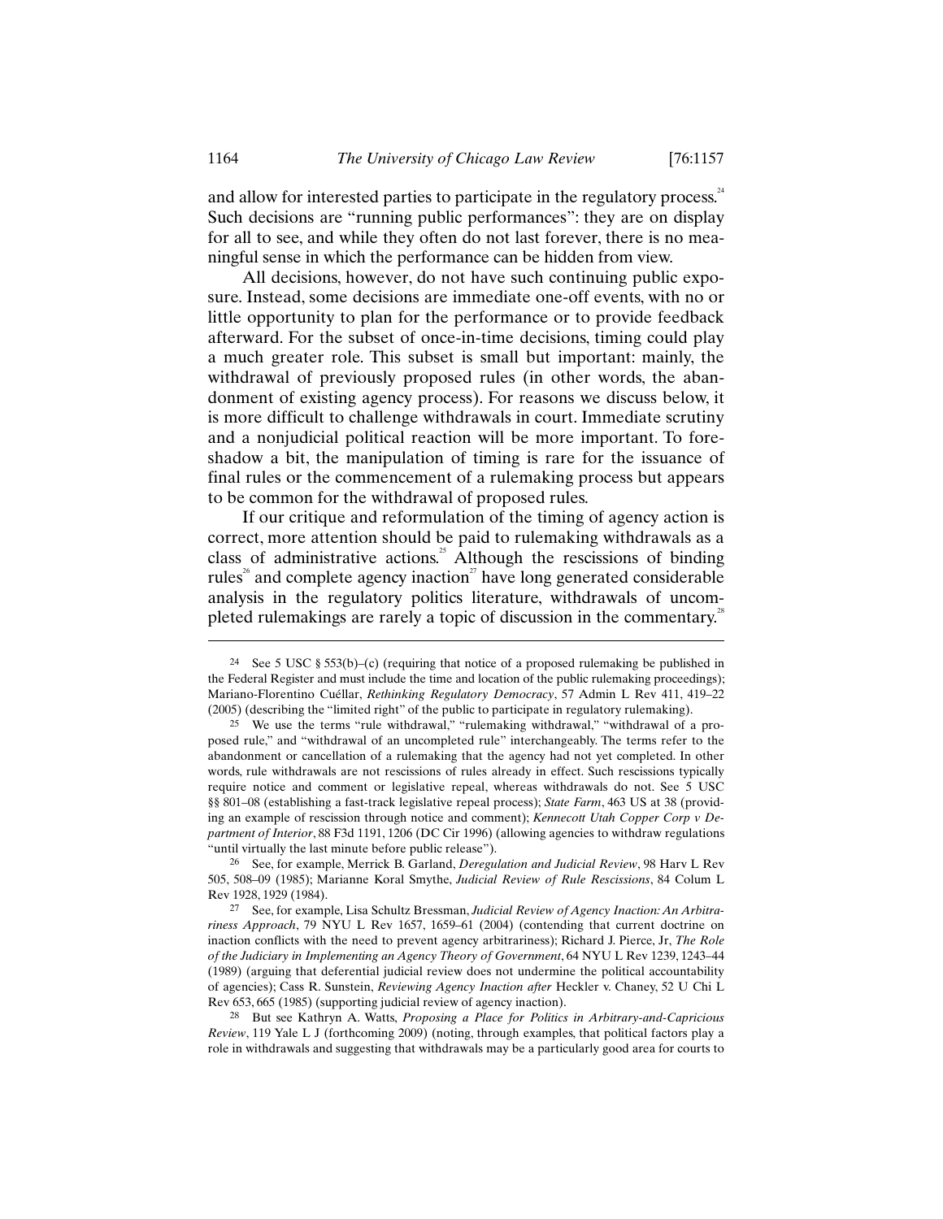and allow for interested parties to participate in the regulatory process.[24] Such decisions are "running public performances": they are on display for all to see, and while they often do not last forever, there is no meaningful sense in which the performance can be hidden from view.

All decisions, however, do not have such continuing public exposure. Instead, some decisions are immediate one-off events, with no or little opportunity to plan for the performance or to provide feedback afterward. For the subset of once-in-time decisions, timing could play a much greater role. This subset is small but important: mainly, the withdrawal of previously proposed rules (in other words, the abandonment of existing agency process). For reasons we discuss below, it is more difficult to challenge withdrawals in court. Immediate scrutiny and a nonjudicial political reaction will be more important. To foreshadow a bit, the manipulation of timing is rare for the issuance of final rules or the commencement of a rulemaking process but appears to be common for the withdrawal of proposed rules.

If our critique and reformulation of the timing of agency action is correct, more attention should be paid to rulemaking withdrawals as a class of administrative actions.[25] Although the rescissions of binding rules[26] and complete agency inaction[27] have long generated considerable analysis in the regulatory politics literature, withdrawals of uncompleted rulemakings are rarely a topic of discussion in the commentary.[28]

---

[24] See 5 USC § 553(b)–(c) (requiring that notice of a proposed rulemaking be published in the Federal Register and must include the time and location of the public rulemaking proceedings); Mariano-Florentino Cuéllar, *Rethinking Regulatory Democracy*, 57 Admin L Rev 411, 419–22 (2005) (describing the "limited right" of the public to participate in regulatory rulemaking).

[25] We use the terms "rule withdrawal," "rulemaking withdrawal," "withdrawal of a proposed rule," and "withdrawal of an uncompleted rule" interchangeably. The terms refer to the abandonment or cancellation of a rulemaking that the agency had not yet completed. In other words, rule withdrawals are not rescissions of rules already in effect. Such rescissions typically require notice and comment or legislative repeal, whereas withdrawals do not. See 5 USC §§ 801–08 (establishing a fast-track legislative repeal process); *State Farm*, 463 US at 38 (providing an example of rescission through notice and comment); *Kennecott Utah Copper Corp v Department of Interior*, 88 F3d 1191, 1206 (DC Cir 1996) (allowing agencies to withdraw regulations "until virtually the last minute before public release").

[26] See, for example, Merrick B. Garland, *Deregulation and Judicial Review*, 98 Harv L Rev 505, 508–09 (1985); Marianne Koral Smythe, *Judicial Review of Rule Rescissions*, 84 Colum L Rev 1928, 1929 (1984).

[27] See, for example, Lisa Schultz Bressman, *Judicial Review of Agency Inaction: An Arbitrariness Approach*, 79 NYU L Rev 1657, 1659–61 (2004) (contending that current doctrine on inaction conflicts with the need to prevent agency arbitrariness); Richard J. Pierce, Jr, *The Role of the Judiciary in Implementing an Agency Theory of Government*, 64 NYU L Rev 1239, 1243–44 (1989) (arguing that deferential judicial review does not undermine the political accountability of agencies); Cass R. Sunstein, *Reviewing Agency Inaction after* Heckler v. Chaney, 52 U Chi L Rev 653, 665 (1985) (supporting judicial review of agency inaction).

[28] But see Kathryn A. Watts, *Proposing a Place for Politics in Arbitrary-and-Capricious Review*, 119 Yale L J (forthcoming 2009) (noting, through examples, that political factors play a role in withdrawals and suggesting that withdrawals may be a particularly good area for courts to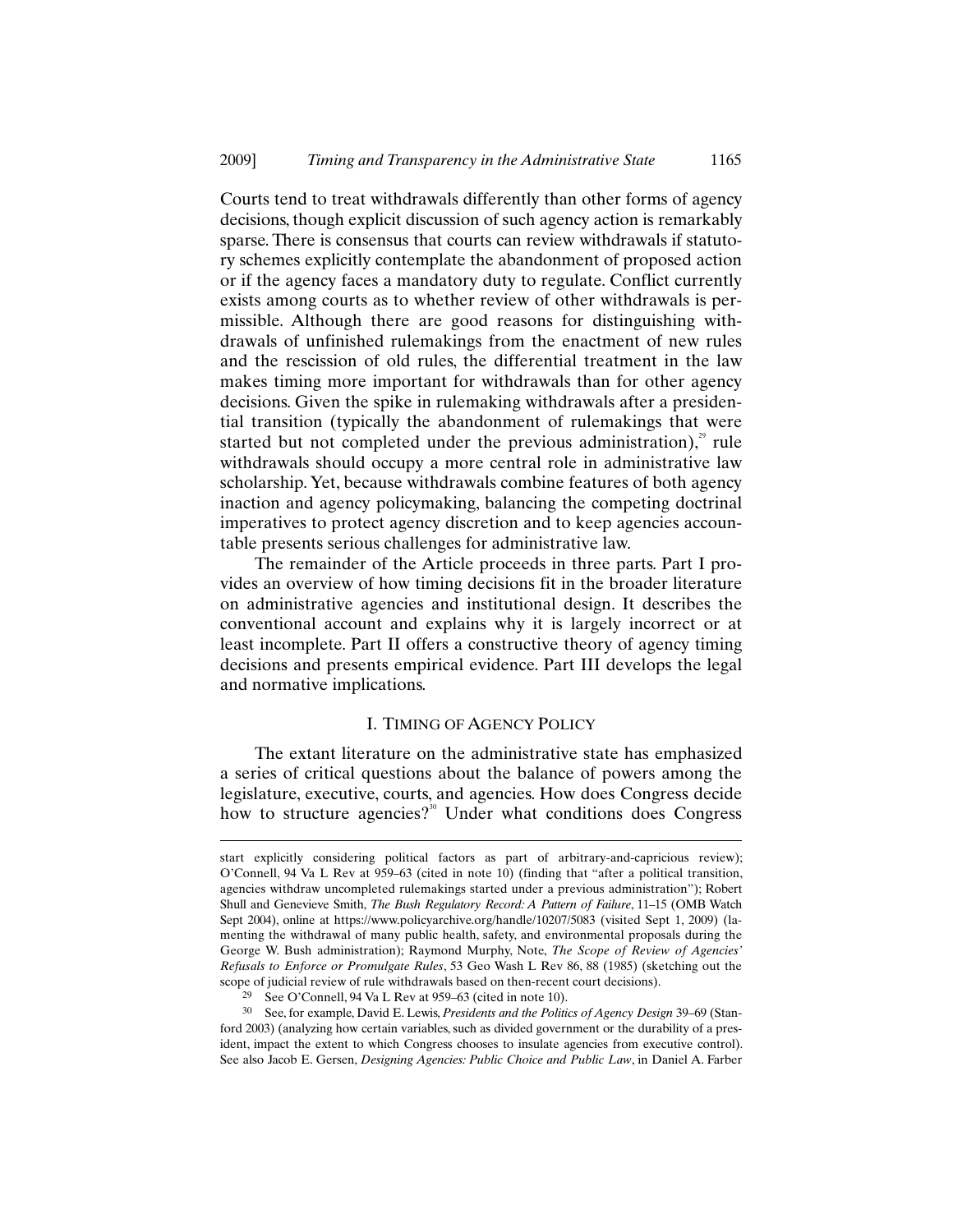Courts tend to treat withdrawals differently than other forms of agency decisions, though explicit discussion of such agency action is remarkably sparse. There is consensus that courts can review withdrawals if statutory schemes explicitly contemplate the abandonment of proposed action or if the agency faces a mandatory duty to regulate. Conflict currently exists among courts as to whether review of other withdrawals is permissible. Although there are good reasons for distinguishing withdrawals of unfinished rulemakings from the enactment of new rules and the rescission of old rules, the differential treatment in the law makes timing more important for withdrawals than for other agency decisions. Given the spike in rulemaking withdrawals after a presidential transition (typically the abandonment of rulemakings that were started but not completed under the previous administration),[29] rule withdrawals should occupy a more central role in administrative law scholarship. Yet, because withdrawals combine features of both agency inaction and agency policymaking, balancing the competing doctrinal imperatives to protect agency discretion and to keep agencies accountable presents serious challenges for administrative law.

The remainder of the Article proceeds in three parts. Part I provides an overview of how timing decisions fit in the broader literature on administrative agencies and institutional design. It describes the conventional account and explains why it is largely incorrect or at least incomplete. Part II offers a constructive theory of agency timing decisions and presents empirical evidence. Part III develops the legal and normative implications.

## I. Timing of Agency Policy

The extant literature on the administrative state has emphasized a series of critical questions about the balance of powers among the legislature, executive, courts, and agencies. How does Congress decide how to structure agencies?[30] Under what conditions does Congress

---

start explicitly considering political factors as part of arbitrary-and-capricious review); O'Connell, 94 Va L Rev at 959–63 (cited in note 10) (finding that "after a political transition, agencies withdraw uncompleted rulemakings started under a previous administration"); Robert Shull and Genevieve Smith, *The Bush Regulatory Record: A Pattern of Failure*, 11–15 (OMB Watch Sept 2004), online at https://www.policyarchive.org/handle/10207/5083 (visited Sept 1, 2009) (lamenting the withdrawal of many public health, safety, and environmental proposals during the George W. Bush administration); Raymond Murphy, Note, *The Scope of Review of Agencies' Refusals to Enforce or Promulgate Rules*, 53 Geo Wash L Rev 86, 88 (1985) (sketching out the scope of judicial review of rule withdrawals based on then-recent court decisions).

[29] See O'Connell, 94 Va L Rev at 959–63 (cited in note 10).

[30] See, for example, David E. Lewis, *Presidents and the Politics of Agency Design* 39–69 (Stanford 2003) (analyzing how certain variables, such as divided government or the durability of a president, impact the extent to which Congress chooses to insulate agencies from executive control). See also Jacob E. Gersen, *Designing Agencies: Public Choice and Public Law*, in Daniel A. Farber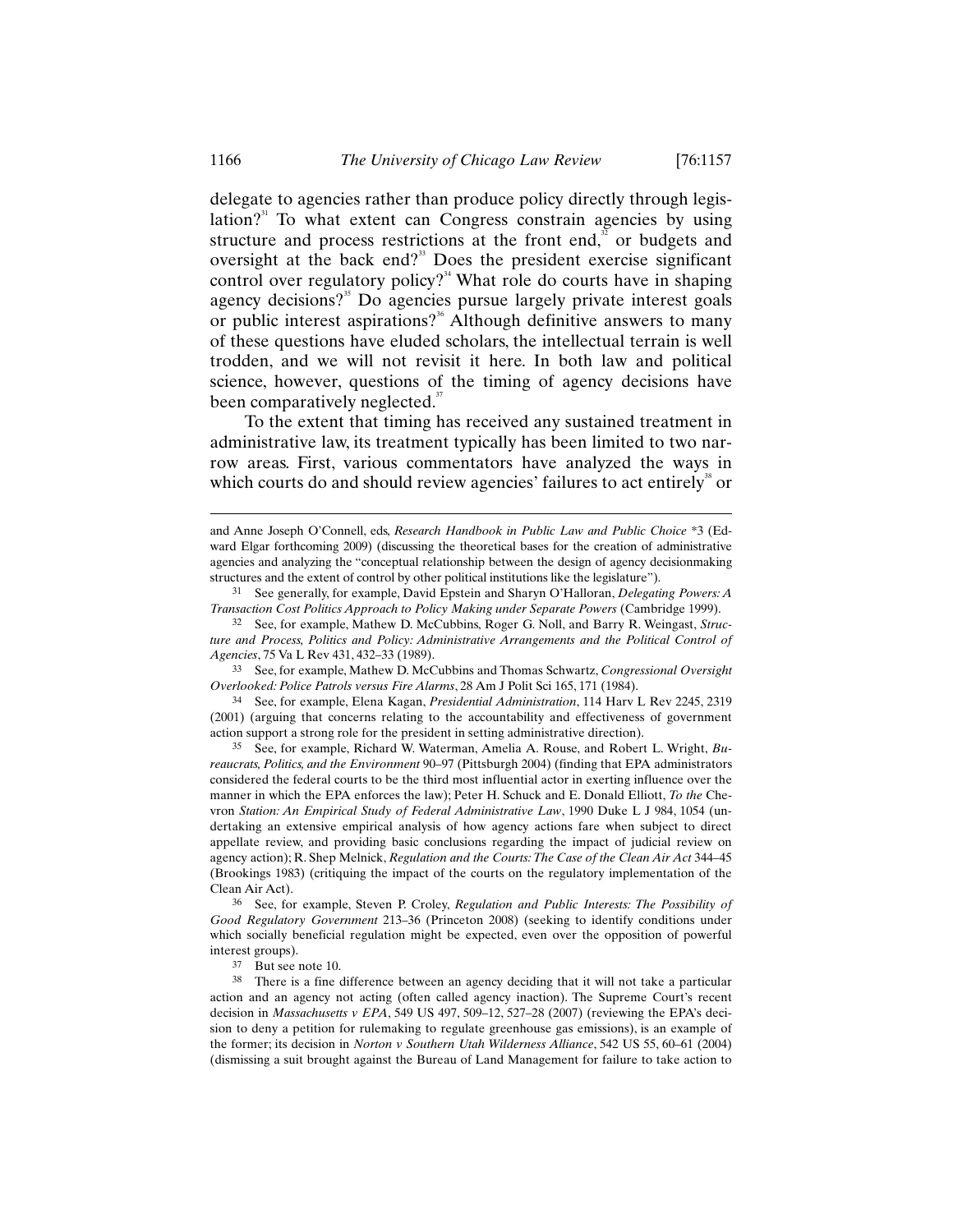delegate to agencies rather than produce policy directly through legislation?[31] To what extent can Congress constrain agencies by using structure and process restrictions at the front end,[32] or budgets and oversight at the back end?[33] Does the president exercise significant control over regulatory policy?[34] What role do courts have in shaping agency decisions?[35] Do agencies pursue largely private interest goals or public interest aspirations?[36] Although definitive answers to many of these questions have eluded scholars, the intellectual terrain is well trodden, and we will not revisit it here. In both law and political science, however, questions of the timing of agency decisions have been comparatively neglected.[37]

To the extent that timing has received any sustained treatment in administrative law, its treatment typically has been limited to two narrow areas. First, various commentators have analyzed the ways in which courts do and should review agencies' failures to act entirely[38] or

---

and Anne Joseph O'Connell, eds, *Research Handbook in Public Law and Public Choice* *3 (Edward Elgar forthcoming 2009) (discussing the theoretical bases for the creation of administrative agencies and analyzing the "conceptual relationship between the design of agency decisionmaking structures and the extent of control by other political institutions like the legislature").

31 See generally, for example, David Epstein and Sharyn O'Halloran, *Delegating Powers: A Transaction Cost Politics Approach to Policy Making under Separate Powers* (Cambridge 1999).

32 See, for example, Mathew D. McCubbins, Roger G. Noll, and Barry R. Weingast, *Structure and Process, Politics and Policy: Administrative Arrangements and the Political Control of Agencies*, 75 Va L Rev 431, 432–33 (1989).

33 See, for example, Mathew D. McCubbins and Thomas Schwartz, *Congressional Oversight Overlooked: Police Patrols versus Fire Alarms*, 28 Am J Polit Sci 165, 171 (1984).

34 See, for example, Elena Kagan, *Presidential Administration*, 114 Harv L Rev 2245, 2319 (2001) (arguing that concerns relating to the accountability and effectiveness of government action support a strong role for the president in setting administrative direction).

35 See, for example, Richard W. Waterman, Amelia A. Rouse, and Robert L. Wright, *Bureaucrats, Politics, and the Environment* 90–97 (Pittsburgh 2004) (finding that EPA administrators considered the federal courts to be the third most influential actor in exerting influence over the manner in which the EPA enforces the law); Peter H. Schuck and E. Donald Elliott, *To the* Chevron *Station: An Empirical Study of Federal Administrative Law*, 1990 Duke L J 984, 1054 (undertaking an extensive empirical analysis of how agency actions fare when subject to direct appellate review, and providing basic conclusions regarding the impact of judicial review on agency action); R. Shep Melnick, *Regulation and the Courts: The Case of the Clean Air Act* 344–45 (Brookings 1983) (critiquing the impact of the courts on the regulatory implementation of the Clean Air Act).

36 See, for example, Steven P. Croley, *Regulation and Public Interests: The Possibility of Good Regulatory Government* 213–36 (Princeton 2008) (seeking to identify conditions under which socially beneficial regulation might be expected, even over the opposition of powerful interest groups).

37 But see note 10.

38 There is a fine difference between an agency deciding that it will not take a particular action and an agency not acting (often called agency inaction). The Supreme Court's recent decision in *Massachusetts v EPA*, 549 US 497, 509–12, 527–28 (2007) (reviewing the EPA's decision to deny a petition for rulemaking to regulate greenhouse gas emissions), is an example of the former; its decision in *Norton v Southern Utah Wilderness Alliance*, 542 US 55, 60–61 (2004) (dismissing a suit brought against the Bureau of Land Management for failure to take action to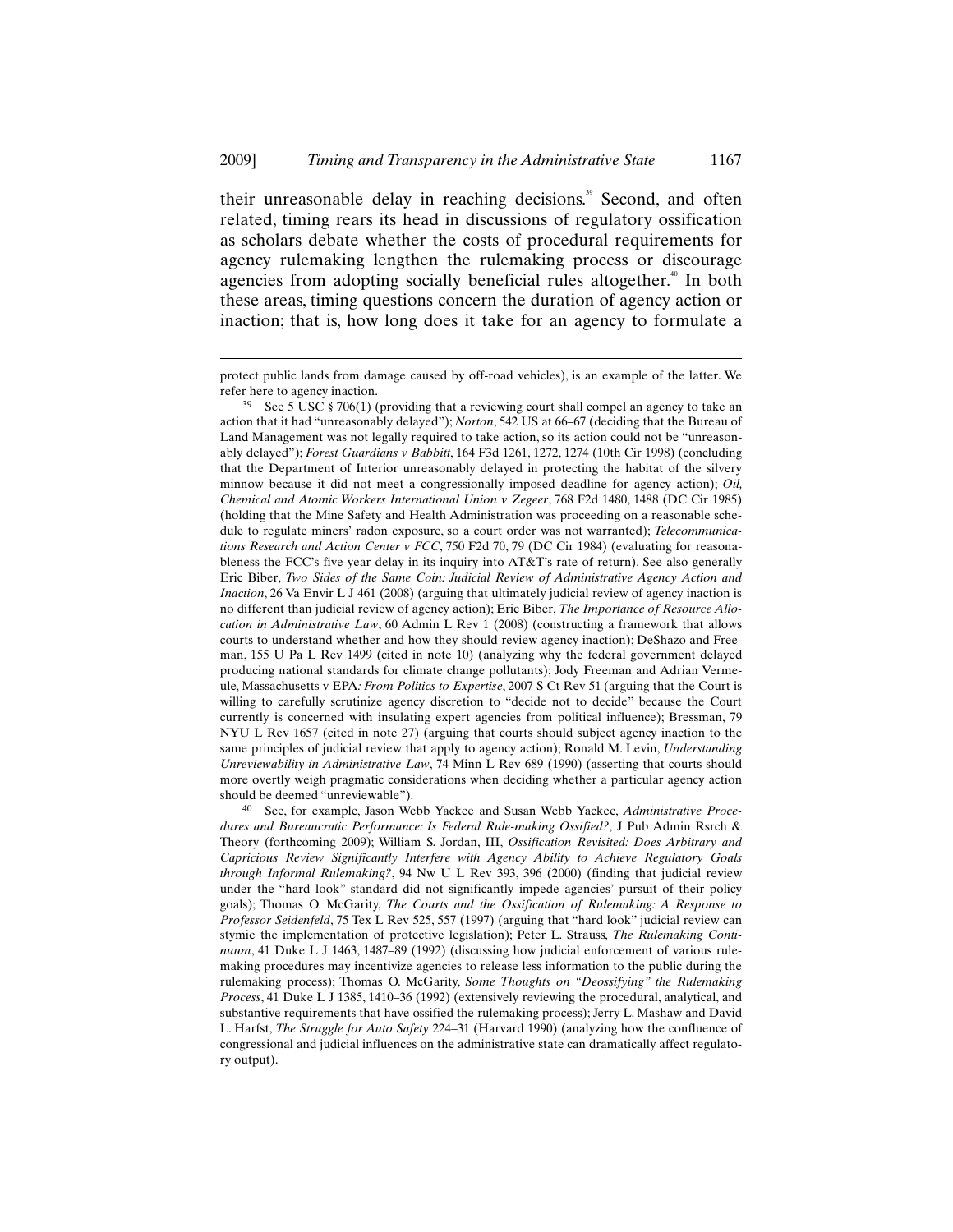their unreasonable delay in reaching decisions.[39] Second, and often related, timing rears its head in discussions of regulatory ossification as scholars debate whether the costs of procedural requirements for agency rulemaking lengthen the rulemaking process or discourage agencies from adopting socially beneficial rules altogether.[40] In both these areas, timing questions concern the duration of agency action or inaction; that is, how long does it take for an agency to formulate a

---

protect public lands from damage caused by off-road vehicles), is an example of the latter. We refer here to agency inaction.

39 See 5 USC § 706(1) (providing that a reviewing court shall compel an agency to take an action that it had "unreasonably delayed"); *Norton*, 542 US at 66–67 (deciding that the Bureau of Land Management was not legally required to take action, so its action could not be "unreasonably delayed"); *Forest Guardians v Babbitt*, 164 F3d 1261, 1272, 1274 (10th Cir 1998) (concluding that the Department of Interior unreasonably delayed in protecting the habitat of the silvery minnow because it did not meet a congressionally imposed deadline for agency action); *Oil, Chemical and Atomic Workers International Union v Zegeer*, 768 F2d 1480, 1488 (DC Cir 1985) (holding that the Mine Safety and Health Administration was proceeding on a reasonable schedule to regulate miners' radon exposure, so a court order was not warranted); *Telecommunications Research and Action Center v FCC*, 750 F2d 70, 79 (DC Cir 1984) (evaluating for reasonableness the FCC's five-year delay in its inquiry into AT&T's rate of return). See also generally Eric Biber, *Two Sides of the Same Coin: Judicial Review of Administrative Agency Action and Inaction*, 26 Va Envir L J 461 (2008) (arguing that ultimately judicial review of agency inaction is no different than judicial review of agency action); Eric Biber, *The Importance of Resource Allocation in Administrative Law*, 60 Admin L Rev 1 (2008) (constructing a framework that allows courts to understand whether and how they should review agency inaction); DeShazo and Freeman, 155 U Pa L Rev 1499 (cited in note 10) (analyzing why the federal government delayed producing national standards for climate change pollutants); Jody Freeman and Adrian Vermeule, Massachusetts v EPA*: From Politics to Expertise*, 2007 S Ct Rev 51 (arguing that the Court is willing to carefully scrutinize agency discretion to "decide not to decide" because the Court currently is concerned with insulating expert agencies from political influence); Bressman, 79 NYU L Rev 1657 (cited in note 27) (arguing that courts should subject agency inaction to the same principles of judicial review that apply to agency action); Ronald M. Levin, *Understanding Unreviewability in Administrative Law*, 74 Minn L Rev 689 (1990) (asserting that courts should more overtly weigh pragmatic considerations when deciding whether a particular agency action should be deemed "unreviewable").

40 See, for example, Jason Webb Yackee and Susan Webb Yackee, *Administrative Procedures and Bureaucratic Performance: Is Federal Rule-making Ossified?*, J Pub Admin Rsrch & Theory (forthcoming 2009); William S. Jordan, III, *Ossification Revisited: Does Arbitrary and Capricious Review Significantly Interfere with Agency Ability to Achieve Regulatory Goals through Informal Rulemaking?*, 94 Nw U L Rev 393, 396 (2000) (finding that judicial review under the "hard look" standard did not significantly impede agencies' pursuit of their policy goals); Thomas O. McGarity, *The Courts and the Ossification of Rulemaking: A Response to Professor Seidenfeld*, 75 Tex L Rev 525, 557 (1997) (arguing that "hard look" judicial review can stymie the implementation of protective legislation); Peter L. Strauss, *The Rulemaking Continuum*, 41 Duke L J 1463, 1487–89 (1992) (discussing how judicial enforcement of various rulemaking procedures may incentivize agencies to release less information to the public during the rulemaking process); Thomas O. McGarity, *Some Thoughts on "Deossifying" the Rulemaking Process*, 41 Duke L J 1385, 1410–36 (1992) (extensively reviewing the procedural, analytical, and substantive requirements that have ossified the rulemaking process); Jerry L. Mashaw and David L. Harfst, *The Struggle for Auto Safety* 224–31 (Harvard 1990) (analyzing how the confluence of congressional and judicial influences on the administrative state can dramatically affect regulatory output).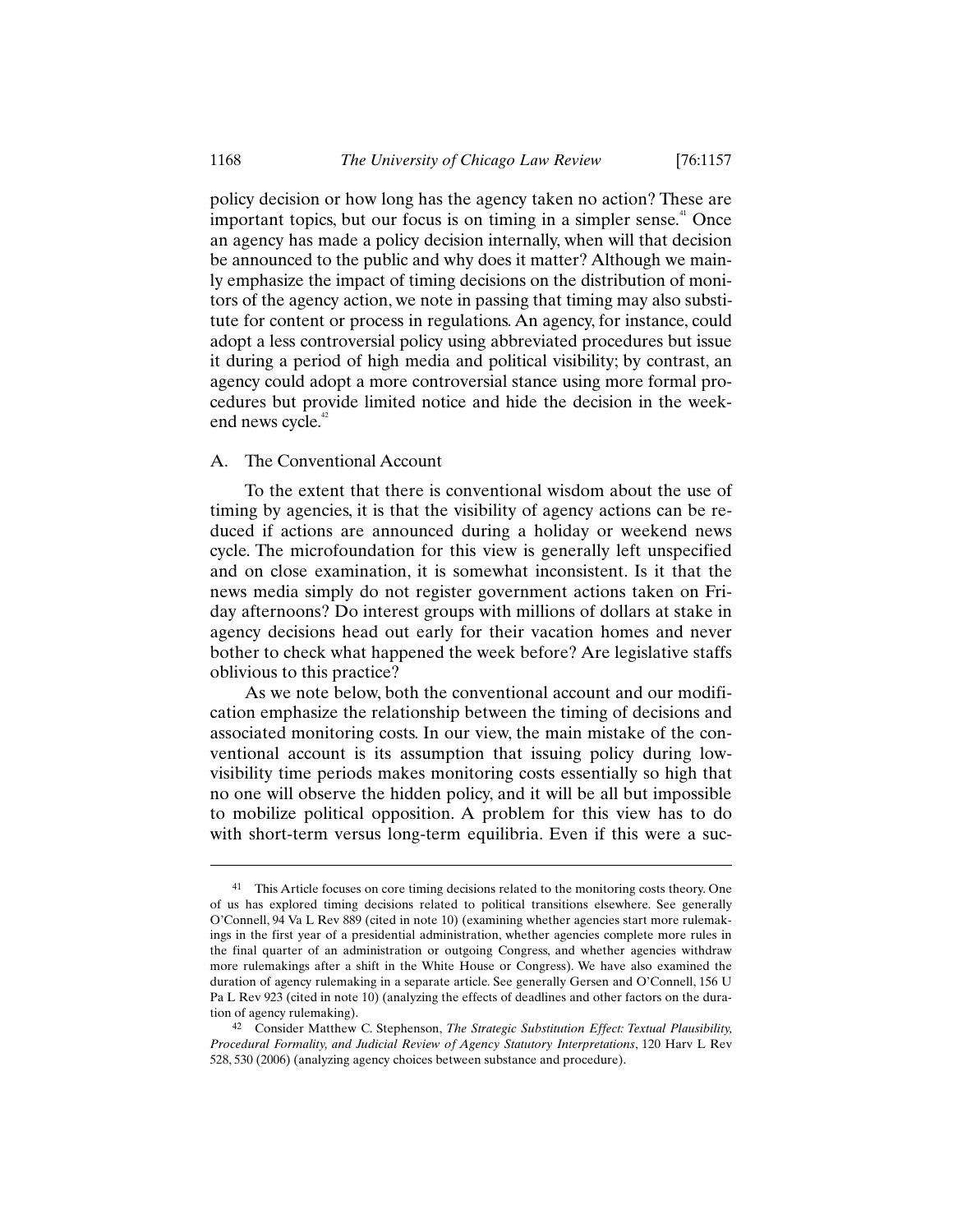policy decision or how long has the agency taken no action? These are important topics, but our focus is on timing in a simpler sense.[41] Once an agency has made a policy decision internally, when will that decision be announced to the public and why does it matter? Although we mainly emphasize the impact of timing decisions on the distribution of monitors of the agency action, we note in passing that timing may also substitute for content or process in regulations. An agency, for instance, could adopt a less controversial policy using abbreviated procedures but issue it during a period of high media and political visibility; by contrast, an agency could adopt a more controversial stance using more formal procedures but provide limited notice and hide the decision in the weekend news cycle.[42]

## A. The Conventional Account

To the extent that there is conventional wisdom about the use of timing by agencies, it is that the visibility of agency actions can be reduced if actions are announced during a holiday or weekend news cycle. The microfoundation for this view is generally left unspecified and on close examination, it is somewhat inconsistent. Is it that the news media simply do not register government actions taken on Friday afternoons? Do interest groups with millions of dollars at stake in agency decisions head out early for their vacation homes and never bother to check what happened the week before? Are legislative staffs oblivious to this practice?

As we note below, both the conventional account and our modification emphasize the relationship between the timing of decisions and associated monitoring costs. In our view, the main mistake of the conventional account is its assumption that issuing policy during low-visibility time periods makes monitoring costs essentially so high that no one will observe the hidden policy, and it will be all but impossible to mobilize political opposition. A problem for this view has to do with short-term versus long-term equilibria. Even if this were a suc-

---

[41] This Article focuses on core timing decisions related to the monitoring costs theory. One of us has explored timing decisions related to political transitions elsewhere. See generally O'Connell, 94 Va L Rev 889 (cited in note 10) (examining whether agencies start more rulemakings in the first year of a presidential administration, whether agencies complete more rules in the final quarter of an administration or outgoing Congress, and whether agencies withdraw more rulemakings after a shift in the White House or Congress). We have also examined the duration of agency rulemaking in a separate article. See generally Gersen and O'Connell, 156 U Pa L Rev 923 (cited in note 10) (analyzing the effects of deadlines and other factors on the duration of agency rulemaking).

[42] Consider Matthew C. Stephenson, *The Strategic Substitution Effect: Textual Plausibility, Procedural Formality, and Judicial Review of Agency Statutory Interpretations*, 120 Harv L Rev 528, 530 (2006) (analyzing agency choices between substance and procedure).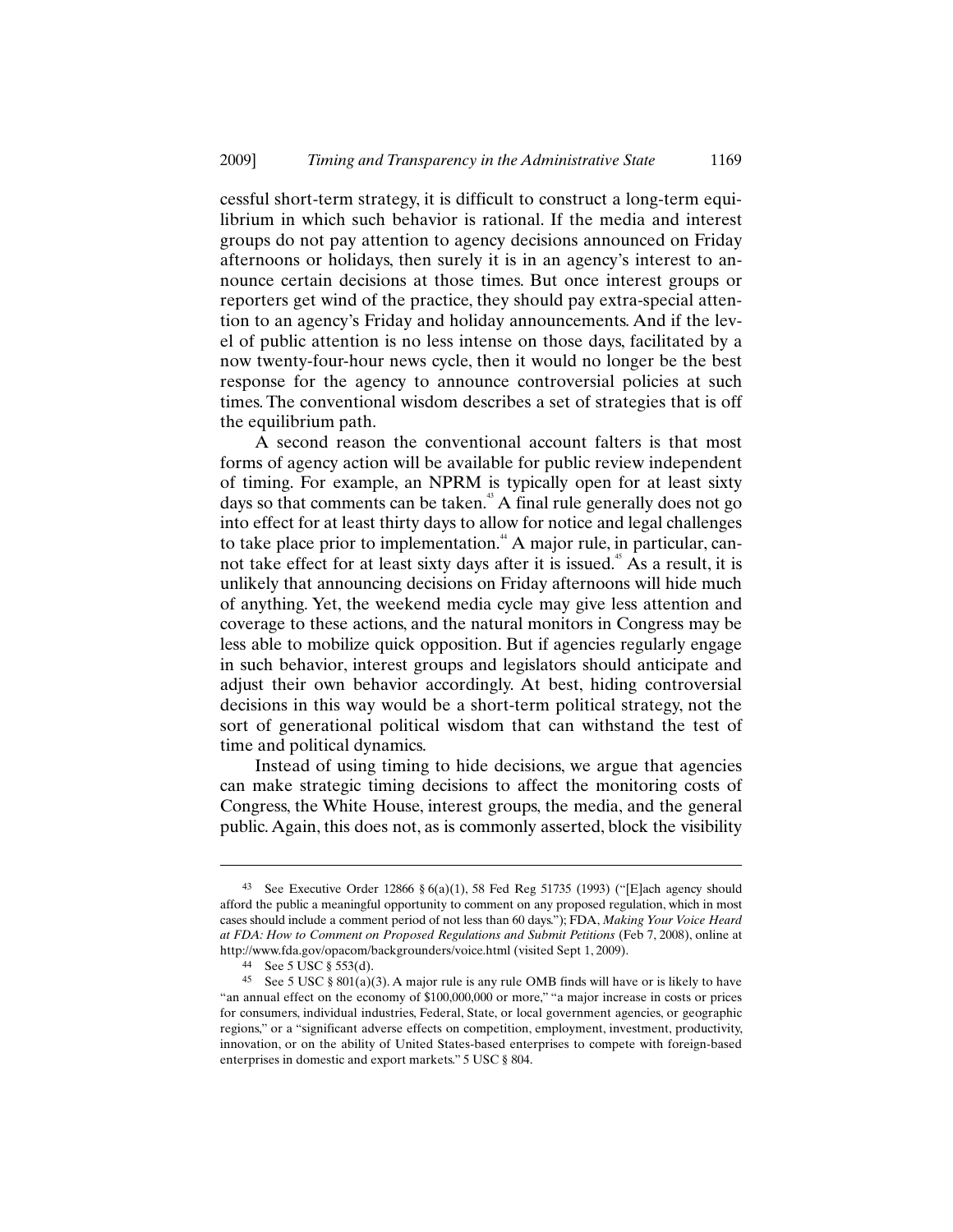cessful short-term strategy, it is difficult to construct a long-term equilibrium in which such behavior is rational. If the media and interest groups do not pay attention to agency decisions announced on Friday afternoons or holidays, then surely it is in an agency's interest to announce certain decisions at those times. But once interest groups or reporters get wind of the practice, they should pay extra-special attention to an agency's Friday and holiday announcements. And if the level of public attention is no less intense on those days, facilitated by a now twenty-four-hour news cycle, then it would no longer be the best response for the agency to announce controversial policies at such times. The conventional wisdom describes a set of strategies that is off the equilibrium path.

A second reason the conventional account falters is that most forms of agency action will be available for public review independent of timing. For example, an NPRM is typically open for at least sixty days so that comments can be taken.[43] A final rule generally does not go into effect for at least thirty days to allow for notice and legal challenges to take place prior to implementation.[44] A major rule, in particular, cannot take effect for at least sixty days after it is issued.[45] As a result, it is unlikely that announcing decisions on Friday afternoons will hide much of anything. Yet, the weekend media cycle may give less attention and coverage to these actions, and the natural monitors in Congress may be less able to mobilize quick opposition. But if agencies regularly engage in such behavior, interest groups and legislators should anticipate and adjust their own behavior accordingly. At best, hiding controversial decisions in this way would be a short-term political strategy, not the sort of generational political wisdom that can withstand the test of time and political dynamics.

Instead of using timing to hide decisions, we argue that agencies can make strategic timing decisions to affect the monitoring costs of Congress, the White House, interest groups, the media, and the general public. Again, this does not, as is commonly asserted, block the visibility

---

[43] See Executive Order 12866 § 6(a)(1), 58 Fed Reg 51735 (1993) ("[E]ach agency should afford the public a meaningful opportunity to comment on any proposed regulation, which in most cases should include a comment period of not less than 60 days."); FDA, *Making Your Voice Heard at FDA: How to Comment on Proposed Regulations and Submit Petitions* (Feb 7, 2008), online at http://www.fda.gov/opacom/backgrounders/voice.html (visited Sept 1, 2009).

[44] See 5 USC § 553(d).

[45] See 5 USC § 801(a)(3). A major rule is any rule OMB finds will have or is likely to have "an annual effect on the economy of $100,000,000 or more," "a major increase in costs or prices for consumers, individual industries, Federal, State, or local government agencies, or geographic regions," or a "significant adverse effects on competition, employment, investment, productivity, innovation, or on the ability of United States-based enterprises to compete with foreign-based enterprises in domestic and export markets." 5 USC § 804.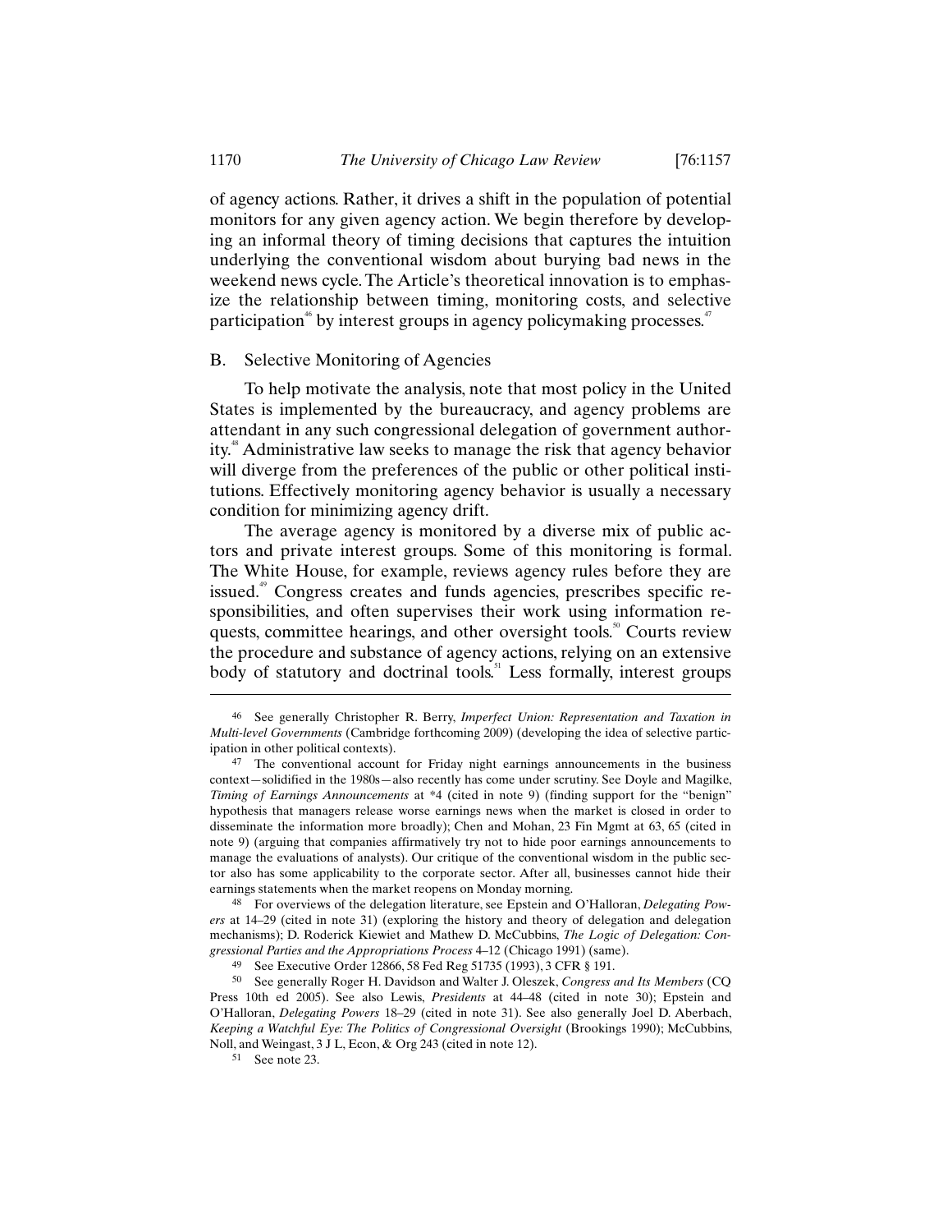of agency actions. Rather, it drives a shift in the population of potential monitors for any given agency action. We begin therefore by developing an informal theory of timing decisions that captures the intuition underlying the conventional wisdom about burying bad news in the weekend news cycle. The Article's theoretical innovation is to emphasize the relationship between timing, monitoring costs, and selective participation[46] by interest groups in agency policymaking processes.[47]

## B. Selective Monitoring of Agencies

To help motivate the analysis, note that most policy in the United States is implemented by the bureaucracy, and agency problems are attendant in any such congressional delegation of government authority.[48] Administrative law seeks to manage the risk that agency behavior will diverge from the preferences of the public or other political institutions. Effectively monitoring agency behavior is usually a necessary condition for minimizing agency drift.

The average agency is monitored by a diverse mix of public actors and private interest groups. Some of this monitoring is formal. The White House, for example, reviews agency rules before they are issued.[49] Congress creates and funds agencies, prescribes specific responsibilities, and often supervises their work using information requests, committee hearings, and other oversight tools.[50] Courts review the procedure and substance of agency actions, relying on an extensive body of statutory and doctrinal tools.[51] Less formally, interest groups

---

46 See generally Christopher R. Berry, *Imperfect Union: Representation and Taxation in Multi-level Governments* (Cambridge forthcoming 2009) (developing the idea of selective participation in other political contexts).

47 The conventional account for Friday night earnings announcements in the business context—solidified in the 1980s—also recently has come under scrutiny. See Doyle and Magilke, *Timing of Earnings Announcements* at *4 (cited in note 9) (finding support for the "benign" hypothesis that managers release worse earnings news when the market is closed in order to disseminate the information more broadly); Chen and Mohan, 23 Fin Mgmt at 63, 65 (cited in note 9) (arguing that companies affirmatively try not to hide poor earnings announcements to manage the evaluations of analysts). Our critique of the conventional wisdom in the public sector also has some applicability to the corporate sector. After all, businesses cannot hide their earnings statements when the market reopens on Monday morning.

48 For overviews of the delegation literature, see Epstein and O'Halloran, *Delegating Powers* at 14–29 (cited in note 31) (exploring the history and theory of delegation and delegation mechanisms); D. Roderick Kiewiet and Mathew D. McCubbins, *The Logic of Delegation: Congressional Parties and the Appropriations Process* 4–12 (Chicago 1991) (same).

49 See Executive Order 12866, 58 Fed Reg 51735 (1993), 3 CFR § 191.

50 See generally Roger H. Davidson and Walter J. Oleszek, *Congress and Its Members* (CQ Press 10th ed 2005). See also Lewis, *Presidents* at 44–48 (cited in note 30); Epstein and O'Halloran, *Delegating Powers* 18–29 (cited in note 31). See also generally Joel D. Aberbach, *Keeping a Watchful Eye: The Politics of Congressional Oversight* (Brookings 1990); McCubbins, Noll, and Weingast, 3 J L, Econ, & Org 243 (cited in note 12).

51 See note 23.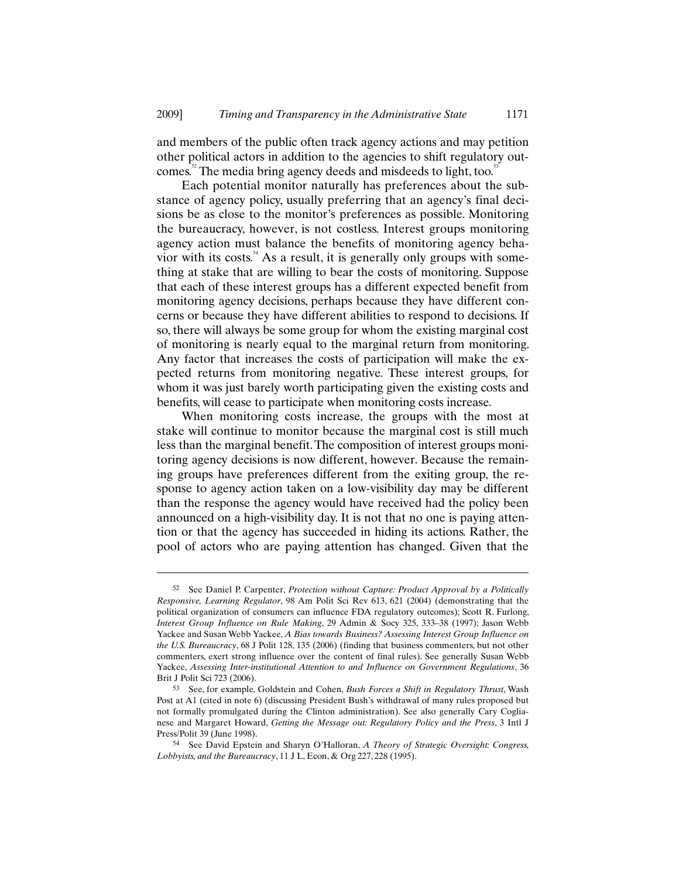and members of the public often track agency actions and may petition other political actors in addition to the agencies to shift regulatory outcomes.[52] The media bring agency deeds and misdeeds to light, too.[53]

Each potential monitor naturally has preferences about the substance of agency policy, usually preferring that an agency's final decisions be as close to the monitor's preferences as possible. Monitoring the bureaucracy, however, is not costless. Interest groups monitoring agency action must balance the benefits of monitoring agency behavior with its costs.[54] As a result, it is generally only groups with something at stake that are willing to bear the costs of monitoring. Suppose that each of these interest groups has a different expected benefit from monitoring agency decisions, perhaps because they have different concerns or because they have different abilities to respond to decisions. If so, there will always be some group for whom the existing marginal cost of monitoring is nearly equal to the marginal return from monitoring. Any factor that increases the costs of participation will make the expected returns from monitoring negative. These interest groups, for whom it was just barely worth participating given the existing costs and benefits, will cease to participate when monitoring costs increase.

When monitoring costs increase, the groups with the most at stake will continue to monitor because the marginal cost is still much less than the marginal benefit. The composition of interest groups monitoring agency decisions is now different, however. Because the remaining groups have preferences different from the exiting group, the response to agency action taken on a low-visibility day may be different than the response the agency would have received had the policy been announced on a high-visibility day. It is not that no one is paying attention or that the agency has succeeded in hiding its actions. Rather, the pool of actors who are paying attention has changed. Given that the

---

52 See Daniel P. Carpenter, *Protection without Capture: Product Approval by a Politically Responsive, Learning Regulator*, 98 Am Polit Sci Rev 613, 621 (2004) (demonstrating that the political organization of consumers can influence FDA regulatory outcomes); Scott R. Furlong, *Interest Group Influence on Rule Making*, 29 Admin & Socy 325, 333–38 (1997); Jason Webb Yackee and Susan Webb Yackee, *A Bias towards Business? Assessing Interest Group Influence on the U.S. Bureaucracy*, 68 J Polit 128, 135 (2006) (finding that business commenters, but not other commenters, exert strong influence over the content of final rules). See generally Susan Webb Yackee, *Assessing Inter-institutional Attention to and Influence on Government Regulations*, 36 Brit J Polit Sci 723 (2006).

53 See, for example, Goldstein and Cohen, *Bush Forces a Shift in Regulatory Thrust*, Wash Post at A1 (cited in note 6) (discussing President Bush's withdrawal of many rules proposed but not formally promulgated during the Clinton administration). See also generally Cary Coglianese and Margaret Howard, *Getting the Message out: Regulatory Policy and the Press*, 3 Intl J Press/Polit 39 (June 1998).

54 See David Epstein and Sharyn O'Halloran, *A Theory of Strategic Oversight: Congress, Lobbyists, and the Bureaucracy*, 11 J L, Econ, & Org 227, 228 (1995).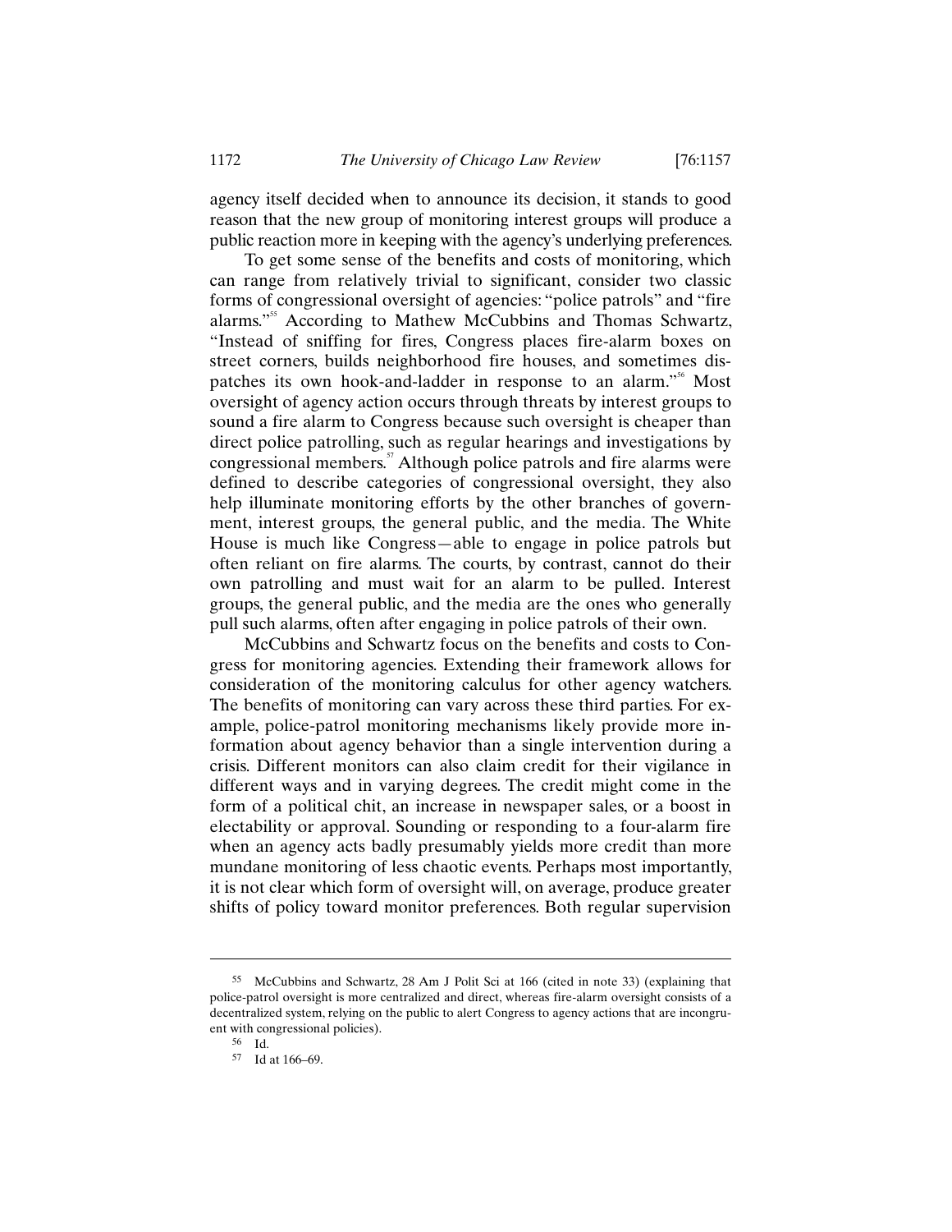agency itself decided when to announce its decision, it stands to good reason that the new group of monitoring interest groups will produce a public reaction more in keeping with the agency's underlying preferences.

To get some sense of the benefits and costs of monitoring, which can range from relatively trivial to significant, consider two classic forms of congressional oversight of agencies: "police patrols" and "fire alarms."[55] According to Mathew McCubbins and Thomas Schwartz, "Instead of sniffing for fires, Congress places fire-alarm boxes on street corners, builds neighborhood fire houses, and sometimes dispatches its own hook-and-ladder in response to an alarm."[56] Most oversight of agency action occurs through threats by interest groups to sound a fire alarm to Congress because such oversight is cheaper than direct police patrolling, such as regular hearings and investigations by congressional members.[57] Although police patrols and fire alarms were defined to describe categories of congressional oversight, they also help illuminate monitoring efforts by the other branches of government, interest groups, the general public, and the media. The White House is much like Congress—able to engage in police patrols but often reliant on fire alarms. The courts, by contrast, cannot do their own patrolling and must wait for an alarm to be pulled. Interest groups, the general public, and the media are the ones who generally pull such alarms, often after engaging in police patrols of their own.

McCubbins and Schwartz focus on the benefits and costs to Congress for monitoring agencies. Extending their framework allows for consideration of the monitoring calculus for other agency watchers. The benefits of monitoring can vary across these third parties. For example, police-patrol monitoring mechanisms likely provide more information about agency behavior than a single intervention during a crisis. Different monitors can also claim credit for their vigilance in different ways and in varying degrees. The credit might come in the form of a political chit, an increase in newspaper sales, or a boost in electability or approval. Sounding or responding to a four-alarm fire when an agency acts badly presumably yields more credit than more mundane monitoring of less chaotic events. Perhaps most importantly, it is not clear which form of oversight will, on average, produce greater shifts of policy toward monitor preferences. Both regular supervision

---

[55] McCubbins and Schwartz, 28 Am J Polit Sci at 166 (cited in note 33) (explaining that police-patrol oversight is more centralized and direct, whereas fire-alarm oversight consists of a decentralized system, relying on the public to alert Congress to agency actions that are incongruent with congressional policies).

[56] Id.

[57] Id at 166–69.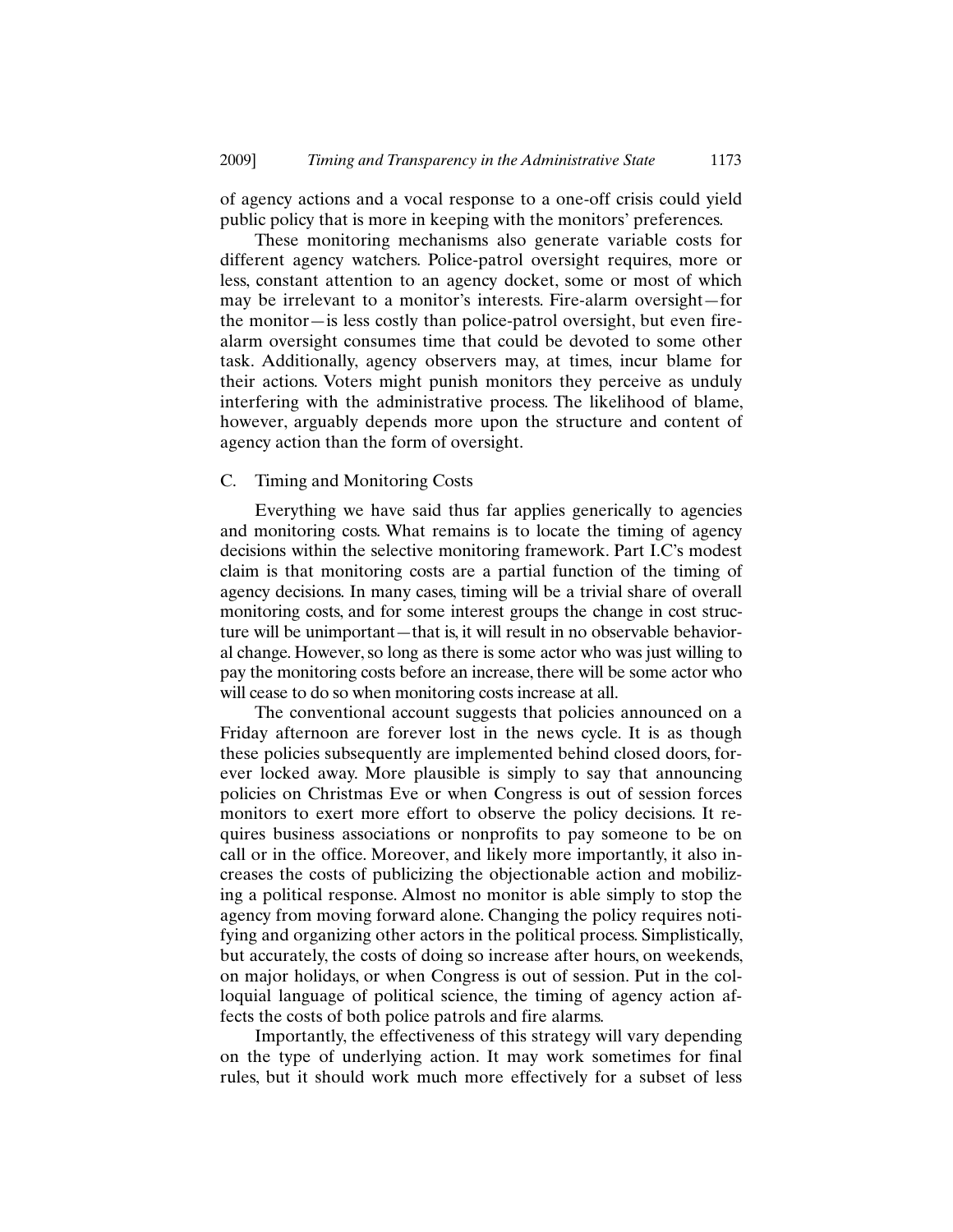of agency actions and a vocal response to a one-off crisis could yield public policy that is more in keeping with the monitors' preferences.

These monitoring mechanisms also generate variable costs for different agency watchers. Police-patrol oversight requires, more or less, constant attention to an agency docket, some or most of which may be irrelevant to a monitor's interests. Fire-alarm oversight—for the monitor—is less costly than police-patrol oversight, but even fire-alarm oversight consumes time that could be devoted to some other task. Additionally, agency observers may, at times, incur blame for their actions. Voters might punish monitors they perceive as unduly interfering with the administrative process. The likelihood of blame, however, arguably depends more upon the structure and content of agency action than the form of oversight.

### C. Timing and Monitoring Costs

Everything we have said thus far applies generically to agencies and monitoring costs. What remains is to locate the timing of agency decisions within the selective monitoring framework. Part I.C's modest claim is that monitoring costs are a partial function of the timing of agency decisions. In many cases, timing will be a trivial share of overall monitoring costs, and for some interest groups the change in cost structure will be unimportant—that is, it will result in no observable behavioral change. However, so long as there is some actor who was just willing to pay the monitoring costs before an increase, there will be some actor who will cease to do so when monitoring costs increase at all.

The conventional account suggests that policies announced on a Friday afternoon are forever lost in the news cycle. It is as though these policies subsequently are implemented behind closed doors, forever locked away. More plausible is simply to say that announcing policies on Christmas Eve or when Congress is out of session forces monitors to exert more effort to observe the policy decisions. It requires business associations or nonprofits to pay someone to be on call or in the office. Moreover, and likely more importantly, it also increases the costs of publicizing the objectionable action and mobilizing a political response. Almost no monitor is able simply to stop the agency from moving forward alone. Changing the policy requires notifying and organizing other actors in the political process. Simplistically, but accurately, the costs of doing so increase after hours, on weekends, on major holidays, or when Congress is out of session. Put in the colloquial language of political science, the timing of agency action affects the costs of both police patrols and fire alarms.

Importantly, the effectiveness of this strategy will vary depending on the type of underlying action. It may work sometimes for final rules, but it should work much more effectively for a subset of less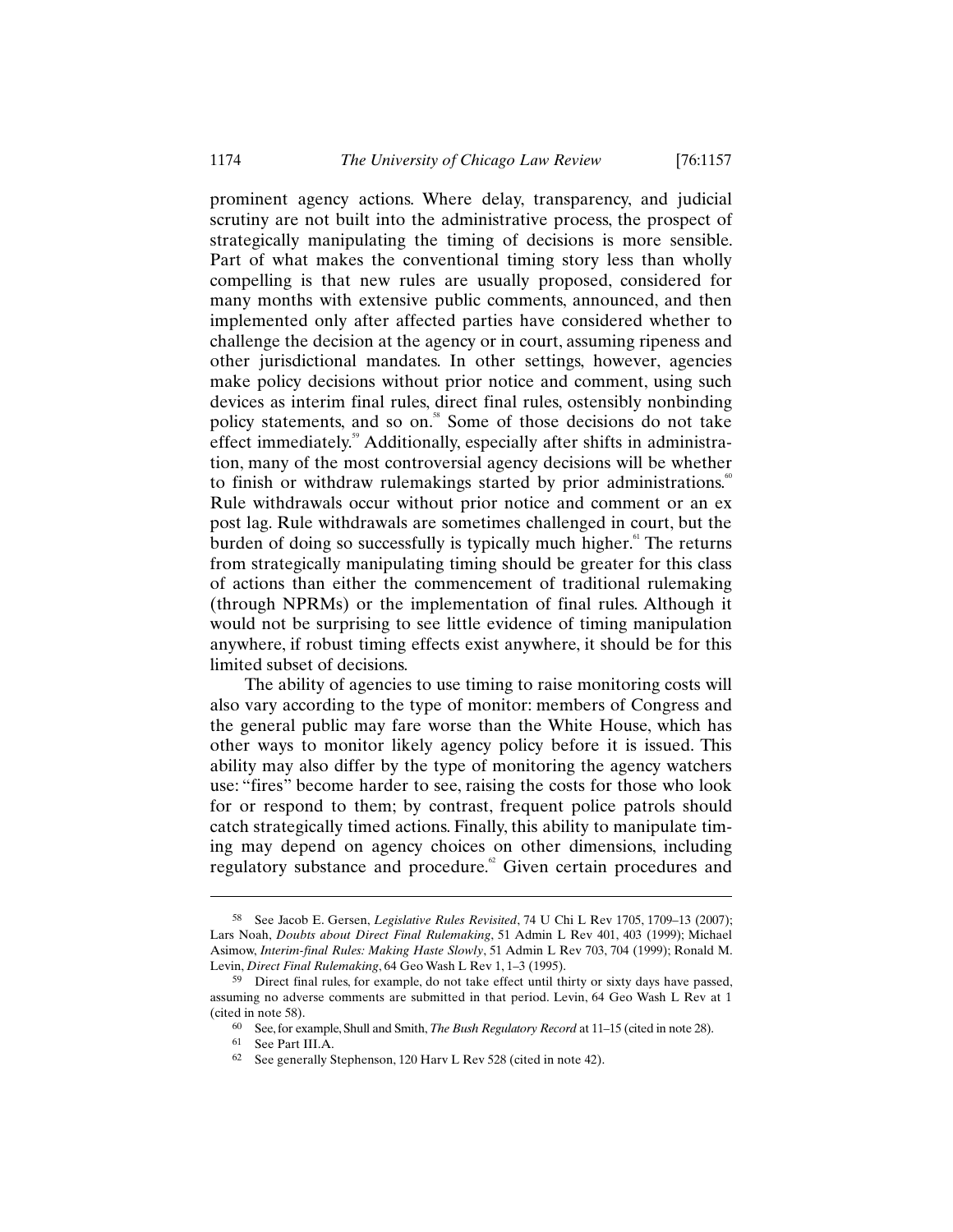prominent agency actions. Where delay, transparency, and judicial scrutiny are not built into the administrative process, the prospect of strategically manipulating the timing of decisions is more sensible. Part of what makes the conventional timing story less than wholly compelling is that new rules are usually proposed, considered for many months with extensive public comments, announced, and then implemented only after affected parties have considered whether to challenge the decision at the agency or in court, assuming ripeness and other jurisdictional mandates. In other settings, however, agencies make policy decisions without prior notice and comment, using such devices as interim final rules, direct final rules, ostensibly nonbinding policy statements, and so on.[58] Some of those decisions do not take effect immediately.[59] Additionally, especially after shifts in administration, many of the most controversial agency decisions will be whether to finish or withdraw rulemakings started by prior administrations.[60] Rule withdrawals occur without prior notice and comment or an ex post lag. Rule withdrawals are sometimes challenged in court, but the burden of doing so successfully is typically much higher.[61] The returns from strategically manipulating timing should be greater for this class of actions than either the commencement of traditional rulemaking (through NPRMs) or the implementation of final rules. Although it would not be surprising to see little evidence of timing manipulation anywhere, if robust timing effects exist anywhere, it should be for this limited subset of decisions.

The ability of agencies to use timing to raise monitoring costs will also vary according to the type of monitor: members of Congress and the general public may fare worse than the White House, which has other ways to monitor likely agency policy before it is issued. This ability may also differ by the type of monitoring the agency watchers use: "fires" become harder to see, raising the costs for those who look for or respond to them; by contrast, frequent police patrols should catch strategically timed actions. Finally, this ability to manipulate timing may depend on agency choices on other dimensions, including regulatory substance and procedure.[62] Given certain procedures and

---

[58] See Jacob E. Gersen, *Legislative Rules Revisited*, 74 U Chi L Rev 1705, 1709–13 (2007); Lars Noah, *Doubts about Direct Final Rulemaking*, 51 Admin L Rev 401, 403 (1999); Michael Asimow, *Interim-final Rules: Making Haste Slowly*, 51 Admin L Rev 703, 704 (1999); Ronald M. Levin, *Direct Final Rulemaking*, 64 Geo Wash L Rev 1, 1–3 (1995).

[59] Direct final rules, for example, do not take effect until thirty or sixty days have passed, assuming no adverse comments are submitted in that period. Levin, 64 Geo Wash L Rev at 1 (cited in note 58).

[60] See, for example, Shull and Smith, *The Bush Regulatory Record* at 11–15 (cited in note 28).

[61] See Part III.A.

[62] See generally Stephenson, 120 Harv L Rev 528 (cited in note 42).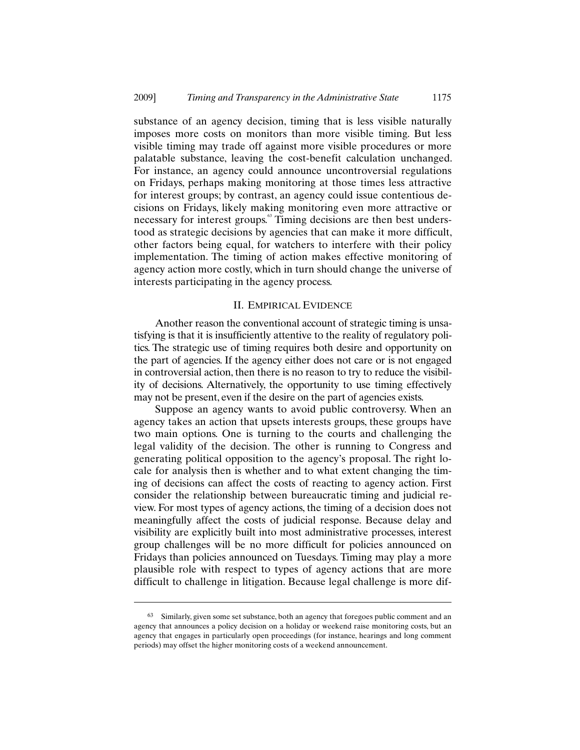substance of an agency decision, timing that is less visible naturally imposes more costs on monitors than more visible timing. But less visible timing may trade off against more visible procedures or more palatable substance, leaving the cost-benefit calculation unchanged. For instance, an agency could announce uncontroversial regulations on Fridays, perhaps making monitoring at those times less attractive for interest groups; by contrast, an agency could issue contentious decisions on Fridays, likely making monitoring even more attractive or necessary for interest groups.[63] Timing decisions are then best understood as strategic decisions by agencies that can make it more difficult, other factors being equal, for watchers to interfere with their policy implementation. The timing of action makes effective monitoring of agency action more costly, which in turn should change the universe of interests participating in the agency process.

## II. EMPIRICAL EVIDENCE

Another reason the conventional account of strategic timing is unsatisfying is that it is insufficiently attentive to the reality of regulatory politics. The strategic use of timing requires both desire and opportunity on the part of agencies. If the agency either does not care or is not engaged in controversial action, then there is no reason to try to reduce the visibility of decisions. Alternatively, the opportunity to use timing effectively may not be present, even if the desire on the part of agencies exists.

Suppose an agency wants to avoid public controversy. When an agency takes an action that upsets interests groups, these groups have two main options. One is turning to the courts and challenging the legal validity of the decision. The other is running to Congress and generating political opposition to the agency's proposal. The right locale for analysis then is whether and to what extent changing the timing of decisions can affect the costs of reacting to agency action. First consider the relationship between bureaucratic timing and judicial review. For most types of agency actions, the timing of a decision does not meaningfully affect the costs of judicial response. Because delay and visibility are explicitly built into most administrative processes, interest group challenges will be no more difficult for policies announced on Fridays than policies announced on Tuesdays. Timing may play a more plausible role with respect to types of agency actions that are more difficult to challenge in litigation. Because legal challenge is more dif-

---

[63] Similarly, given some set substance, both an agency that foregoes public comment and an agency that announces a policy decision on a holiday or weekend raise monitoring costs, but an agency that engages in particularly open proceedings (for instance, hearings and long comment periods) may offset the higher monitoring costs of a weekend announcement.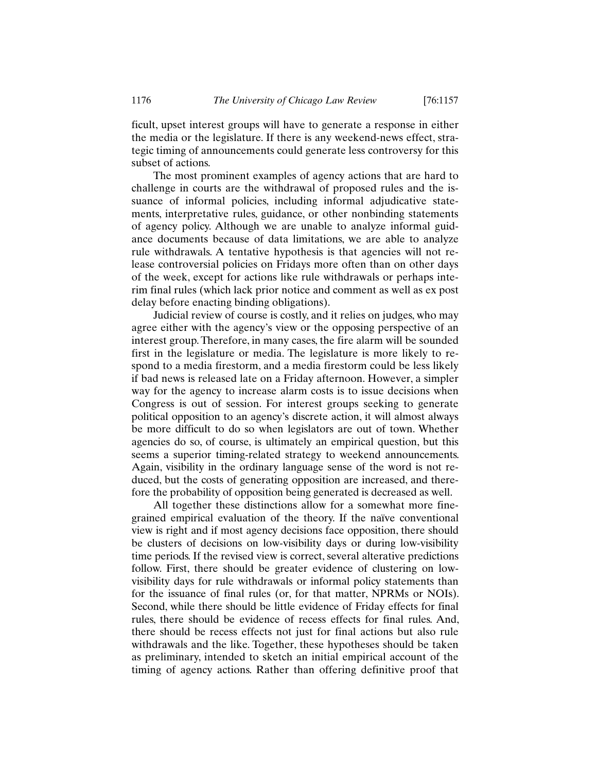ficult, upset interest groups will have to generate a response in either the media or the legislature. If there is any weekend-news effect, strategic timing of announcements could generate less controversy for this subset of actions.

The most prominent examples of agency actions that are hard to challenge in courts are the withdrawal of proposed rules and the issuance of informal policies, including informal adjudicative statements, interpretative rules, guidance, or other nonbinding statements of agency policy. Although we are unable to analyze informal guidance documents because of data limitations, we are able to analyze rule withdrawals. A tentative hypothesis is that agencies will not release controversial policies on Fridays more often than on other days of the week, except for actions like rule withdrawals or perhaps interim final rules (which lack prior notice and comment as well as ex post delay before enacting binding obligations).

Judicial review of course is costly, and it relies on judges, who may agree either with the agency's view or the opposing perspective of an interest group. Therefore, in many cases, the fire alarm will be sounded first in the legislature or media. The legislature is more likely to respond to a media firestorm, and a media firestorm could be less likely if bad news is released late on a Friday afternoon. However, a simpler way for the agency to increase alarm costs is to issue decisions when Congress is out of session. For interest groups seeking to generate political opposition to an agency's discrete action, it will almost always be more difficult to do so when legislators are out of town. Whether agencies do so, of course, is ultimately an empirical question, but this seems a superior timing-related strategy to weekend announcements. Again, visibility in the ordinary language sense of the word is not reduced, but the costs of generating opposition are increased, and therefore the probability of opposition being generated is decreased as well.

All together these distinctions allow for a somewhat more fine-grained empirical evaluation of the theory. If the naïve conventional view is right and if most agency decisions face opposition, there should be clusters of decisions on low-visibility days or during low-visibility time periods. If the revised view is correct, several alterative predictions follow. First, there should be greater evidence of clustering on low-visibility days for rule withdrawals or informal policy statements than for the issuance of final rules (or, for that matter, NPRMs or NOIs). Second, while there should be little evidence of Friday effects for final rules, there should be evidence of recess effects for final rules. And, there should be recess effects not just for final actions but also rule withdrawals and the like. Together, these hypotheses should be taken as preliminary, intended to sketch an initial empirical account of the timing of agency actions. Rather than offering definitive proof that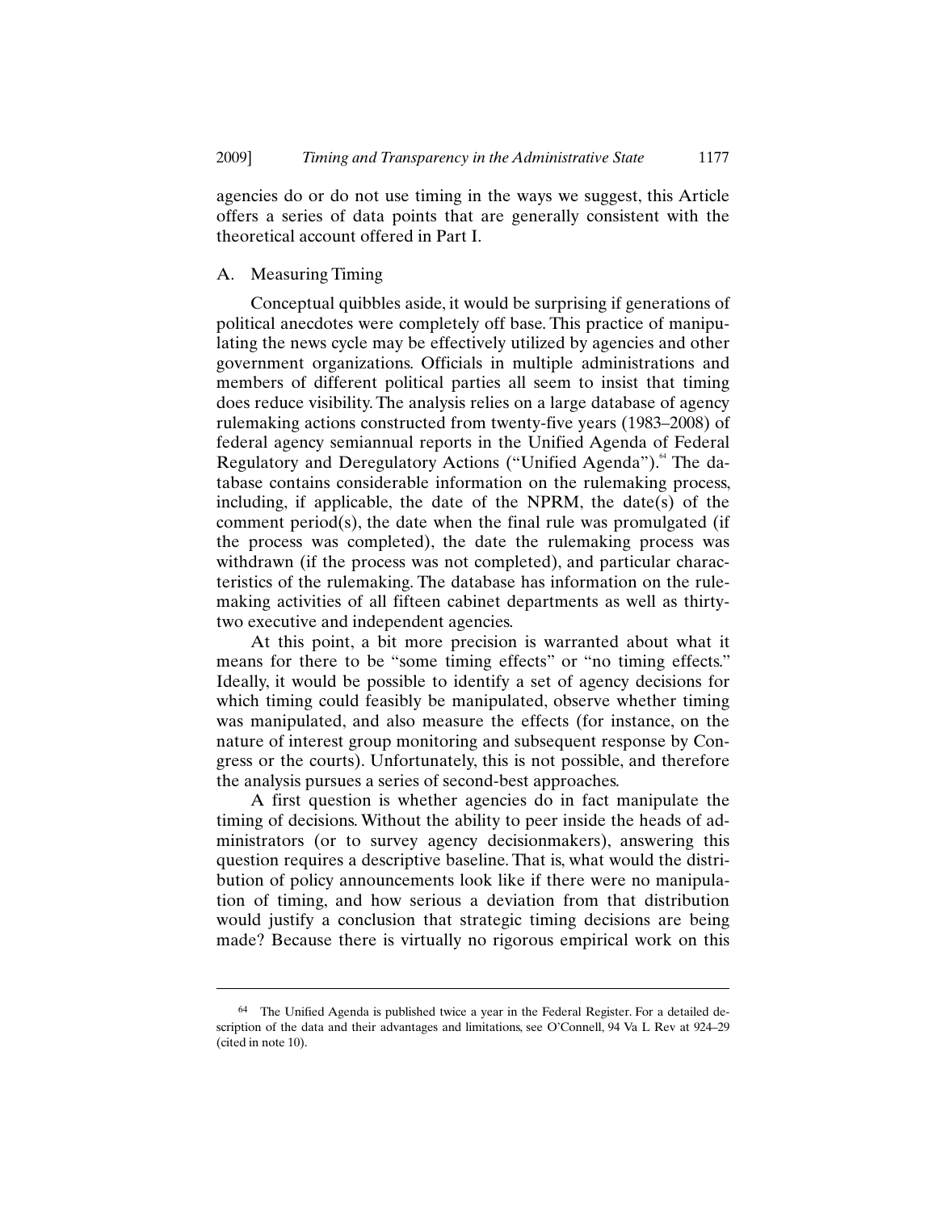agencies do or do not use timing in the ways we suggest, this Article offers a series of data points that are generally consistent with the theoretical account offered in Part I.

## A. Measuring Timing

Conceptual quibbles aside, it would be surprising if generations of political anecdotes were completely off base. This practice of manipulating the news cycle may be effectively utilized by agencies and other government organizations. Officials in multiple administrations and members of different political parties all seem to insist that timing does reduce visibility. The analysis relies on a large database of agency rulemaking actions constructed from twenty-five years (1983–2008) of federal agency semiannual reports in the Unified Agenda of Federal Regulatory and Deregulatory Actions ("Unified Agenda").[64] The database contains considerable information on the rulemaking process, including, if applicable, the date of the NPRM, the date(s) of the comment period(s), the date when the final rule was promulgated (if the process was completed), the date the rulemaking process was withdrawn (if the process was not completed), and particular characteristics of the rulemaking. The database has information on the rulemaking activities of all fifteen cabinet departments as well as thirty-two executive and independent agencies.

At this point, a bit more precision is warranted about what it means for there to be "some timing effects" or "no timing effects." Ideally, it would be possible to identify a set of agency decisions for which timing could feasibly be manipulated, observe whether timing was manipulated, and also measure the effects (for instance, on the nature of interest group monitoring and subsequent response by Congress or the courts). Unfortunately, this is not possible, and therefore the analysis pursues a series of second-best approaches.

A first question is whether agencies do in fact manipulate the timing of decisions. Without the ability to peer inside the heads of administrators (or to survey agency decisionmakers), answering this question requires a descriptive baseline. That is, what would the distribution of policy announcements look like if there were no manipulation of timing, and how serious a deviation from that distribution would justify a conclusion that strategic timing decisions are being made? Because there is virtually no rigorous empirical work on this

---

[64] The Unified Agenda is published twice a year in the Federal Register. For a detailed description of the data and their advantages and limitations, see O'Connell, 94 Va L Rev at 924–29 (cited in note 10).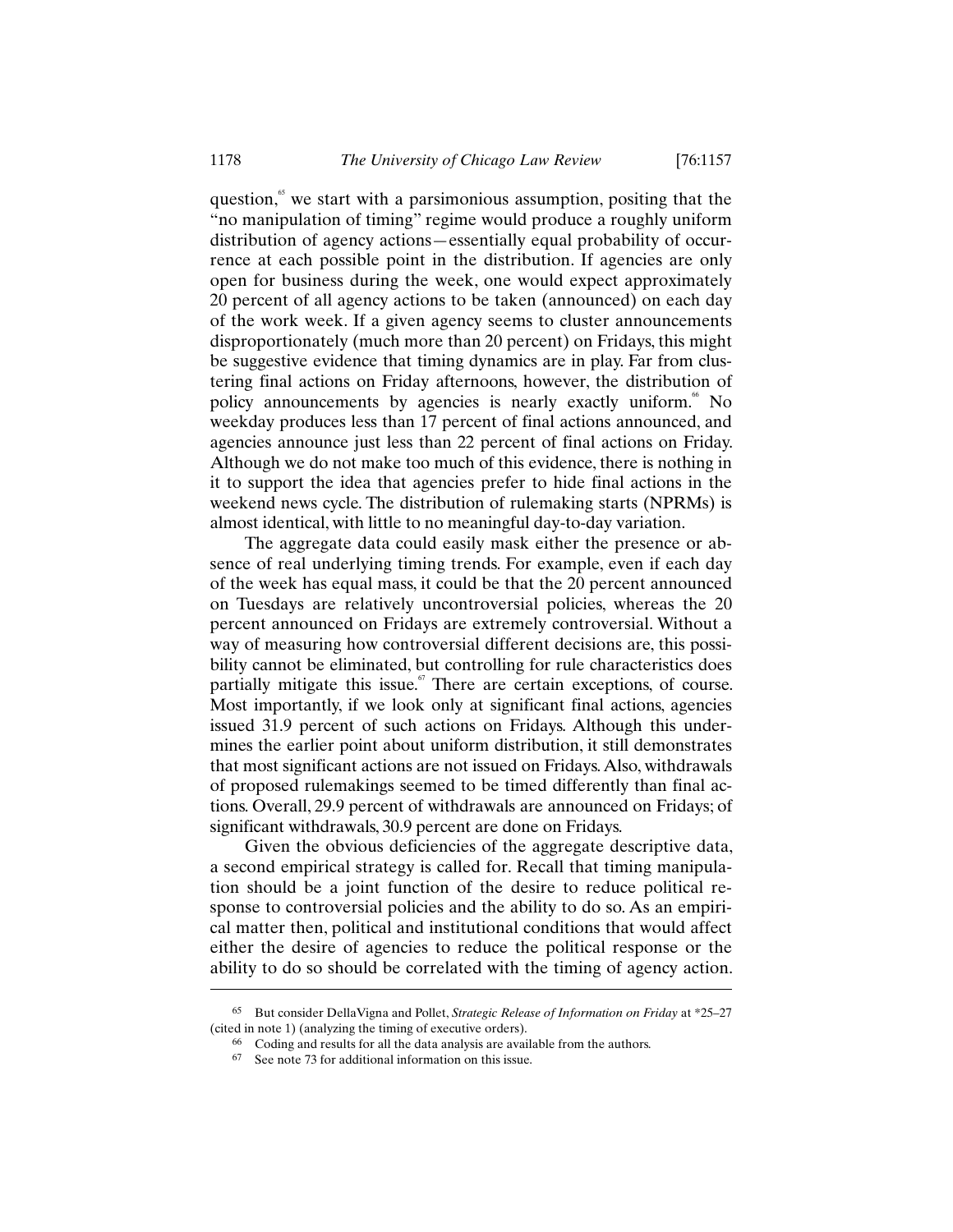question,[65] we start with a parsimonious assumption, positing that the "no manipulation of timing" regime would produce a roughly uniform distribution of agency actions—essentially equal probability of occurrence at each possible point in the distribution. If agencies are only open for business during the week, one would expect approximately 20 percent of all agency actions to be taken (announced) on each day of the work week. If a given agency seems to cluster announcements disproportionately (much more than 20 percent) on Fridays, this might be suggestive evidence that timing dynamics are in play. Far from clustering final actions on Friday afternoons, however, the distribution of policy announcements by agencies is nearly exactly uniform.[66] No weekday produces less than 17 percent of final actions announced, and agencies announce just less than 22 percent of final actions on Friday. Although we do not make too much of this evidence, there is nothing in it to support the idea that agencies prefer to hide final actions in the weekend news cycle. The distribution of rulemaking starts (NPRMs) is almost identical, with little to no meaningful day-to-day variation.

The aggregate data could easily mask either the presence or absence of real underlying timing trends. For example, even if each day of the week has equal mass, it could be that the 20 percent announced on Tuesdays are relatively uncontroversial policies, whereas the 20 percent announced on Fridays are extremely controversial. Without a way of measuring how controversial different decisions are, this possibility cannot be eliminated, but controlling for rule characteristics does partially mitigate this issue.[67] There are certain exceptions, of course. Most importantly, if we look only at significant final actions, agencies issued 31.9 percent of such actions on Fridays. Although this undermines the earlier point about uniform distribution, it still demonstrates that most significant actions are not issued on Fridays. Also, withdrawals of proposed rulemakings seemed to be timed differently than final actions. Overall, 29.9 percent of withdrawals are announced on Fridays; of significant withdrawals, 30.9 percent are done on Fridays.

Given the obvious deficiencies of the aggregate descriptive data, a second empirical strategy is called for. Recall that timing manipulation should be a joint function of the desire to reduce political response to controversial policies and the ability to do so. As an empirical matter then, political and institutional conditions that would affect either the desire of agencies to reduce the political response or the ability to do so should be correlated with the timing of agency action.

---

[65] But consider DellaVigna and Pollet, *Strategic Release of Information on Friday* at *25–27 (cited in note 1) (analyzing the timing of executive orders).

[66] Coding and results for all the data analysis are available from the authors.

[67] See note 73 for additional information on this issue.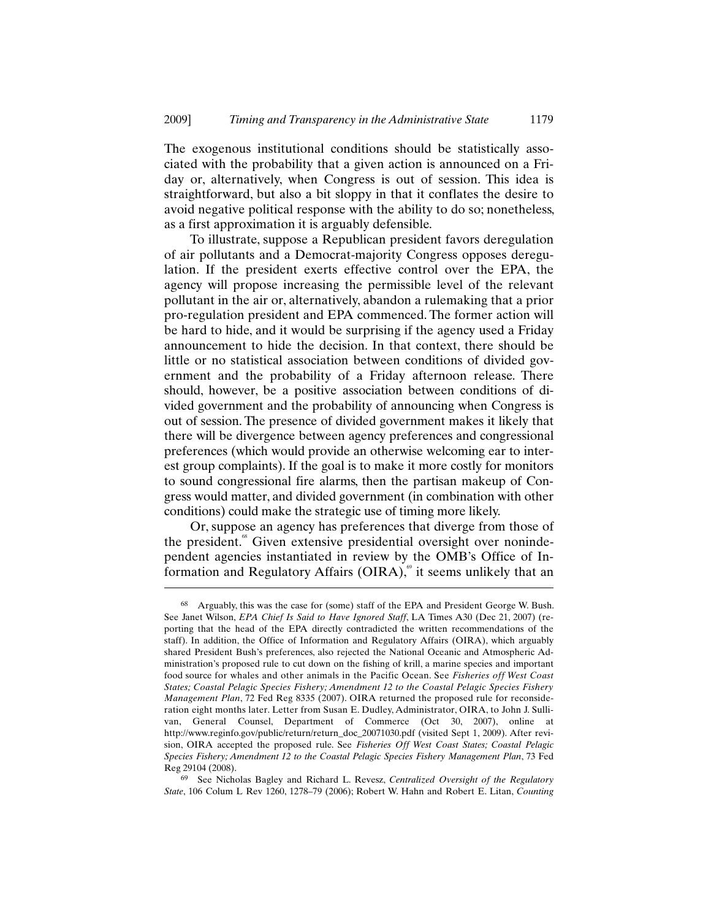The exogenous institutional conditions should be statistically associated with the probability that a given action is announced on a Friday or, alternatively, when Congress is out of session. This idea is straightforward, but also a bit sloppy in that it conflates the desire to avoid negative political response with the ability to do so; nonetheless, as a first approximation it is arguably defensible.

To illustrate, suppose a Republican president favors deregulation of air pollutants and a Democrat-majority Congress opposes deregulation. If the president exerts effective control over the EPA, the agency will propose increasing the permissible level of the relevant pollutant in the air or, alternatively, abandon a rulemaking that a prior pro-regulation president and EPA commenced. The former action will be hard to hide, and it would be surprising if the agency used a Friday announcement to hide the decision. In that context, there should be little or no statistical association between conditions of divided government and the probability of a Friday afternoon release. There should, however, be a positive association between conditions of divided government and the probability of announcing when Congress is out of session. The presence of divided government makes it likely that there will be divergence between agency preferences and congressional preferences (which would provide an otherwise welcoming ear to interest group complaints). If the goal is to make it more costly for monitors to sound congressional fire alarms, then the partisan makeup of Congress would matter, and divided government (in combination with other conditions) could make the strategic use of timing more likely.

Or, suppose an agency has preferences that diverge from those of the president.[68] Given extensive presidential oversight over nonindependent agencies instantiated in review by the OMB's Office of Information and Regulatory Affairs (OIRA),[69] it seems unlikely that an

---

[68] Arguably, this was the case for (some) staff of the EPA and President George W. Bush. See Janet Wilson, *EPA Chief Is Said to Have Ignored Staff*, LA Times A30 (Dec 21, 2007) (reporting that the head of the EPA directly contradicted the written recommendations of the staff). In addition, the Office of Information and Regulatory Affairs (OIRA), which arguably shared President Bush's preferences, also rejected the National Oceanic and Atmospheric Administration's proposed rule to cut down on the fishing of krill, a marine species and important food source for whales and other animals in the Pacific Ocean. See *Fisheries off West Coast States; Coastal Pelagic Species Fishery; Amendment 12 to the Coastal Pelagic Species Fishery Management Plan*, 72 Fed Reg 8335 (2007). OIRA returned the proposed rule for reconsideration eight months later. Letter from Susan E. Dudley, Administrator, OIRA, to John J. Sullivan, General Counsel, Department of Commerce (Oct 30, 2007), online at http://www.reginfo.gov/public/return/return_doc_20071030.pdf (visited Sept 1, 2009). After revision, OIRA accepted the proposed rule. See *Fisheries Off West Coast States; Coastal Pelagic Species Fishery; Amendment 12 to the Coastal Pelagic Species Fishery Management Plan*, 73 Fed Reg 29104 (2008).

[69] See Nicholas Bagley and Richard L. Revesz, *Centralized Oversight of the Regulatory State*, 106 Colum L Rev 1260, 1278–79 (2006); Robert W. Hahn and Robert E. Litan, *Counting*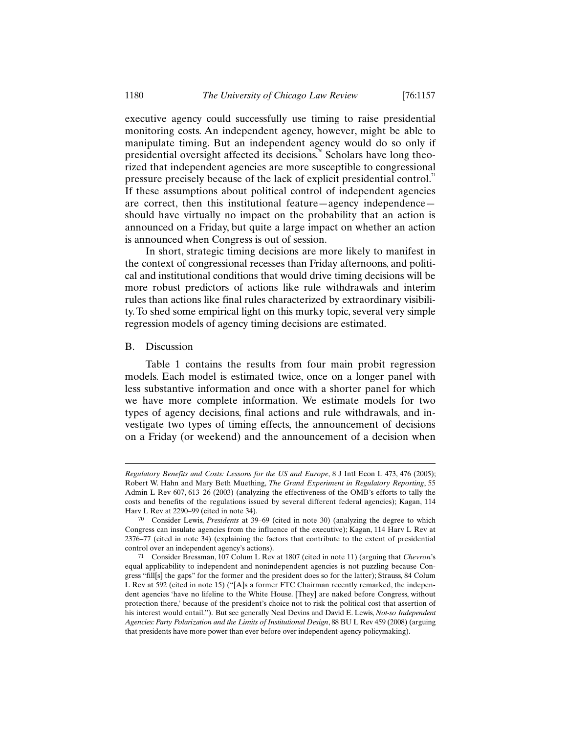executive agency could successfully use timing to raise presidential monitoring costs. An independent agency, however, might be able to manipulate timing. But an independent agency would do so only if presidential oversight affected its decisions.[70] Scholars have long theorized that independent agencies are more susceptible to congressional pressure precisely because of the lack of explicit presidential control.[71] If these assumptions about political control of independent agencies are correct, then this institutional feature—agency independence—should have virtually no impact on the probability that an action is announced on a Friday, but quite a large impact on whether an action is announced when Congress is out of session.

In short, strategic timing decisions are more likely to manifest in the context of congressional recesses than Friday afternoons, and political and institutional conditions that would drive timing decisions will be more robust predictors of actions like rule withdrawals and interim rules than actions like final rules characterized by extraordinary visibility. To shed some empirical light on this murky topic, several very simple regression models of agency timing decisions are estimated.

## B. Discussion

Table 1 contains the results from four main probit regression models. Each model is estimated twice, once on a longer panel with less substantive information and once with a shorter panel for which we have more complete information. We estimate models for two types of agency decisions, final actions and rule withdrawals, and investigate two types of timing effects, the announcement of decisions on a Friday (or weekend) and the announcement of a decision when

---

*Regulatory Benefits and Costs: Lessons for the US and Europe*, 8 J Intl Econ L 473, 476 (2005); Robert W. Hahn and Mary Beth Muething, *The Grand Experiment in Regulatory Reporting*, 55 Admin L Rev 607, 613–26 (2003) (analyzing the effectiveness of the OMB's efforts to tally the costs and benefits of the regulations issued by several different federal agencies); Kagan, 114 Harv L Rev at 2290–99 (cited in note 34).

70 Consider Lewis, *Presidents* at 39–69 (cited in note 30) (analyzing the degree to which Congress can insulate agencies from the influence of the executive); Kagan, 114 Harv L Rev at 2376–77 (cited in note 34) (explaining the factors that contribute to the extent of presidential control over an independent agency's actions).

71 Consider Bressman, 107 Colum L Rev at 1807 (cited in note 11) (arguing that *Chevron*'s equal applicability to independent and nonindependent agencies is not puzzling because Congress "fill[s] the gaps" for the former and the president does so for the latter); Strauss, 84 Colum L Rev at 592 (cited in note 15) ("[A]s a former FTC Chairman recently remarked, the independent agencies 'have no lifeline to the White House. [They] are naked before Congress, without protection there,' because of the president's choice not to risk the political cost that assertion of his interest would entail."). But see generally Neal Devins and David E. Lewis, *Not-so Independent Agencies: Party Polarization and the Limits of Institutional Design*, 88 BU L Rev 459 (2008) (arguing that presidents have more power than ever before over independent-agency policymaking).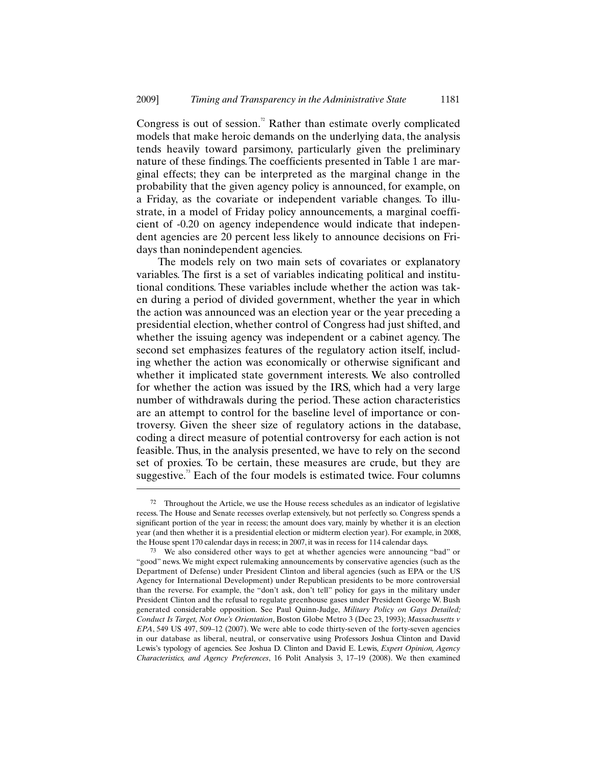Congress is out of session.[72] Rather than estimate overly complicated models that make heroic demands on the underlying data, the analysis tends heavily toward parsimony, particularly given the preliminary nature of these findings. The coefficients presented in Table 1 are marginal effects; they can be interpreted as the marginal change in the probability that the given agency policy is announced, for example, on a Friday, as the covariate or independent variable changes. To illustrate, in a model of Friday policy announcements, a marginal coefficient of -0.20 on agency independence would indicate that independent agencies are 20 percent less likely to announce decisions on Fridays than nonindependent agencies.

The models rely on two main sets of covariates or explanatory variables. The first is a set of variables indicating political and institutional conditions. These variables include whether the action was taken during a period of divided government, whether the year in which the action was announced was an election year or the year preceding a presidential election, whether control of Congress had just shifted, and whether the issuing agency was independent or a cabinet agency. The second set emphasizes features of the regulatory action itself, including whether the action was economically or otherwise significant and whether it implicated state government interests. We also controlled for whether the action was issued by the IRS, which had a very large number of withdrawals during the period. These action characteristics are an attempt to control for the baseline level of importance or controversy. Given the sheer size of regulatory actions in the database, coding a direct measure of potential controversy for each action is not feasible. Thus, in the analysis presented, we have to rely on the second set of proxies. To be certain, these measures are crude, but they are suggestive.[73] Each of the four models is estimated twice. Four columns

---

[72] Throughout the Article, we use the House recess schedules as an indicator of legislative recess. The House and Senate recesses overlap extensively, but not perfectly so. Congress spends a significant portion of the year in recess; the amount does vary, mainly by whether it is an election year (and then whether it is a presidential election or midterm election year). For example, in 2008, the House spent 170 calendar days in recess; in 2007, it was in recess for 114 calendar days.

[73] We also considered other ways to get at whether agencies were announcing "bad" or "good" news. We might expect rulemaking announcements by conservative agencies (such as the Department of Defense) under President Clinton and liberal agencies (such as EPA or the US Agency for International Development) under Republican presidents to be more controversial than the reverse. For example, the "don't ask, don't tell" policy for gays in the military under President Clinton and the refusal to regulate greenhouse gases under President George W. Bush generated considerable opposition. See Paul Quinn-Judge, *Military Policy on Gays Detailed; Conduct Is Target, Not One's Orientation*, Boston Globe Metro 3 (Dec 23, 1993); *Massachusetts v EPA*, 549 US 497, 509–12 (2007). We were able to code thirty-seven of the forty-seven agencies in our database as liberal, neutral, or conservative using Professors Joshua Clinton and David Lewis's typology of agencies. See Joshua D. Clinton and David E. Lewis, *Expert Opinion, Agency Characteristics, and Agency Preferences*, 16 Polit Analysis 3, 17–19 (2008). We then examined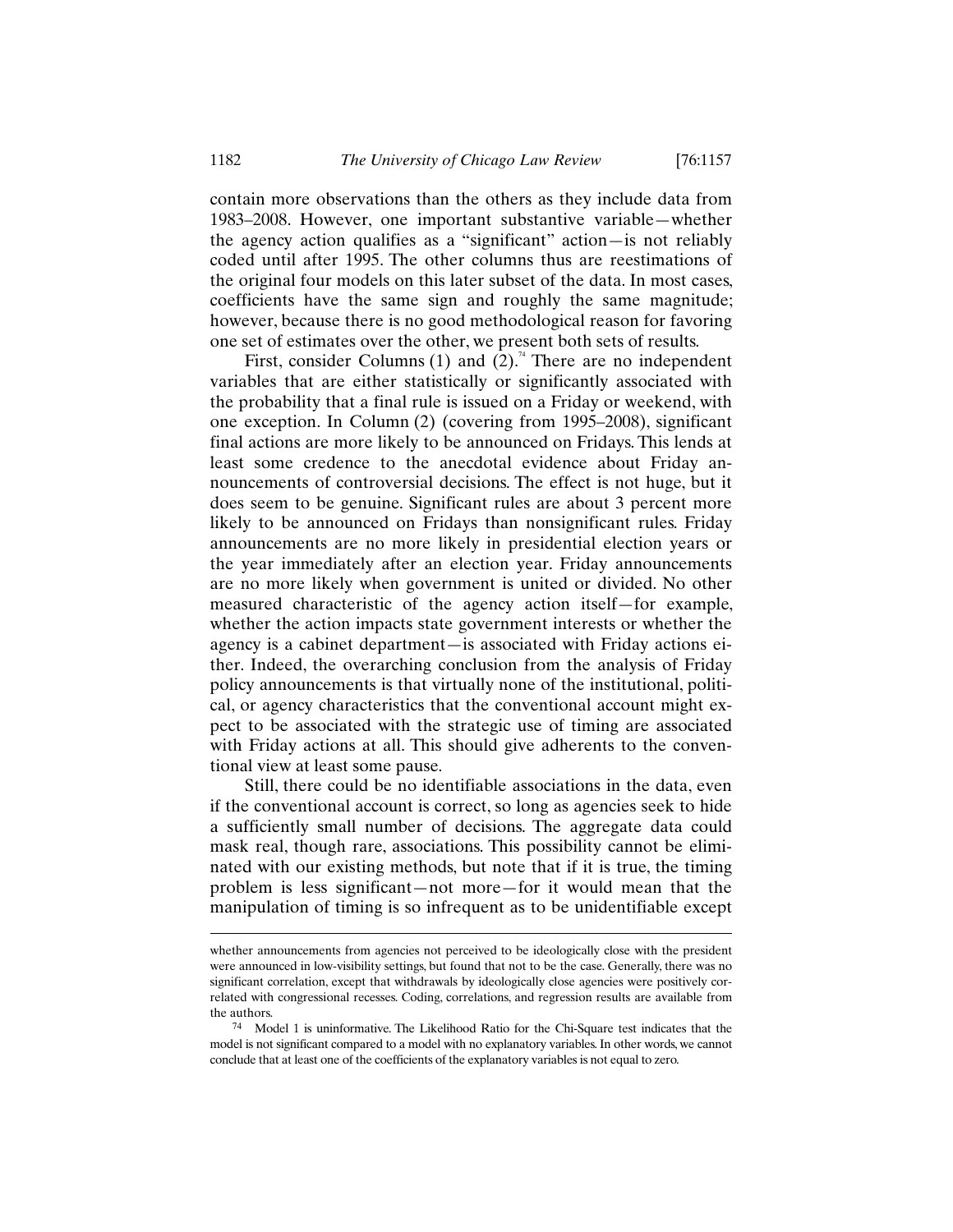contain more observations than the others as they include data from 1983–2008. However, one important substantive variable—whether the agency action qualifies as a "significant" action—is not reliably coded until after 1995. The other columns thus are reestimations of the original four models on this later subset of the data. In most cases, coefficients have the same sign and roughly the same magnitude; however, because there is no good methodological reason for favoring one set of estimates over the other, we present both sets of results.

First, consider Columns (1) and (2).[74] There are no independent variables that are either statistically or significantly associated with the probability that a final rule is issued on a Friday or weekend, with one exception. In Column (2) (covering from 1995–2008), significant final actions are more likely to be announced on Fridays. This lends at least some credence to the anecdotal evidence about Friday announcements of controversial decisions. The effect is not huge, but it does seem to be genuine. Significant rules are about 3 percent more likely to be announced on Fridays than nonsignificant rules. Friday announcements are no more likely in presidential election years or the year immediately after an election year. Friday announcements are no more likely when government is united or divided. No other measured characteristic of the agency action itself—for example, whether the action impacts state government interests or whether the agency is a cabinet department—is associated with Friday actions either. Indeed, the overarching conclusion from the analysis of Friday policy announcements is that virtually none of the institutional, political, or agency characteristics that the conventional account might expect to be associated with the strategic use of timing are associated with Friday actions at all. This should give adherents to the conventional view at least some pause.

Still, there could be no identifiable associations in the data, even if the conventional account is correct, so long as agencies seek to hide a sufficiently small number of decisions. The aggregate data could mask real, though rare, associations. This possibility cannot be eliminated with our existing methods, but note that if it is true, the timing problem is less significant—not more—for it would mean that the manipulation of timing is so infrequent as to be unidentifiable except

---

whether announcements from agencies not perceived to be ideologically close with the president were announced in low-visibility settings, but found that not to be the case. Generally, there was no significant correlation, except that withdrawals by ideologically close agencies were positively correlated with congressional recesses. Coding, correlations, and regression results are available from the authors.

[74] Model 1 is uninformative. The Likelihood Ratio for the Chi-Square test indicates that the model is not significant compared to a model with no explanatory variables. In other words, we cannot conclude that at least one of the coefficients of the explanatory variables is not equal to zero.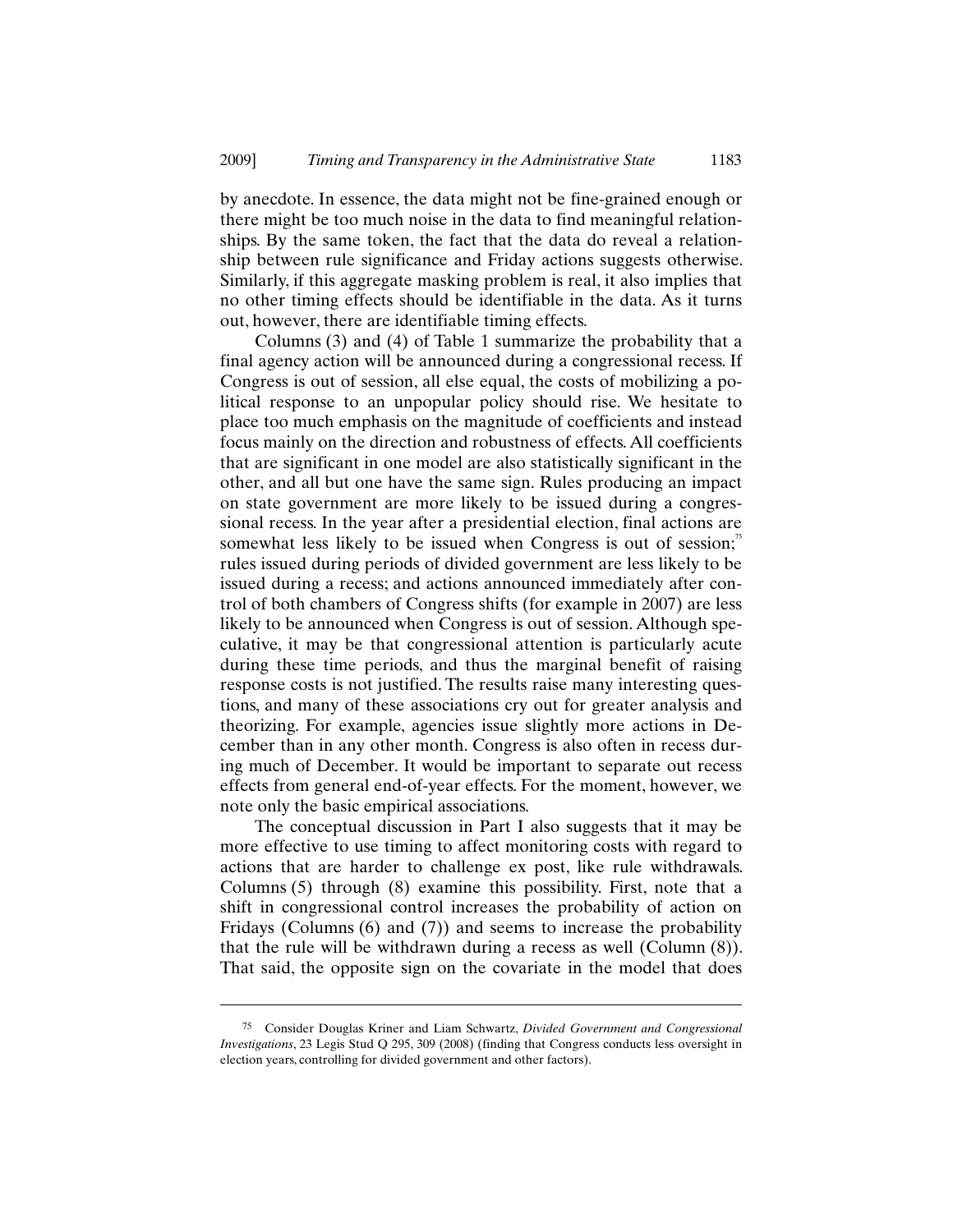by anecdote. In essence, the data might not be fine-grained enough or there might be too much noise in the data to find meaningful relationships. By the same token, the fact that the data do reveal a relationship between rule significance and Friday actions suggests otherwise. Similarly, if this aggregate masking problem is real, it also implies that no other timing effects should be identifiable in the data. As it turns out, however, there are identifiable timing effects.

Columns (3) and (4) of Table 1 summarize the probability that a final agency action will be announced during a congressional recess. If Congress is out of session, all else equal, the costs of mobilizing a political response to an unpopular policy should rise. We hesitate to place too much emphasis on the magnitude of coefficients and instead focus mainly on the direction and robustness of effects. All coefficients that are significant in one model are also statistically significant in the other, and all but one have the same sign. Rules producing an impact on state government are more likely to be issued during a congressional recess. In the year after a presidential election, final actions are somewhat less likely to be issued when Congress is out of session;[75] rules issued during periods of divided government are less likely to be issued during a recess; and actions announced immediately after control of both chambers of Congress shifts (for example in 2007) are less likely to be announced when Congress is out of session. Although speculative, it may be that congressional attention is particularly acute during these time periods, and thus the marginal benefit of raising response costs is not justified. The results raise many interesting questions, and many of these associations cry out for greater analysis and theorizing. For example, agencies issue slightly more actions in December than in any other month. Congress is also often in recess during much of December. It would be important to separate out recess effects from general end-of-year effects. For the moment, however, we note only the basic empirical associations.

The conceptual discussion in Part I also suggests that it may be more effective to use timing to affect monitoring costs with regard to actions that are harder to challenge ex post, like rule withdrawals. Columns (5) through (8) examine this possibility. First, note that a shift in congressional control increases the probability of action on Fridays (Columns (6) and (7)) and seems to increase the probability that the rule will be withdrawn during a recess as well (Column (8)). That said, the opposite sign on the covariate in the model that does

---

[75] Consider Douglas Kriner and Liam Schwartz, *Divided Government and Congressional Investigations*, 23 Legis Stud Q 295, 309 (2008) (finding that Congress conducts less oversight in election years, controlling for divided government and other factors).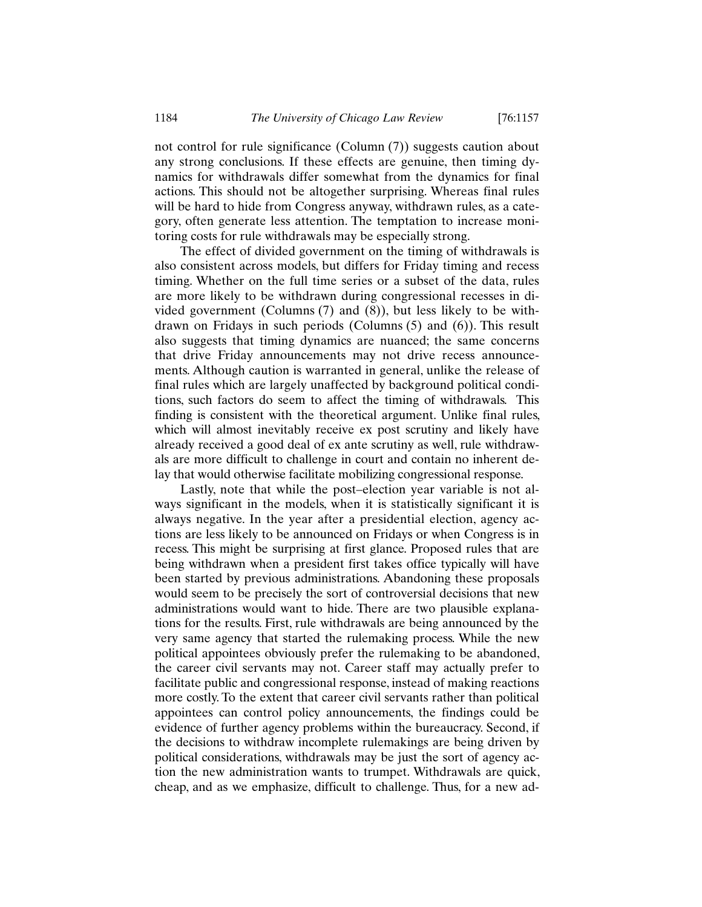not control for rule significance (Column (7)) suggests caution about any strong conclusions. If these effects are genuine, then timing dynamics for withdrawals differ somewhat from the dynamics for final actions. This should not be altogether surprising. Whereas final rules will be hard to hide from Congress anyway, withdrawn rules, as a category, often generate less attention. The temptation to increase monitoring costs for rule withdrawals may be especially strong.

The effect of divided government on the timing of withdrawals is also consistent across models, but differs for Friday timing and recess timing. Whether on the full time series or a subset of the data, rules are more likely to be withdrawn during congressional recesses in divided government (Columns (7) and (8)), but less likely to be withdrawn on Fridays in such periods (Columns (5) and (6)). This result also suggests that timing dynamics are nuanced; the same concerns that drive Friday announcements may not drive recess announcements. Although caution is warranted in general, unlike the release of final rules which are largely unaffected by background political conditions, such factors do seem to affect the timing of withdrawals. This finding is consistent with the theoretical argument. Unlike final rules, which will almost inevitably receive ex post scrutiny and likely have already received a good deal of ex ante scrutiny as well, rule withdrawals are more difficult to challenge in court and contain no inherent delay that would otherwise facilitate mobilizing congressional response.

Lastly, note that while the post–election year variable is not always significant in the models, when it is statistically significant it is always negative. In the year after a presidential election, agency actions are less likely to be announced on Fridays or when Congress is in recess. This might be surprising at first glance. Proposed rules that are being withdrawn when a president first takes office typically will have been started by previous administrations. Abandoning these proposals would seem to be precisely the sort of controversial decisions that new administrations would want to hide. There are two plausible explanations for the results. First, rule withdrawals are being announced by the very same agency that started the rulemaking process. While the new political appointees obviously prefer the rulemaking to be abandoned, the career civil servants may not. Career staff may actually prefer to facilitate public and congressional response, instead of making reactions more costly. To the extent that career civil servants rather than political appointees can control policy announcements, the findings could be evidence of further agency problems within the bureaucracy. Second, if the decisions to withdraw incomplete rulemakings are being driven by political considerations, withdrawals may be just the sort of agency action the new administration wants to trumpet. Withdrawals are quick, cheap, and as we emphasize, difficult to challenge. Thus, for a new ad-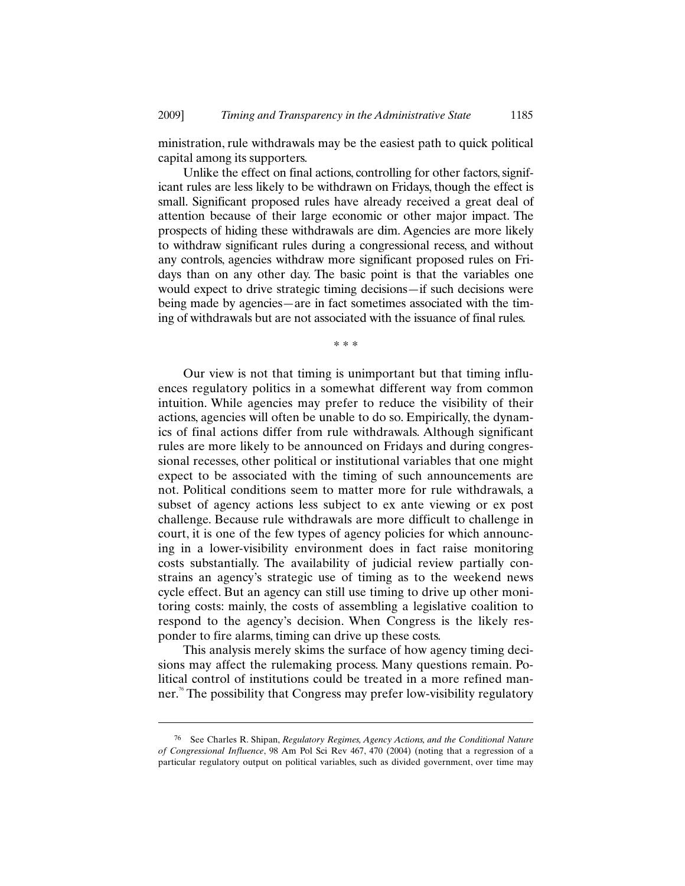ministration, rule withdrawals may be the easiest path to quick political capital among its supporters.

Unlike the effect on final actions, controlling for other factors, significant rules are less likely to be withdrawn on Fridays, though the effect is small. Significant proposed rules have already received a great deal of attention because of their large economic or other major impact. The prospects of hiding these withdrawals are dim. Agencies are more likely to withdraw significant rules during a congressional recess, and without any controls, agencies withdraw more significant proposed rules on Fridays than on any other day. The basic point is that the variables one would expect to drive strategic timing decisions—if such decisions were being made by agencies—are in fact sometimes associated with the timing of withdrawals but are not associated with the issuance of final rules.

\* \* \*

Our view is not that timing is unimportant but that timing influences regulatory politics in a somewhat different way from common intuition. While agencies may prefer to reduce the visibility of their actions, agencies will often be unable to do so. Empirically, the dynamics of final actions differ from rule withdrawals. Although significant rules are more likely to be announced on Fridays and during congressional recesses, other political or institutional variables that one might expect to be associated with the timing of such announcements are not. Political conditions seem to matter more for rule withdrawals, a subset of agency actions less subject to ex ante viewing or ex post challenge. Because rule withdrawals are more difficult to challenge in court, it is one of the few types of agency policies for which announcing in a lower-visibility environment does in fact raise monitoring costs substantially. The availability of judicial review partially constrains an agency's strategic use of timing as to the weekend news cycle effect. But an agency can still use timing to drive up other monitoring costs: mainly, the costs of assembling a legislative coalition to respond to the agency's decision. When Congress is the likely responder to fire alarms, timing can drive up these costs.

This analysis merely skims the surface of how agency timing decisions may affect the rulemaking process. Many questions remain. Political control of institutions could be treated in a more refined manner.[76] The possibility that Congress may prefer low-visibility regulatory

---

[76] See Charles R. Shipan, *Regulatory Regimes, Agency Actions, and the Conditional Nature of Congressional Influence*, 98 Am Pol Sci Rev 467, 470 (2004) (noting that a regression of a particular regulatory output on political variables, such as divided government, over time may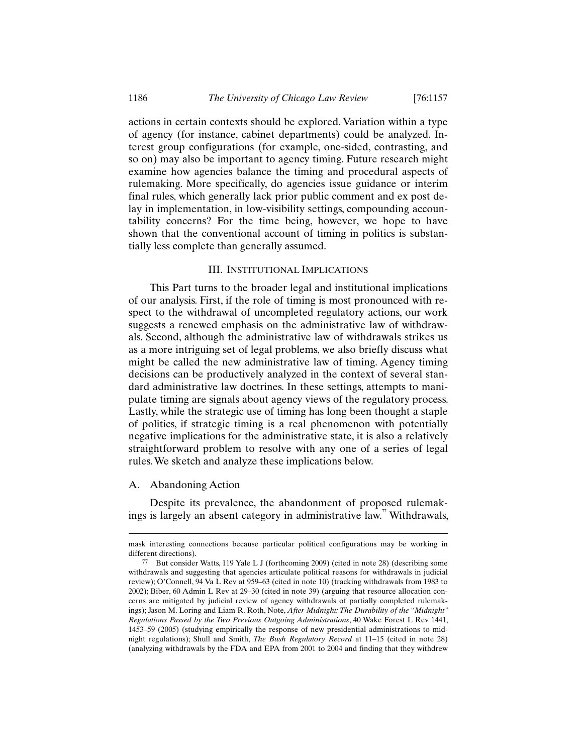actions in certain contexts should be explored. Variation within a type of agency (for instance, cabinet departments) could be analyzed. Interest group configurations (for example, one-sided, contrasting, and so on) may also be important to agency timing. Future research might examine how agencies balance the timing and procedural aspects of rulemaking. More specifically, do agencies issue guidance or interim final rules, which generally lack prior public comment and ex post delay in implementation, in low-visibility settings, compounding accountability concerns? For the time being, however, we hope to have shown that the conventional account of timing in politics is substantially less complete than generally assumed.

## III. INSTITUTIONAL IMPLICATIONS

This Part turns to the broader legal and institutional implications of our analysis. First, if the role of timing is most pronounced with respect to the withdrawal of uncompleted regulatory actions, our work suggests a renewed emphasis on the administrative law of withdrawals. Second, although the administrative law of withdrawals strikes us as a more intriguing set of legal problems, we also briefly discuss what might be called the new administrative law of timing. Agency timing decisions can be productively analyzed in the context of several standard administrative law doctrines. In these settings, attempts to manipulate timing are signals about agency views of the regulatory process. Lastly, while the strategic use of timing has long been thought a staple of politics, if strategic timing is a real phenomenon with potentially negative implications for the administrative state, it is also a relatively straightforward problem to resolve with any one of a series of legal rules. We sketch and analyze these implications below.

### A. Abandoning Action

Despite its prevalence, the abandonment of proposed rulemakings is largely an absent category in administrative law.[77] Withdrawals,

---

mask interesting connections because particular political configurations may be working in different directions).

77 But consider Watts, 119 Yale L J (forthcoming 2009) (cited in note 28) (describing some withdrawals and suggesting that agencies articulate political reasons for withdrawals in judicial review); O'Connell, 94 Va L Rev at 959–63 (cited in note 10) (tracking withdrawals from 1983 to 2002); Biber, 60 Admin L Rev at 29–30 (cited in note 39) (arguing that resource allocation concerns are mitigated by judicial review of agency withdrawals of partially completed rulemakings); Jason M. Loring and Liam R. Roth, Note, *After Midnight: The Durability of the "Midnight" Regulations Passed by the Two Previous Outgoing Administrations*, 40 Wake Forest L Rev 1441, 1453–59 (2005) (studying empirically the response of new presidential administrations to midnight regulations); Shull and Smith, *The Bush Regulatory Record* at 11–15 (cited in note 28) (analyzing withdrawals by the FDA and EPA from 2001 to 2004 and finding that they withdrew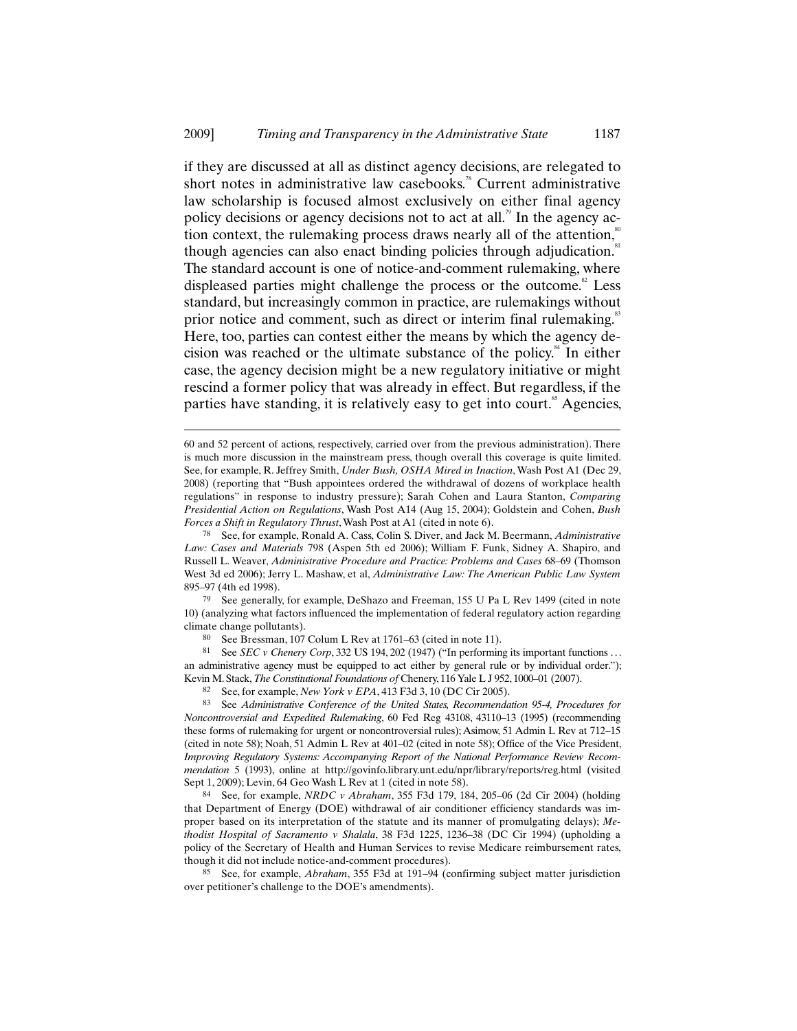if they are discussed at all as distinct agency decisions, are relegated to short notes in administrative law casebooks.[78] Current administrative law scholarship is focused almost exclusively on either final agency policy decisions or agency decisions not to act at all.[79] In the agency action context, the rulemaking process draws nearly all of the attention,[80] though agencies can also enact binding policies through adjudication.[81] The standard account is one of notice-and-comment rulemaking, where displeased parties might challenge the process or the outcome.[82] Less standard, but increasingly common in practice, are rulemakings without prior notice and comment, such as direct or interim final rulemaking.[83] Here, too, parties can contest either the means by which the agency decision was reached or the ultimate substance of the policy.[84] In either case, the agency decision might be a new regulatory initiative or might rescind a former policy that was already in effect. But regardless, if the parties have standing, it is relatively easy to get into court.[85] Agencies,

---

60 and 52 percent of actions, respectively, carried over from the previous administration). There is much more discussion in the mainstream press, though overall this coverage is quite limited. See, for example, R. Jeffrey Smith, *Under Bush, OSHA Mired in Inaction*, Wash Post A1 (Dec 29, 2008) (reporting that "Bush appointees ordered the withdrawal of dozens of workplace health regulations" in response to industry pressure); Sarah Cohen and Laura Stanton, *Comparing Presidential Action on Regulations*, Wash Post A14 (Aug 15, 2004); Goldstein and Cohen, *Bush Forces a Shift in Regulatory Thrust*, Wash Post at A1 (cited in note 6).

78 See, for example, Ronald A. Cass, Colin S. Diver, and Jack M. Beermann, *Administrative Law: Cases and Materials* 798 (Aspen 5th ed 2006); William F. Funk, Sidney A. Shapiro, and Russell L. Weaver, *Administrative Procedure and Practice: Problems and Cases* 68–69 (Thomson West 3d ed 2006); Jerry L. Mashaw, et al, *Administrative Law: The American Public Law System* 895–97 (4th ed 1998).

79 See generally, for example, DeShazo and Freeman, 155 U Pa L Rev 1499 (cited in note 10) (analyzing what factors influenced the implementation of federal regulatory action regarding climate change pollutants).

80 See Bressman, 107 Colum L Rev at 1761–63 (cited in note 11).

81 See *SEC v Chenery Corp*, 332 US 194, 202 (1947) ("In performing its important functions ... an administrative agency must be equipped to act either by general rule or by individual order."); Kevin M. Stack, *The Constitutional Foundations of* Chenery, 116 Yale L J 952, 1000–01 (2007).

82 See, for example, *New York v EPA*, 413 F3d 3, 10 (DC Cir 2005).

83 See *Administrative Conference of the United States, Recommendation 95-4, Procedures for Noncontroversial and Expedited Rulemaking*, 60 Fed Reg 43108, 43110–13 (1995) (recommending these forms of rulemaking for urgent or noncontroversial rules); Asimow, 51 Admin L Rev at 712–15 (cited in note 58); Noah, 51 Admin L Rev at 401–02 (cited in note 58); Office of the Vice President, *Improving Regulatory Systems: Accompanying Report of the National Performance Review Recommendation* 5 (1993), online at http://govinfo.library.unt.edu/npr/library/reports/reg.html (visited Sept 1, 2009); Levin, 64 Geo Wash L Rev at 1 (cited in note 58).

84 See, for example, *NRDC v Abraham*, 355 F3d 179, 184, 205–06 (2d Cir 2004) (holding that Department of Energy (DOE) withdrawal of air conditioner efficiency standards was improper based on its interpretation of the statute and its manner of promulgating delays); *Methodist Hospital of Sacramento v Shalala*, 38 F3d 1225, 1236–38 (DC Cir 1994) (upholding a policy of the Secretary of Health and Human Services to revise Medicare reimbursement rates, though it did not include notice-and-comment procedures).

85 See, for example, *Abraham*, 355 F3d at 191–94 (confirming subject matter jurisdiction over petitioner's challenge to the DOE's amendments).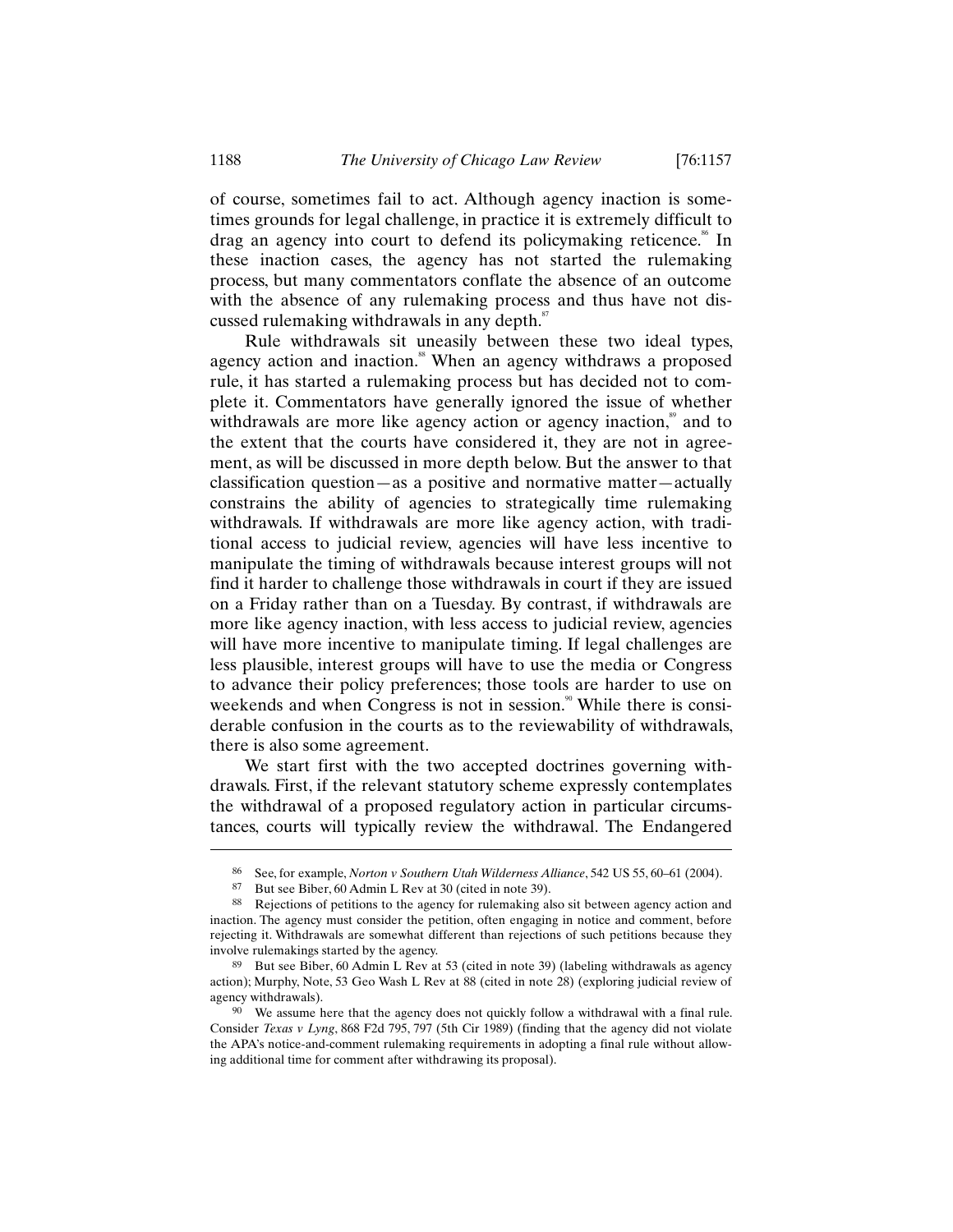of course, sometimes fail to act. Although agency inaction is sometimes grounds for legal challenge, in practice it is extremely difficult to drag an agency into court to defend its policymaking reticence.[86] In these inaction cases, the agency has not started the rulemaking process, but many commentators conflate the absence of an outcome with the absence of any rulemaking process and thus have not discussed rulemaking withdrawals in any depth.[87]

Rule withdrawals sit uneasily between these two ideal types, agency action and inaction.[88] When an agency withdraws a proposed rule, it has started a rulemaking process but has decided not to complete it. Commentators have generally ignored the issue of whether withdrawals are more like agency action or agency inaction,[89] and to the extent that the courts have considered it, they are not in agreement, as will be discussed in more depth below. But the answer to that classification question—as a positive and normative matter—actually constrains the ability of agencies to strategically time rulemaking withdrawals. If withdrawals are more like agency action, with traditional access to judicial review, agencies will have less incentive to manipulate the timing of withdrawals because interest groups will not find it harder to challenge those withdrawals in court if they are issued on a Friday rather than on a Tuesday. By contrast, if withdrawals are more like agency inaction, with less access to judicial review, agencies will have more incentive to manipulate timing. If legal challenges are less plausible, interest groups will have to use the media or Congress to advance their policy preferences; those tools are harder to use on weekends and when Congress is not in session.[90] While there is considerable confusion in the courts as to the reviewability of withdrawals, there is also some agreement.

We start first with the two accepted doctrines governing withdrawals. First, if the relevant statutory scheme expressly contemplates the withdrawal of a proposed regulatory action in particular circumstances, courts will typically review the withdrawal. The Endangered

---

86 See, for example, *Norton v Southern Utah Wilderness Alliance*, 542 US 55, 60–61 (2004).

87 But see Biber, 60 Admin L Rev at 30 (cited in note 39).

88 Rejections of petitions to the agency for rulemaking also sit between agency action and inaction. The agency must consider the petition, often engaging in notice and comment, before rejecting it. Withdrawals are somewhat different than rejections of such petitions because they involve rulemakings started by the agency.

89 But see Biber, 60 Admin L Rev at 53 (cited in note 39) (labeling withdrawals as agency action); Murphy, Note, 53 Geo Wash L Rev at 88 (cited in note 28) (exploring judicial review of agency withdrawals).

90 We assume here that the agency does not quickly follow a withdrawal with a final rule. Consider *Texas v Lyng*, 868 F2d 795, 797 (5th Cir 1989) (finding that the agency did not violate the APA's notice-and-comment rulemaking requirements in adopting a final rule without allowing additional time for comment after withdrawing its proposal).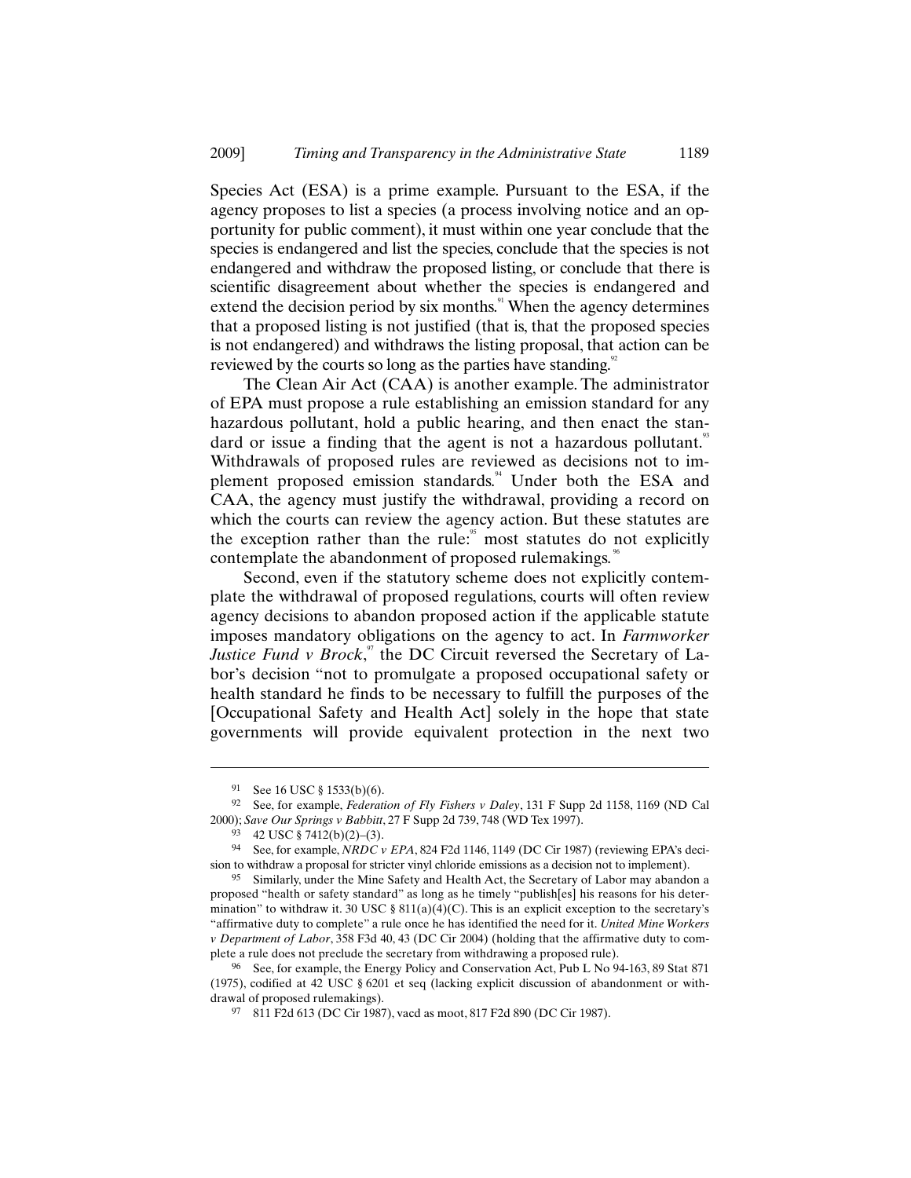Species Act (ESA) is a prime example. Pursuant to the ESA, if the agency proposes to list a species (a process involving notice and an opportunity for public comment), it must within one year conclude that the species is endangered and list the species, conclude that the species is not endangered and withdraw the proposed listing, or conclude that there is scientific disagreement about whether the species is endangered and extend the decision period by six months.[91] When the agency determines that a proposed listing is not justified (that is, that the proposed species is not endangered) and withdraws the listing proposal, that action can be reviewed by the courts so long as the parties have standing.[92]

The Clean Air Act (CAA) is another example. The administrator of EPA must propose a rule establishing an emission standard for any hazardous pollutant, hold a public hearing, and then enact the standard or issue a finding that the agent is not a hazardous pollutant.[93] Withdrawals of proposed rules are reviewed as decisions not to implement proposed emission standards.[94] Under both the ESA and CAA, the agency must justify the withdrawal, providing a record on which the courts can review the agency action. But these statutes are the exception rather than the rule:[95] most statutes do not explicitly contemplate the abandonment of proposed rulemakings.[96]

Second, even if the statutory scheme does not explicitly contemplate the withdrawal of proposed regulations, courts will often review agency decisions to abandon proposed action if the applicable statute imposes mandatory obligations on the agency to act. In *Farmworker Justice Fund v Brock*,[97] the DC Circuit reversed the Secretary of Labor's decision "not to promulgate a proposed occupational safety or health standard he finds to be necessary to fulfill the purposes of the [Occupational Safety and Health Act] solely in the hope that state governments will provide equivalent protection in the next two

---

[91] See 16 USC § 1533(b)(6).

[92] See, for example, *Federation of Fly Fishers v Daley*, 131 F Supp 2d 1158, 1169 (ND Cal 2000); *Save Our Springs v Babbitt*, 27 F Supp 2d 739, 748 (WD Tex 1997).

[93] 42 USC § 7412(b)(2)–(3).

[94] See, for example, *NRDC v EPA*, 824 F2d 1146, 1149 (DC Cir 1987) (reviewing EPA's decision to withdraw a proposal for stricter vinyl chloride emissions as a decision not to implement).

[95] Similarly, under the Mine Safety and Health Act, the Secretary of Labor may abandon a proposed "health or safety standard" as long as he timely "publish[es] his reasons for his determination" to withdraw it. 30 USC § 811(a)(4)(C). This is an explicit exception to the secretary's "affirmative duty to complete" a rule once he has identified the need for it. *United Mine Workers v Department of Labor*, 358 F3d 40, 43 (DC Cir 2004) (holding that the affirmative duty to complete a rule does not preclude the secretary from withdrawing a proposed rule).

[96] See, for example, the Energy Policy and Conservation Act, Pub L No 94-163, 89 Stat 871 (1975), codified at 42 USC § 6201 et seq (lacking explicit discussion of abandonment or withdrawal of proposed rulemakings).

[97] 811 F2d 613 (DC Cir 1987), vacd as moot, 817 F2d 890 (DC Cir 1987).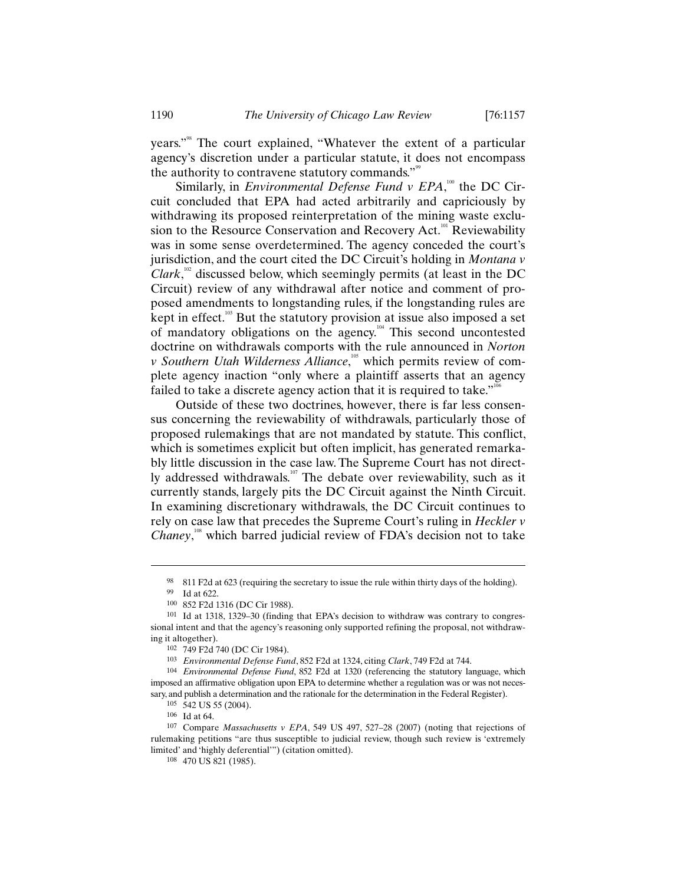years."[98] The court explained, "Whatever the extent of a particular agency's discretion under a particular statute, it does not encompass the authority to contravene statutory commands."[99]

Similarly, in *Environmental Defense Fund v EPA*,[100] the DC Circuit concluded that EPA had acted arbitrarily and capriciously by withdrawing its proposed reinterpretation of the mining waste exclusion to the Resource Conservation and Recovery Act.[101] Reviewability was in some sense overdetermined. The agency conceded the court's jurisdiction, and the court cited the DC Circuit's holding in *Montana v Clark*,[102] discussed below, which seemingly permits (at least in the DC Circuit) review of any withdrawal after notice and comment of proposed amendments to longstanding rules, if the longstanding rules are kept in effect.[103] But the statutory provision at issue also imposed a set of mandatory obligations on the agency.[104] This second uncontested doctrine on withdrawals comports with the rule announced in *Norton v Southern Utah Wilderness Alliance*,[105] which permits review of complete agency inaction "only where a plaintiff asserts that an agency failed to take a discrete agency action that it is required to take."[106]

Outside of these two doctrines, however, there is far less consensus concerning the reviewability of withdrawals, particularly those of proposed rulemakings that are not mandated by statute. This conflict, which is sometimes explicit but often implicit, has generated remarkably little discussion in the case law. The Supreme Court has not directly addressed withdrawals.[107] The debate over reviewability, such as it currently stands, largely pits the DC Circuit against the Ninth Circuit. In examining discretionary withdrawals, the DC Circuit continues to rely on case law that precedes the Supreme Court's ruling in *Heckler v Chaney*,[108] which barred judicial review of FDA's decision not to take

---

98 811 F2d at 623 (requiring the secretary to issue the rule within thirty days of the holding).

99 Id at 622.

100 852 F2d 1316 (DC Cir 1988).

101 Id at 1318, 1329–30 (finding that EPA's decision to withdraw was contrary to congressional intent and that the agency's reasoning only supported refining the proposal, not withdrawing it altogether).

102 749 F2d 740 (DC Cir 1984).

103 *Environmental Defense Fund*, 852 F2d at 1324, citing *Clark*, 749 F2d at 744.

104 *Environmental Defense Fund*, 852 F2d at 1320 (referencing the statutory language, which imposed an affirmative obligation upon EPA to determine whether a regulation was or was not necessary, and publish a determination and the rationale for the determination in the Federal Register).

105 542 US 55 (2004).

106 Id at 64.

107 Compare *Massachusetts v EPA*, 549 US 497, 527–28 (2007) (noting that rejections of rulemaking petitions "are thus susceptible to judicial review, though such review is 'extremely limited' and 'highly deferential'") (citation omitted).

108 470 US 821 (1985).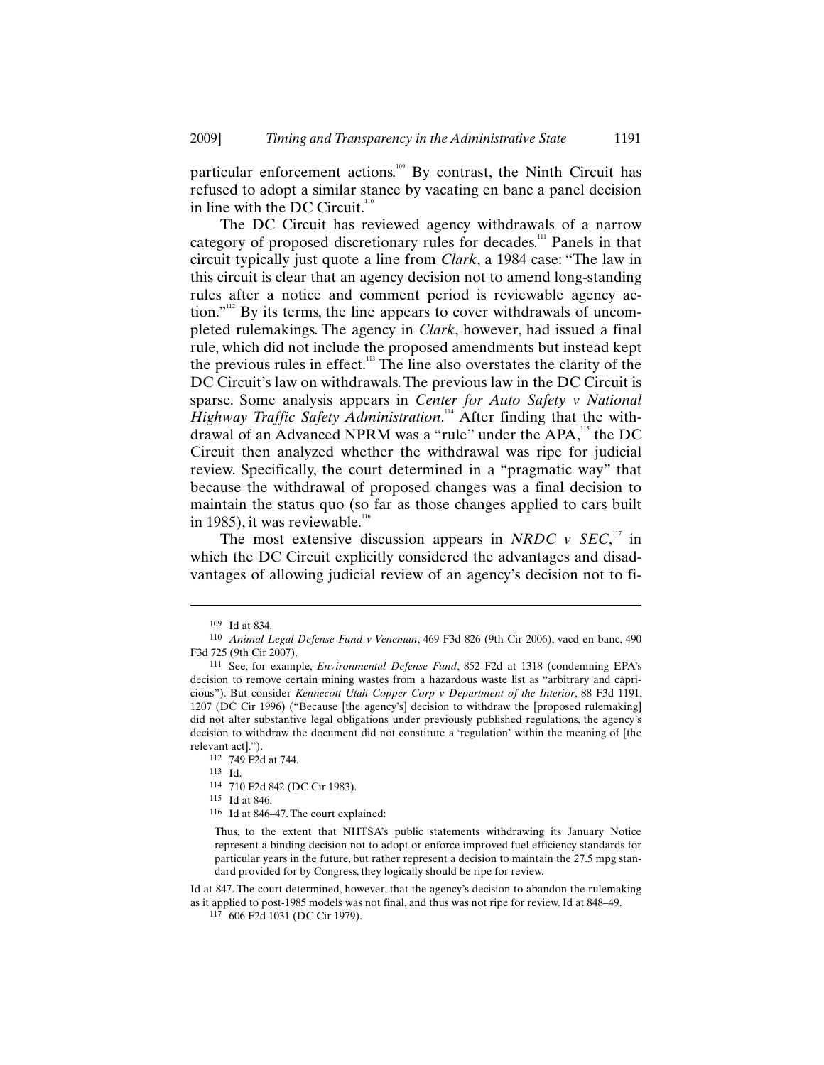particular enforcement actions.[109] By contrast, the Ninth Circuit has refused to adopt a similar stance by vacating en banc a panel decision in line with the DC Circuit.[110]

The DC Circuit has reviewed agency withdrawals of a narrow category of proposed discretionary rules for decades.[111] Panels in that circuit typically just quote a line from *Clark*, a 1984 case: "The law in this circuit is clear that an agency decision not to amend long-standing rules after a notice and comment period is reviewable agency action."[112] By its terms, the line appears to cover withdrawals of uncompleted rulemakings. The agency in *Clark*, however, had issued a final rule, which did not include the proposed amendments but instead kept the previous rules in effect.[113] The line also overstates the clarity of the DC Circuit's law on withdrawals. The previous law in the DC Circuit is sparse. Some analysis appears in *Center for Auto Safety v National Highway Traffic Safety Administration*.[114] After finding that the withdrawal of an Advanced NPRM was a "rule" under the APA,[115] the DC Circuit then analyzed whether the withdrawal was ripe for judicial review. Specifically, the court determined in a "pragmatic way" that because the withdrawal of proposed changes was a final decision to maintain the status quo (so far as those changes applied to cars built in 1985), it was reviewable.[116]

The most extensive discussion appears in *NRDC v SEC*,[117] in which the DC Circuit explicitly considered the advantages and disadvantages of allowing judicial review of an agency's decision not to fi-

---

109 Id at 834.

110 *Animal Legal Defense Fund v Veneman*, 469 F3d 826 (9th Cir 2006), vacd en banc, 490 F3d 725 (9th Cir 2007).

111 See, for example, *Environmental Defense Fund*, 852 F2d at 1318 (condemning EPA's decision to remove certain mining wastes from a hazardous waste list as "arbitrary and capricious"). But consider *Kennecott Utah Copper Corp v Department of the Interior*, 88 F3d 1191, 1207 (DC Cir 1996) ("Because [the agency's] decision to withdraw the [proposed rulemaking] did not alter substantive legal obligations under previously published regulations, the agency's decision to withdraw the document did not constitute a 'regulation' within the meaning of [the relevant act].").

112 749 F2d at 744.

113 Id.

114 710 F2d 842 (DC Cir 1983).

115 Id at 846.

116 Id at 846–47. The court explained:

> Thus, to the extent that NHTSA's public statements withdrawing its January Notice represent a binding decision not to adopt or enforce improved fuel efficiency standards for particular years in the future, but rather represent a decision to maintain the 27.5 mpg standard provided for by Congress, they logically should be ripe for review.

Id at 847. The court determined, however, that the agency's decision to abandon the rulemaking as it applied to post-1985 models was not final, and thus was not ripe for review. Id at 848–49.

117 606 F2d 1031 (DC Cir 1979).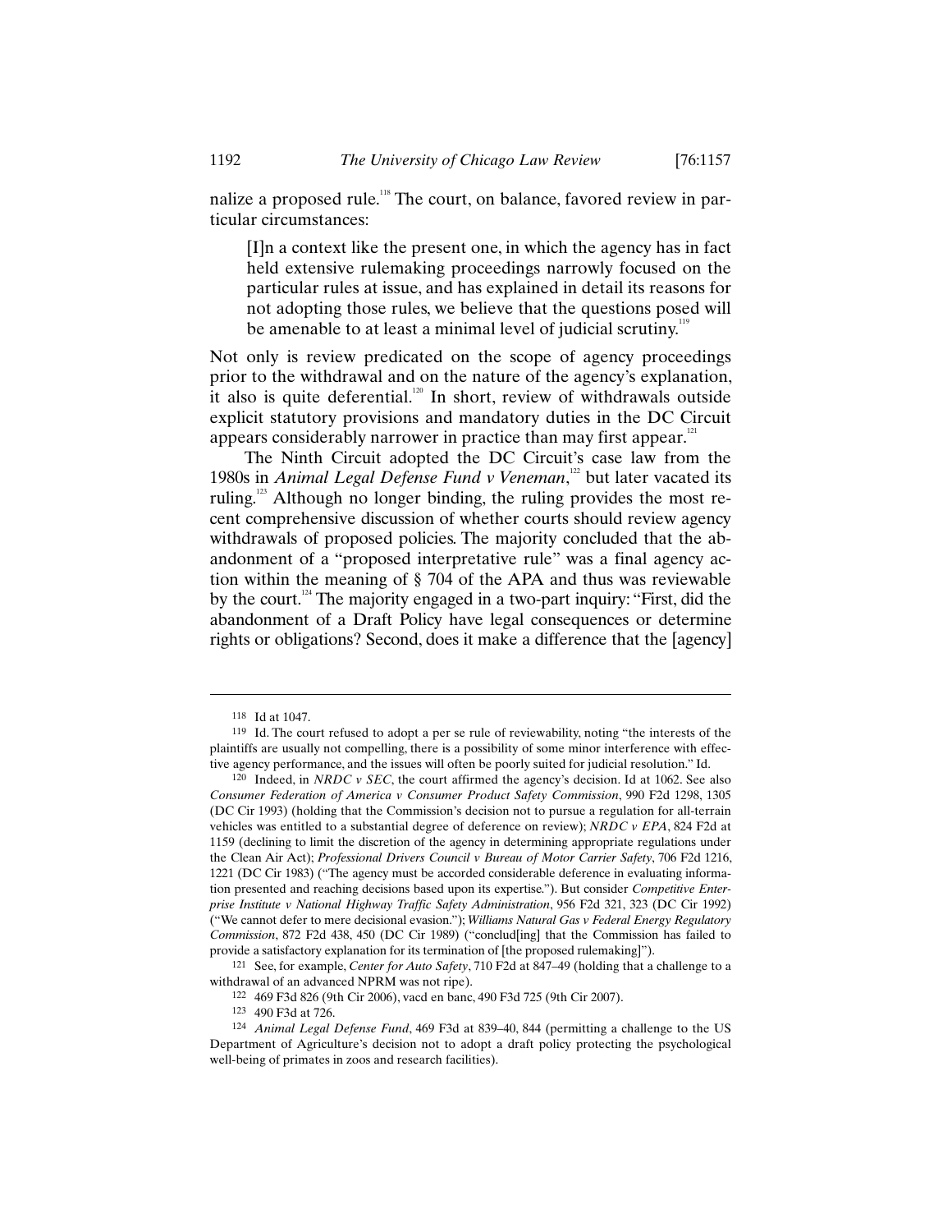nalize a proposed rule.[118] The court, on balance, favored review in particular circumstances:

> [I]n a context like the present one, in which the agency has in fact held extensive rulemaking proceedings narrowly focused on the particular rules at issue, and has explained in detail its reasons for not adopting those rules, we believe that the questions posed will be amenable to at least a minimal level of judicial scrutiny.[119]

Not only is review predicated on the scope of agency proceedings prior to the withdrawal and on the nature of the agency's explanation, it also is quite deferential.[120] In short, review of withdrawals outside explicit statutory provisions and mandatory duties in the DC Circuit appears considerably narrower in practice than may first appear.[121]

The Ninth Circuit adopted the DC Circuit's case law from the 1980s in *Animal Legal Defense Fund v Veneman*,[122] but later vacated its ruling.[123] Although no longer binding, the ruling provides the most recent comprehensive discussion of whether courts should review agency withdrawals of proposed policies. The majority concluded that the abandonment of a "proposed interpretative rule" was a final agency action within the meaning of § 704 of the APA and thus was reviewable by the court.[124] The majority engaged in a two-part inquiry: "First, did the abandonment of a Draft Policy have legal consequences or determine rights or obligations? Second, does it make a difference that the [agency]

---

118 Id at 1047.

119 Id. The court refused to adopt a per se rule of reviewability, noting "the interests of the plaintiffs are usually not compelling, there is a possibility of some minor interference with effective agency performance, and the issues will often be poorly suited for judicial resolution." Id.

120 Indeed, in *NRDC v SEC*, the court affirmed the agency's decision. Id at 1062. See also *Consumer Federation of America v Consumer Product Safety Commission*, 990 F2d 1298, 1305 (DC Cir 1993) (holding that the Commission's decision not to pursue a regulation for all-terrain vehicles was entitled to a substantial degree of deference on review); *NRDC v EPA*, 824 F2d at 1159 (declining to limit the discretion of the agency in determining appropriate regulations under the Clean Air Act); *Professional Drivers Council v Bureau of Motor Carrier Safety*, 706 F2d 1216, 1221 (DC Cir 1983) ("The agency must be accorded considerable deference in evaluating information presented and reaching decisions based upon its expertise."). But consider *Competitive Enterprise Institute v National Highway Traffic Safety Administration*, 956 F2d 321, 323 (DC Cir 1992) ("We cannot defer to mere decisional evasion."); *Williams Natural Gas v Federal Energy Regulatory Commission*, 872 F2d 438, 450 (DC Cir 1989) ("conclud[ing] that the Commission has failed to provide a satisfactory explanation for its termination of [the proposed rulemaking]").

121 See, for example, *Center for Auto Safety*, 710 F2d at 847–49 (holding that a challenge to a withdrawal of an advanced NPRM was not ripe).

122 469 F3d 826 (9th Cir 2006), vacd en banc, 490 F3d 725 (9th Cir 2007).

123 490 F3d at 726.

124 *Animal Legal Defense Fund*, 469 F3d at 839–40, 844 (permitting a challenge to the US Department of Agriculture's decision not to adopt a draft policy protecting the psychological well-being of primates in zoos and research facilities).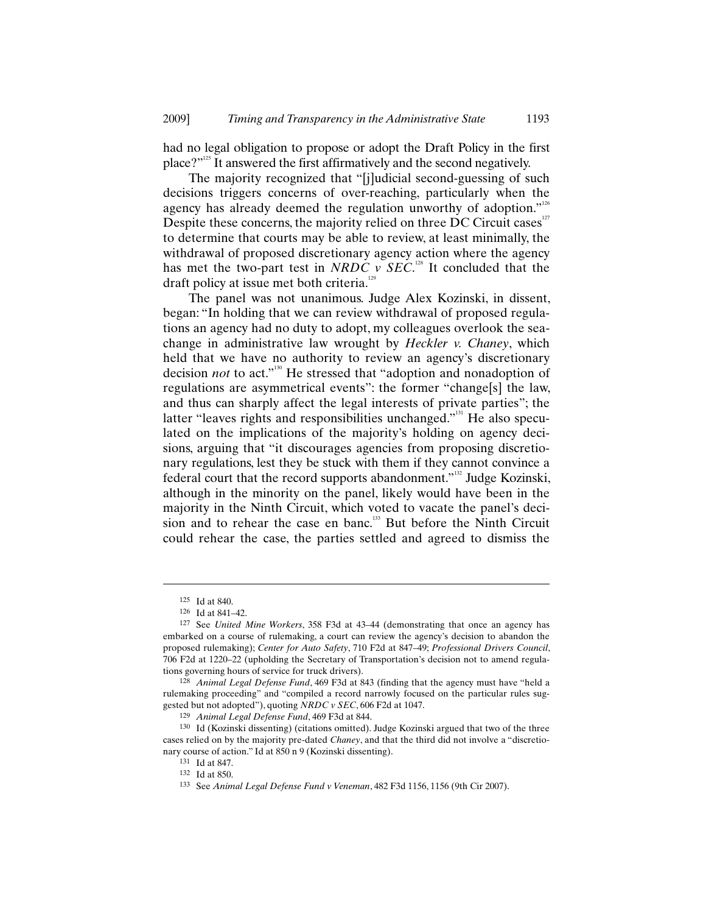had no legal obligation to propose or adopt the Draft Policy in the first place?"[125] It answered the first affirmatively and the second negatively.

The majority recognized that "[j]udicial second-guessing of such decisions triggers concerns of over-reaching, particularly when the agency has already deemed the regulation unworthy of adoption."[126] Despite these concerns, the majority relied on three DC Circuit cases[127] to determine that courts may be able to review, at least minimally, the withdrawal of proposed discretionary agency action where the agency has met the two-part test in *NRDC v SEC*.[128] It concluded that the draft policy at issue met both criteria.[129]

The panel was not unanimous. Judge Alex Kozinski, in dissent, began: "In holding that we can review withdrawal of proposed regulations an agency had no duty to adopt, my colleagues overlook the sea-change in administrative law wrought by *Heckler v. Chaney*, which held that we have no authority to review an agency's discretionary decision *not* to act."[130] He stressed that "adoption and nonadoption of regulations are asymmetrical events": the former "change[s] the law, and thus can sharply affect the legal interests of private parties"; the latter "leaves rights and responsibilities unchanged."[131] He also speculated on the implications of the majority's holding on agency decisions, arguing that "it discourages agencies from proposing discretionary regulations, lest they be stuck with them if they cannot convince a federal court that the record supports abandonment."[132] Judge Kozinski, although in the minority on the panel, likely would have been in the majority in the Ninth Circuit, which voted to vacate the panel's decision and to rehear the case en banc.[133] But before the Ninth Circuit could rehear the case, the parties settled and agreed to dismiss the

---

125 Id at 840.

126 Id at 841–42.

127 See *United Mine Workers*, 358 F3d at 43–44 (demonstrating that once an agency has embarked on a course of rulemaking, a court can review the agency's decision to abandon the proposed rulemaking); *Center for Auto Safety*, 710 F2d at 847–49; *Professional Drivers Council*, 706 F2d at 1220–22 (upholding the Secretary of Transportation's decision not to amend regulations governing hours of service for truck drivers).

128 *Animal Legal Defense Fund*, 469 F3d at 843 (finding that the agency must have "held a rulemaking proceeding" and "compiled a record narrowly focused on the particular rules suggested but not adopted"), quoting *NRDC v SEC*, 606 F2d at 1047.

129 *Animal Legal Defense Fund*, 469 F3d at 844.

130 Id (Kozinski dissenting) (citations omitted). Judge Kozinski argued that two of the three cases relied on by the majority pre-dated *Chaney*, and that the third did not involve a "discretionary course of action." Id at 850 n 9 (Kozinski dissenting).

131 Id at 847.

132 Id at 850.

133 See *Animal Legal Defense Fund v Veneman*, 482 F3d 1156, 1156 (9th Cir 2007).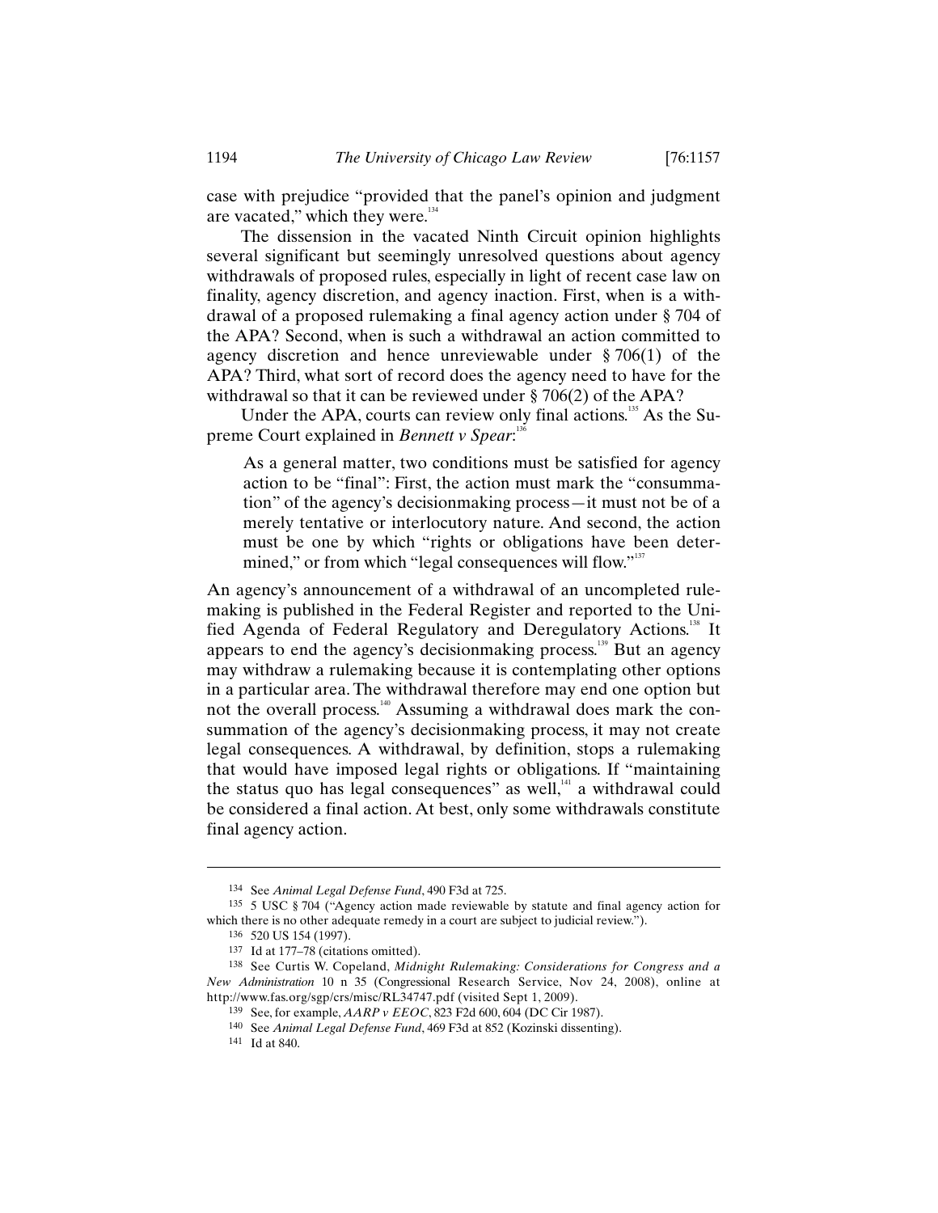case with prejudice "provided that the panel's opinion and judgment are vacated," which they were.[134]

The dissension in the vacated Ninth Circuit opinion highlights several significant but seemingly unresolved questions about agency withdrawals of proposed rules, especially in light of recent case law on finality, agency discretion, and agency inaction. First, when is a withdrawal of a proposed rulemaking a final agency action under § 704 of the APA? Second, when is such a withdrawal an action committed to agency discretion and hence unreviewable under § 706(1) of the APA? Third, what sort of record does the agency need to have for the withdrawal so that it can be reviewed under § 706(2) of the APA?

Under the APA, courts can review only final actions.[135] As the Supreme Court explained in *Bennett v Spear*:[136]

> As a general matter, two conditions must be satisfied for agency action to be "final": First, the action must mark the "consummation" of the agency's decisionmaking process—it must not be of a merely tentative or interlocutory nature. And second, the action must be one by which "rights or obligations have been determined," or from which "legal consequences will flow."[137]

An agency's announcement of a withdrawal of an uncompleted rulemaking is published in the Federal Register and reported to the Unified Agenda of Federal Regulatory and Deregulatory Actions.[138] It appears to end the agency's decisionmaking process.[139] But an agency may withdraw a rulemaking because it is contemplating other options in a particular area. The withdrawal therefore may end one option but not the overall process.[140] Assuming a withdrawal does mark the consummation of the agency's decisionmaking process, it may not create legal consequences. A withdrawal, by definition, stops a rulemaking that would have imposed legal rights or obligations. If "maintaining the status quo has legal consequences" as well,[141] a withdrawal could be considered a final action. At best, only some withdrawals constitute final agency action.

---

134 See *Animal Legal Defense Fund*, 490 F3d at 725.

135 5 USC § 704 ("Agency action made reviewable by statute and final agency action for which there is no other adequate remedy in a court are subject to judicial review.").

136 520 US 154 (1997).

137 Id at 177–78 (citations omitted).

138 See Curtis W. Copeland, *Midnight Rulemaking: Considerations for Congress and a New Administration* 10 n 35 (Congressional Research Service, Nov 24, 2008), online at http://www.fas.org/sgp/crs/misc/RL34747.pdf (visited Sept 1, 2009).

139 See, for example, *AARP v EEOC*, 823 F2d 600, 604 (DC Cir 1987).

140 See *Animal Legal Defense Fund*, 469 F3d at 852 (Kozinski dissenting).

141 Id at 840.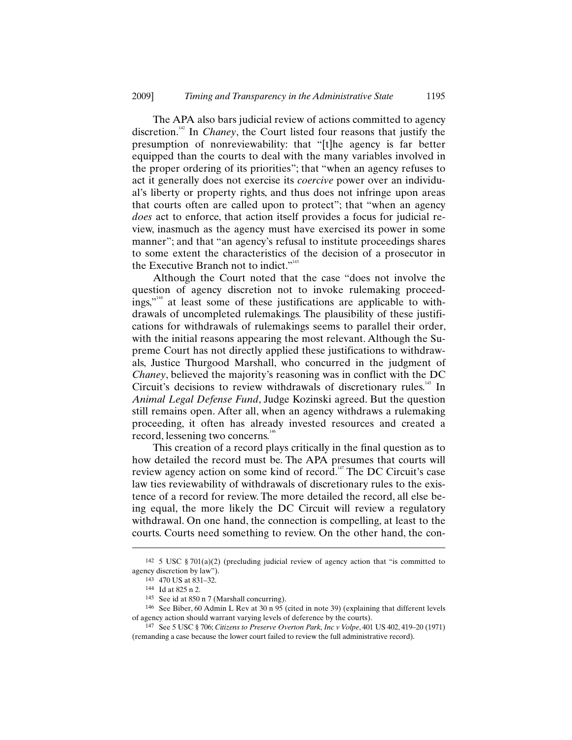The APA also bars judicial review of actions committed to agency discretion.[142] In *Chaney*, the Court listed four reasons that justify the presumption of nonreviewability: that "[t]he agency is far better equipped than the courts to deal with the many variables involved in the proper ordering of its priorities"; that "when an agency refuses to act it generally does not exercise its *coercive* power over an individual's liberty or property rights, and thus does not infringe upon areas that courts often are called upon to protect"; that "when an agency *does* act to enforce, that action itself provides a focus for judicial review, inasmuch as the agency must have exercised its power in some manner"; and that "an agency's refusal to institute proceedings shares to some extent the characteristics of the decision of a prosecutor in the Executive Branch not to indict."[143]

Although the Court noted that the case "does not involve the question of agency discretion not to invoke rulemaking proceedings,"[144] at least some of these justifications are applicable to withdrawals of uncompleted rulemakings. The plausibility of these justifications for withdrawals of rulemakings seems to parallel their order, with the initial reasons appearing the most relevant. Although the Supreme Court has not directly applied these justifications to withdrawals, Justice Thurgood Marshall, who concurred in the judgment of *Chaney*, believed the majority's reasoning was in conflict with the DC Circuit's decisions to review withdrawals of discretionary rules.[145] In *Animal Legal Defense Fund*, Judge Kozinski agreed. But the question still remains open. After all, when an agency withdraws a rulemaking proceeding, it often has already invested resources and created a record, lessening two concerns.[146]

This creation of a record plays critically in the final question as to how detailed the record must be. The APA presumes that courts will review agency action on some kind of record.[147] The DC Circuit's case law ties reviewability of withdrawals of discretionary rules to the existence of a record for review. The more detailed the record, all else being equal, the more likely the DC Circuit will review a regulatory withdrawal. On one hand, the connection is compelling, at least to the courts. Courts need something to review. On the other hand, the con-

---

142 5 USC § 701(a)(2) (precluding judicial review of agency action that "is committed to agency discretion by law").

143 470 US at 831–32.

144 Id at 825 n 2.

145 See id at 850 n 7 (Marshall concurring).

146 See Biber, 60 Admin L Rev at 30 n 95 (cited in note 39) (explaining that different levels of agency action should warrant varying levels of deference by the courts).

147 See 5 USC § 706; *Citizens to Preserve Overton Park, Inc v Volpe*, 401 US 402, 419–20 (1971) (remanding a case because the lower court failed to review the full administrative record).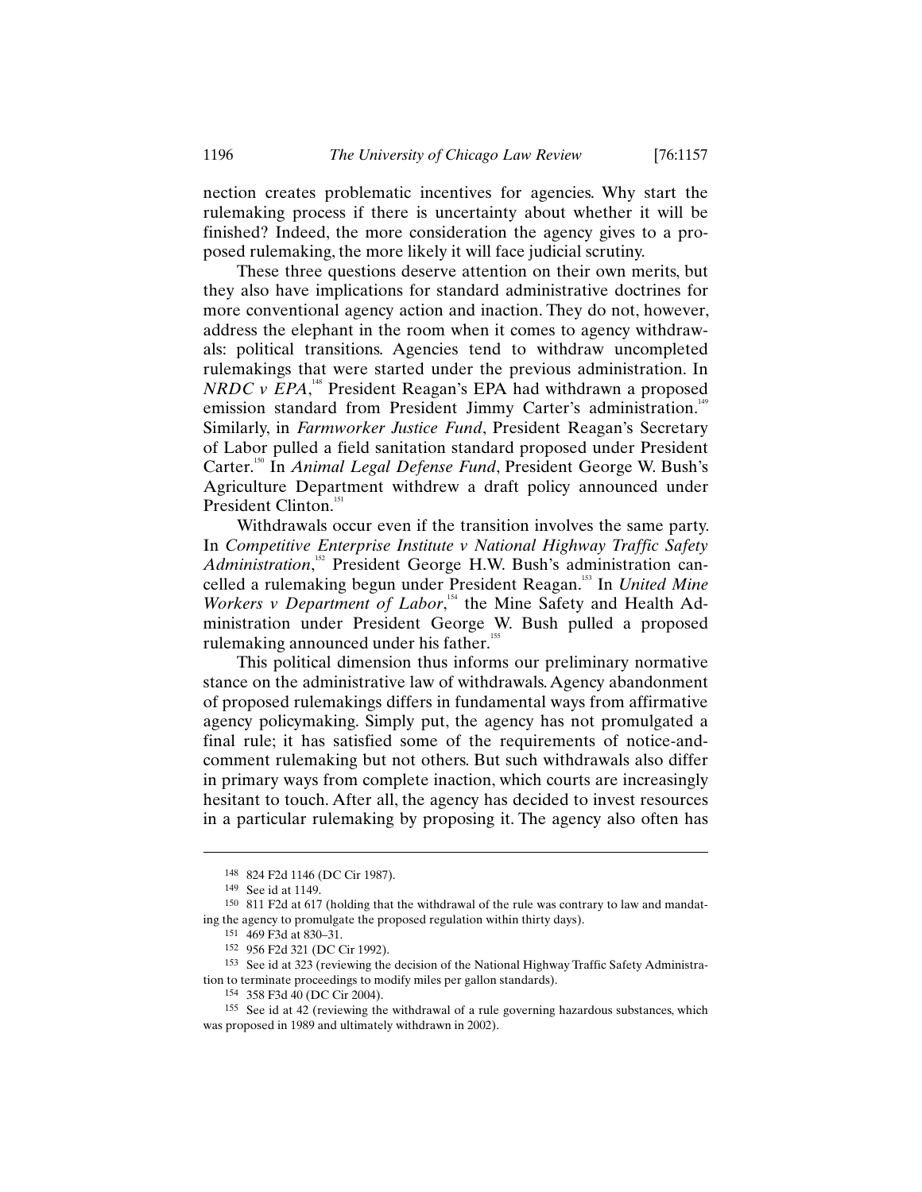nection creates problematic incentives for agencies. Why start the rulemaking process if there is uncertainty about whether it will be finished? Indeed, the more consideration the agency gives to a proposed rulemaking, the more likely it will face judicial scrutiny.

These three questions deserve attention on their own merits, but they also have implications for standard administrative doctrines for more conventional agency action and inaction. They do not, however, address the elephant in the room when it comes to agency withdrawals: political transitions. Agencies tend to withdraw uncompleted rulemakings that were started under the previous administration. In *NRDC v EPA*,[148] President Reagan's EPA had withdrawn a proposed emission standard from President Jimmy Carter's administration.[149] Similarly, in *Farmworker Justice Fund*, President Reagan's Secretary of Labor pulled a field sanitation standard proposed under President Carter.[150] In *Animal Legal Defense Fund*, President George W. Bush's Agriculture Department withdrew a draft policy announced under President Clinton.[151]

Withdrawals occur even if the transition involves the same party. In *Competitive Enterprise Institute v National Highway Traffic Safety Administration*,[152] President George H.W. Bush's administration cancelled a rulemaking begun under President Reagan.[153] In *United Mine Workers v Department of Labor*,[154] the Mine Safety and Health Administration under President George W. Bush pulled a proposed rulemaking announced under his father.[155]

This political dimension thus informs our preliminary normative stance on the administrative law of withdrawals. Agency abandonment of proposed rulemakings differs in fundamental ways from affirmative agency policymaking. Simply put, the agency has not promulgated a final rule; it has satisfied some of the requirements of notice-and-comment rulemaking but not others. But such withdrawals also differ in primary ways from complete inaction, which courts are increasingly hesitant to touch. After all, the agency has decided to invest resources in a particular rulemaking by proposing it. The agency also often has

---

148 824 F2d 1146 (DC Cir 1987).

149 See id at 1149.

150 811 F2d at 617 (holding that the withdrawal of the rule was contrary to law and mandating the agency to promulgate the proposed regulation within thirty days).

151 469 F3d at 830–31.

152 956 F2d 321 (DC Cir 1992).

153 See id at 323 (reviewing the decision of the National Highway Traffic Safety Administration to terminate proceedings to modify miles per gallon standards).

154 358 F3d 40 (DC Cir 2004).

155 See id at 42 (reviewing the withdrawal of a rule governing hazardous substances, which was proposed in 1989 and ultimately withdrawn in 2002).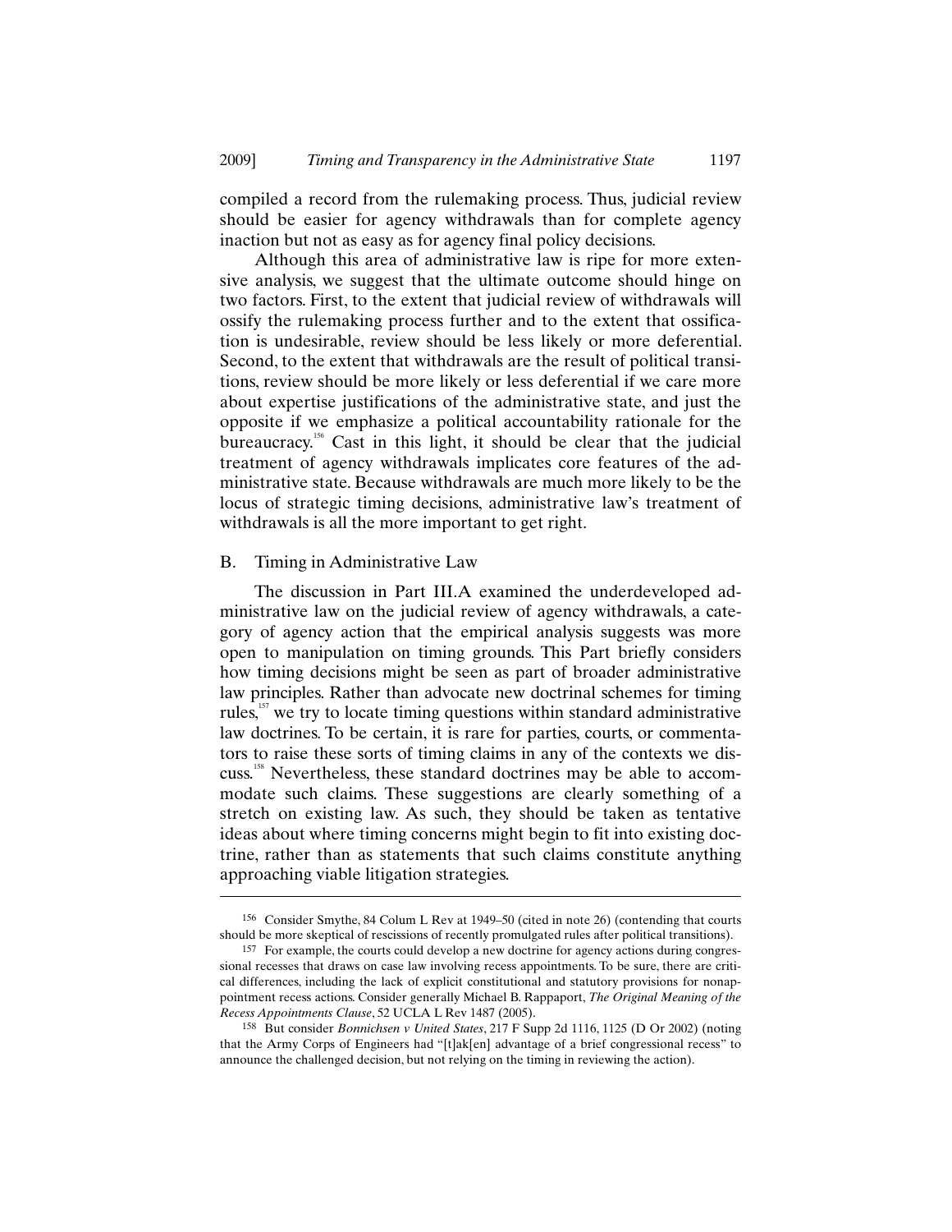compiled a record from the rulemaking process. Thus, judicial review should be easier for agency withdrawals than for complete agency inaction but not as easy as for agency final policy decisions.

Although this area of administrative law is ripe for more extensive analysis, we suggest that the ultimate outcome should hinge on two factors. First, to the extent that judicial review of withdrawals will ossify the rulemaking process further and to the extent that ossification is undesirable, review should be less likely or more deferential. Second, to the extent that withdrawals are the result of political transitions, review should be more likely or less deferential if we care more about expertise justifications of the administrative state, and just the opposite if we emphasize a political accountability rationale for the bureaucracy.[156] Cast in this light, it should be clear that the judicial treatment of agency withdrawals implicates core features of the administrative state. Because withdrawals are much more likely to be the locus of strategic timing decisions, administrative law's treatment of withdrawals is all the more important to get right.

## B. Timing in Administrative Law

The discussion in Part III.A examined the underdeveloped administrative law on the judicial review of agency withdrawals, a category of agency action that the empirical analysis suggests was more open to manipulation on timing grounds. This Part briefly considers how timing decisions might be seen as part of broader administrative law principles. Rather than advocate new doctrinal schemes for timing rules,[157] we try to locate timing questions within standard administrative law doctrines. To be certain, it is rare for parties, courts, or commentators to raise these sorts of timing claims in any of the contexts we discuss.[158] Nevertheless, these standard doctrines may be able to accommodate such claims. These suggestions are clearly something of a stretch on existing law. As such, they should be taken as tentative ideas about where timing concerns might begin to fit into existing doctrine, rather than as statements that such claims constitute anything approaching viable litigation strategies.

---

156 Consider Smythe, 84 Colum L Rev at 1949–50 (cited in note 26) (contending that courts should be more skeptical of rescissions of recently promulgated rules after political transitions).

157 For example, the courts could develop a new doctrine for agency actions during congressional recesses that draws on case law involving recess appointments. To be sure, there are critical differences, including the lack of explicit constitutional and statutory provisions for nonappointment recess actions. Consider generally Michael B. Rappaport, *The Original Meaning of the Recess Appointments Clause*, 52 UCLA L Rev 1487 (2005).

158 But consider *Bonnichsen v United States*, 217 F Supp 2d 1116, 1125 (D Or 2002) (noting that the Army Corps of Engineers had "[t]ak[en] advantage of a brief congressional recess" to announce the challenged decision, but not relying on the timing in reviewing the action).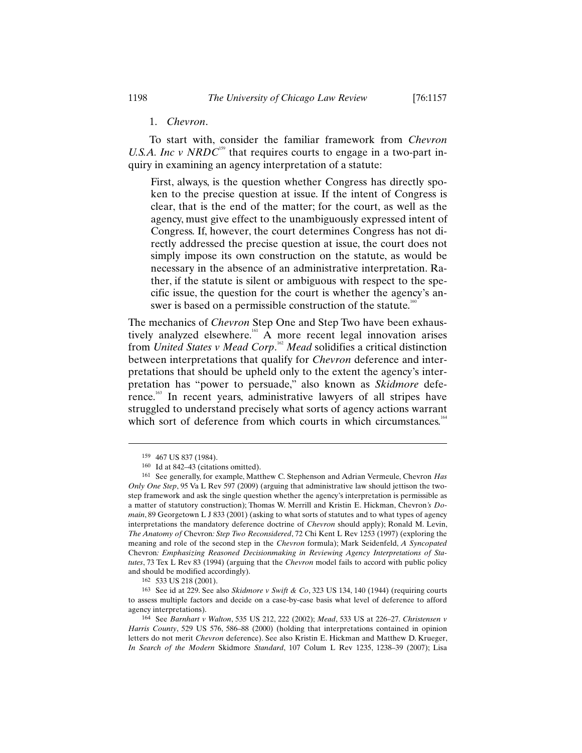### 1. *Chevron*.

To start with, consider the familiar framework from *Chevron U.S.A. Inc v NRDC*[159] that requires courts to engage in a two-part inquiry in examining an agency interpretation of a statute:

> First, always, is the question whether Congress has directly spoken to the precise question at issue. If the intent of Congress is clear, that is the end of the matter; for the court, as well as the agency, must give effect to the unambiguously expressed intent of Congress. If, however, the court determines Congress has not directly addressed the precise question at issue, the court does not simply impose its own construction on the statute, as would be necessary in the absence of an administrative interpretation. Rather, if the statute is silent or ambiguous with respect to the specific issue, the question for the court is whether the agency's answer is based on a permissible construction of the statute.[160]

The mechanics of *Chevron* Step One and Step Two have been exhaustively analyzed elsewhere.[161] A more recent legal innovation arises from *United States v Mead Corp*.[162] *Mead* solidifies a critical distinction between interpretations that qualify for *Chevron* deference and interpretations that should be upheld only to the extent the agency's interpretation has "power to persuade," also known as *Skidmore* deference.[163] In recent years, administrative lawyers of all stripes have struggled to understand precisely what sorts of agency actions warrant which sort of deference from which courts in which circumstances.[164]

---

159 467 US 837 (1984).

160 Id at 842–43 (citations omitted).

161 See generally, for example, Matthew C. Stephenson and Adrian Vermeule, Chevron *Has Only One Step*, 95 Va L Rev 597 (2009) (arguing that administrative law should jettison the two-step framework and ask the single question whether the agency's interpretation is permissible as a matter of statutory construction); Thomas W. Merrill and Kristin E. Hickman, Chevron*'s Domain*, 89 Georgetown L J 833 (2001) (asking to what sorts of statutes and to what types of agency interpretations the mandatory deference doctrine of *Chevron* should apply); Ronald M. Levin, *The Anatomy of* Chevron*: Step Two Reconsidered*, 72 Chi Kent L Rev 1253 (1997) (exploring the meaning and role of the second step in the *Chevron* formula); Mark Seidenfeld, *A Syncopated* Chevron*: Emphasizing Reasoned Decisionmaking in Reviewing Agency Interpretations of Statutes*, 73 Tex L Rev 83 (1994) (arguing that the *Chevron* model fails to accord with public policy and should be modified accordingly).

162 533 US 218 (2001).

163 See id at 229. See also *Skidmore v Swift & Co*, 323 US 134, 140 (1944) (requiring courts to assess multiple factors and decide on a case-by-case basis what level of deference to afford agency interpretations).

164 See *Barnhart v Walton*, 535 US 212, 222 (2002); *Mead*, 533 US at 226–27. *Christensen v Harris County*, 529 US 576, 586–88 (2000) (holding that interpretations contained in opinion letters do not merit *Chevron* deference). See also Kristin E. Hickman and Matthew D. Krueger, *In Search of the Modern* Skidmore *Standard*, 107 Colum L Rev 1235, 1238–39 (2007); Lisa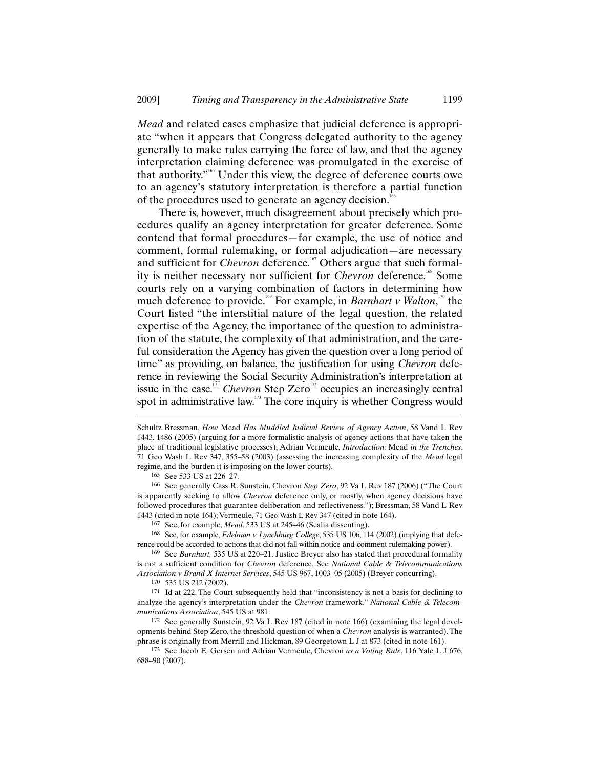*Mead* and related cases emphasize that judicial deference is appropriate "when it appears that Congress delegated authority to the agency generally to make rules carrying the force of law, and that the agency interpretation claiming deference was promulgated in the exercise of that authority."[165] Under this view, the degree of deference courts owe to an agency's statutory interpretation is therefore a partial function of the procedures used to generate an agency decision.[166]

There is, however, much disagreement about precisely which procedures qualify an agency interpretation for greater deference. Some contend that formal procedures—for example, the use of notice and comment, formal rulemaking, or formal adjudication—are necessary and sufficient for *Chevron* deference.[167] Others argue that such formality is neither necessary nor sufficient for *Chevron* deference.[168] Some courts rely on a varying combination of factors in determining how much deference to provide.[169] For example, in *Barnhart v Walton*,[170] the Court listed "the interstitial nature of the legal question, the related expertise of the Agency, the importance of the question to administration of the statute, the complexity of that administration, and the careful consideration the Agency has given the question over a long period of time" as providing, on balance, the justification for using *Chevron* deference in reviewing the Social Security Administration's interpretation at issue in the case.[171] *Chevron* Step Zero[172] occupies an increasingly central spot in administrative law.[173] The core inquiry is whether Congress would

---

Schultz Bressman, *How* Mead *Has Muddled Judicial Review of Agency Action*, 58 Vand L Rev 1443, 1486 (2005) (arguing for a more formalistic analysis of agency actions that have taken the place of traditional legislative processes); Adrian Vermeule, *Introduction:* Mead *in the Trenches*, 71 Geo Wash L Rev 347, 355–58 (2003) (assessing the increasing complexity of the *Mead* legal regime, and the burden it is imposing on the lower courts).

165 See 533 US at 226–27.

166 See generally Cass R. Sunstein, Chevron *Step Zero*, 92 Va L Rev 187 (2006) ("The Court is apparently seeking to allow *Chevron* deference only, or mostly, when agency decisions have followed procedures that guarantee deliberation and reflectiveness."); Bressman, 58 Vand L Rev 1443 (cited in note 164); Vermeule, 71 Geo Wash L Rev 347 (cited in note 164).

167 See, for example, *Mead*, 533 US at 245–46 (Scalia dissenting).

168 See, for example, *Edelman v Lynchburg College*, 535 US 106, 114 (2002) (implying that deference could be accorded to actions that did not fall within notice-and-comment rulemaking power).

169 See *Barnhart,* 535 US at 220–21. Justice Breyer also has stated that procedural formality is not a sufficient condition for *Chevron* deference. See *National Cable & Telecommunications Association v Brand X Internet Services*, 545 US 967, 1003–05 (2005) (Breyer concurring).

170 535 US 212 (2002).

171 Id at 222. The Court subsequently held that "inconsistency is not a basis for declining to analyze the agency's interpretation under the *Chevron* framework." *National Cable & Telecommunications Association*, 545 US at 981.

172 See generally Sunstein, 92 Va L Rev 187 (cited in note 166) (examining the legal developments behind Step Zero, the threshold question of when a *Chevron* analysis is warranted). The phrase is originally from Merrill and Hickman, 89 Georgetown L J at 873 (cited in note 161).

173 See Jacob E. Gersen and Adrian Vermeule, Chevron *as a Voting Rule*, 116 Yale L J 676, 688–90 (2007).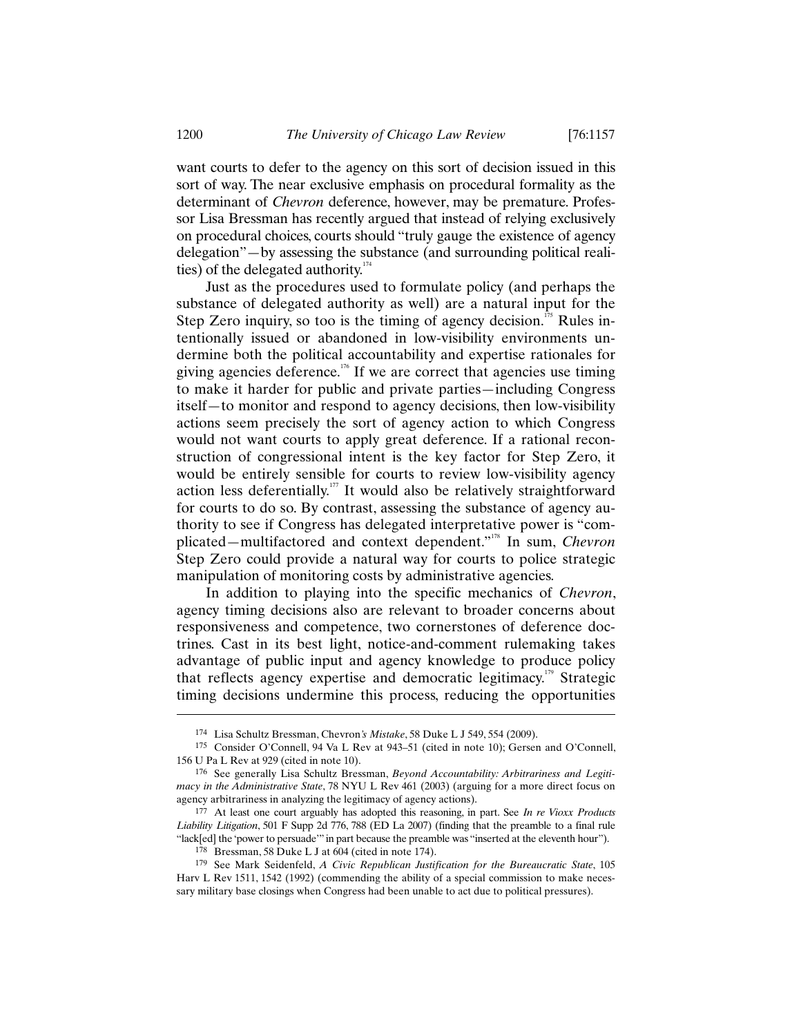want courts to defer to the agency on this sort of decision issued in this sort of way. The near exclusive emphasis on procedural formality as the determinant of *Chevron* deference, however, may be premature. Professor Lisa Bressman has recently argued that instead of relying exclusively on procedural choices, courts should "truly gauge the existence of agency delegation"—by assessing the substance (and surrounding political realities) of the delegated authority.[174]

Just as the procedures used to formulate policy (and perhaps the substance of delegated authority as well) are a natural input for the Step Zero inquiry, so too is the timing of agency decision.[175] Rules intentionally issued or abandoned in low-visibility environments undermine both the political accountability and expertise rationales for giving agencies deference.[176] If we are correct that agencies use timing to make it harder for public and private parties—including Congress itself—to monitor and respond to agency decisions, then low-visibility actions seem precisely the sort of agency action to which Congress would not want courts to apply great deference. If a rational reconstruction of congressional intent is the key factor for Step Zero, it would be entirely sensible for courts to review low-visibility agency action less deferentially.[177] It would also be relatively straightforward for courts to do so. By contrast, assessing the substance of agency authority to see if Congress has delegated interpretative power is "complicated—multifactored and context dependent."[178] In sum, *Chevron* Step Zero could provide a natural way for courts to police strategic manipulation of monitoring costs by administrative agencies.

In addition to playing into the specific mechanics of *Chevron*, agency timing decisions also are relevant to broader concerns about responsiveness and competence, two cornerstones of deference doctrines. Cast in its best light, notice-and-comment rulemaking takes advantage of public input and agency knowledge to produce policy that reflects agency expertise and democratic legitimacy.[179] Strategic timing decisions undermine this process, reducing the opportunities

---

174 Lisa Schultz Bressman, Chevron*'s Mistake*, 58 Duke L J 549, 554 (2009).

175 Consider O'Connell, 94 Va L Rev at 943–51 (cited in note 10); Gersen and O'Connell, 156 U Pa L Rev at 929 (cited in note 10).

176 See generally Lisa Schultz Bressman, *Beyond Accountability: Arbitrariness and Legitimacy in the Administrative State*, 78 NYU L Rev 461 (2003) (arguing for a more direct focus on agency arbitrariness in analyzing the legitimacy of agency actions).

177 At least one court arguably has adopted this reasoning, in part. See *In re Vioxx Products Liability Litigation*, 501 F Supp 2d 776, 788 (ED La 2007) (finding that the preamble to a final rule "lack[ed] the 'power to persuade'" in part because the preamble was "inserted at the eleventh hour").

178 Bressman, 58 Duke L J at 604 (cited in note 174).

179 See Mark Seidenfeld, *A Civic Republican Justification for the Bureaucratic State*, 105 Harv L Rev 1511, 1542 (1992) (commending the ability of a special commission to make necessary military base closings when Congress had been unable to act due to political pressures).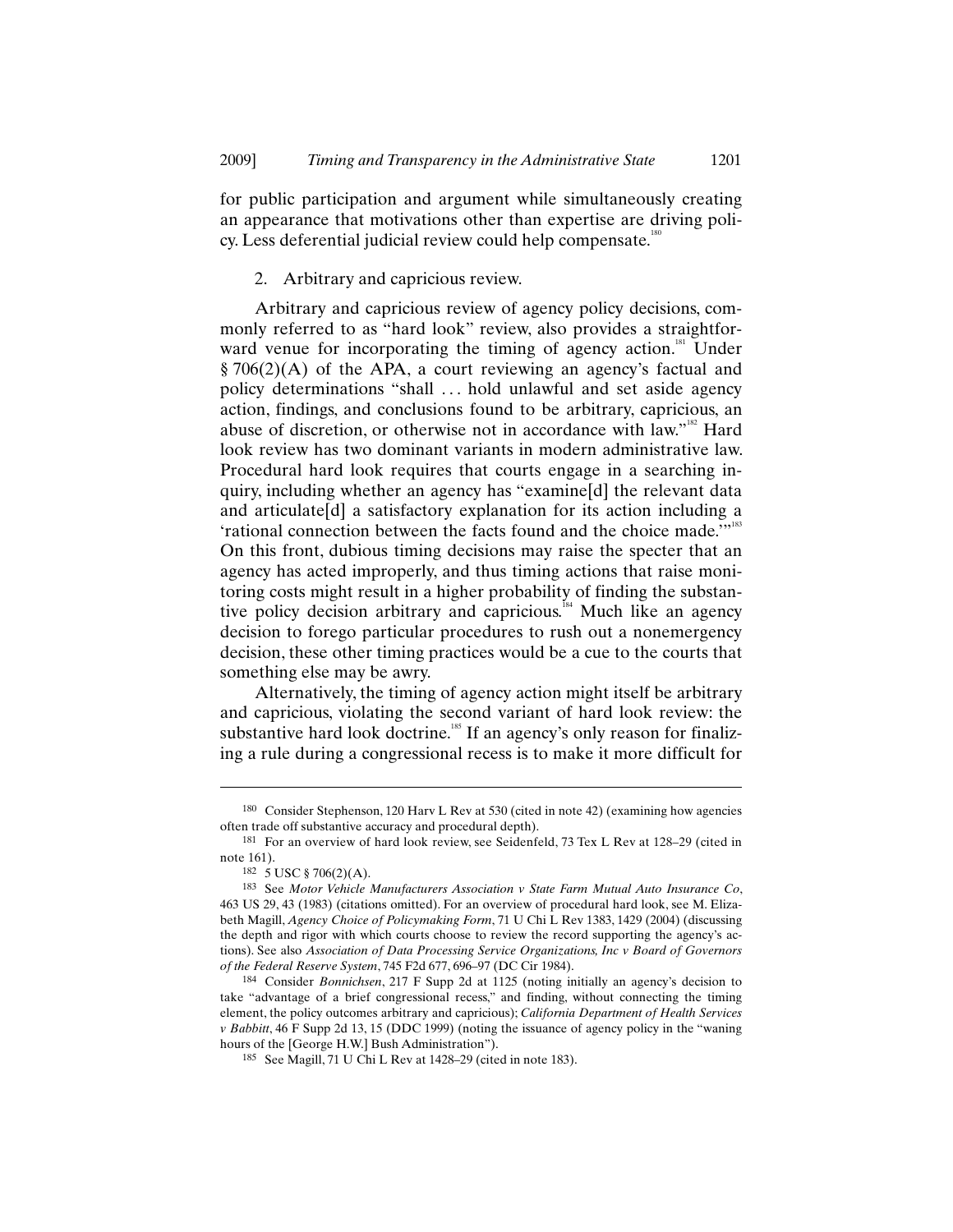for public participation and argument while simultaneously creating an appearance that motivations other than expertise are driving policy. Less deferential judicial review could help compensate.[180]

2. Arbitrary and capricious review.

Arbitrary and capricious review of agency policy decisions, commonly referred to as "hard look" review, also provides a straightforward venue for incorporating the timing of agency action.[181] Under § 706(2)(A) of the APA, a court reviewing an agency's factual and policy determinations "shall … hold unlawful and set aside agency action, findings, and conclusions found to be arbitrary, capricious, an abuse of discretion, or otherwise not in accordance with law."[182] Hard look review has two dominant variants in modern administrative law. Procedural hard look requires that courts engage in a searching inquiry, including whether an agency has "examine[d] the relevant data and articulate[d] a satisfactory explanation for its action including a 'rational connection between the facts found and the choice made.'"[183] On this front, dubious timing decisions may raise the specter that an agency has acted improperly, and thus timing actions that raise monitoring costs might result in a higher probability of finding the substantive policy decision arbitrary and capricious.[184] Much like an agency decision to forego particular procedures to rush out a nonemergency decision, these other timing practices would be a cue to the courts that something else may be awry.

Alternatively, the timing of agency action might itself be arbitrary and capricious, violating the second variant of hard look review: the substantive hard look doctrine.[185] If an agency's only reason for finalizing a rule during a congressional recess is to make it more difficult for

---

180 Consider Stephenson, 120 Harv L Rev at 530 (cited in note 42) (examining how agencies often trade off substantive accuracy and procedural depth).

181 For an overview of hard look review, see Seidenfeld, 73 Tex L Rev at 128–29 (cited in note 161).

182 5 USC § 706(2)(A).

183 See *Motor Vehicle Manufacturers Association v State Farm Mutual Auto Insurance Co*, 463 US 29, 43 (1983) (citations omitted). For an overview of procedural hard look, see M. Elizabeth Magill, *Agency Choice of Policymaking Form*, 71 U Chi L Rev 1383, 1429 (2004) (discussing the depth and rigor with which courts choose to review the record supporting the agency's actions). See also *Association of Data Processing Service Organizations, Inc v Board of Governors of the Federal Reserve System*, 745 F2d 677, 696–97 (DC Cir 1984).

184 Consider *Bonnichsen*, 217 F Supp 2d at 1125 (noting initially an agency's decision to take "advantage of a brief congressional recess," and finding, without connecting the timing element, the policy outcomes arbitrary and capricious); *California Department of Health Services v Babbitt*, 46 F Supp 2d 13, 15 (DDC 1999) (noting the issuance of agency policy in the "waning hours of the [George H.W.] Bush Administration").

185 See Magill, 71 U Chi L Rev at 1428–29 (cited in note 183).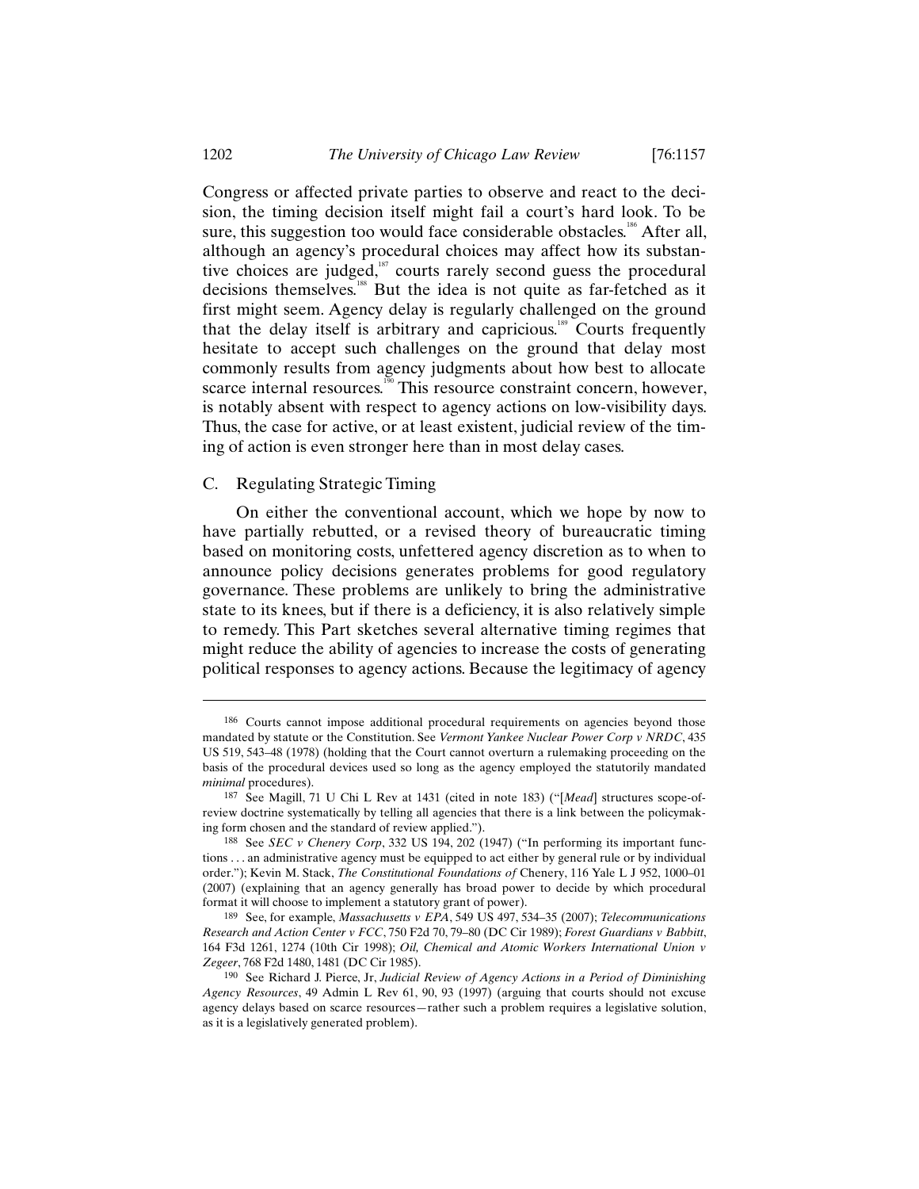Congress or affected private parties to observe and react to the decision, the timing decision itself might fail a court's hard look. To be sure, this suggestion too would face considerable obstacles.[186] After all, although an agency's procedural choices may affect how its substantive choices are judged,[187] courts rarely second guess the procedural decisions themselves.[188] But the idea is not quite as far-fetched as it first might seem. Agency delay is regularly challenged on the ground that the delay itself is arbitrary and capricious.[189] Courts frequently hesitate to accept such challenges on the ground that delay most commonly results from agency judgments about how best to allocate scarce internal resources.[190] This resource constraint concern, however, is notably absent with respect to agency actions on low-visibility days. Thus, the case for active, or at least existent, judicial review of the timing of action is even stronger here than in most delay cases.

### C. Regulating Strategic Timing

On either the conventional account, which we hope by now to have partially rebutted, or a revised theory of bureaucratic timing based on monitoring costs, unfettered agency discretion as to when to announce policy decisions generates problems for good regulatory governance. These problems are unlikely to bring the administrative state to its knees, but if there is a deficiency, it is also relatively simple to remedy. This Part sketches several alternative timing regimes that might reduce the ability of agencies to increase the costs of generating political responses to agency actions. Because the legitimacy of agency

---

186 Courts cannot impose additional procedural requirements on agencies beyond those mandated by statute or the Constitution. See *Vermont Yankee Nuclear Power Corp v NRDC*, 435 US 519, 543–48 (1978) (holding that the Court cannot overturn a rulemaking proceeding on the basis of the procedural devices used so long as the agency employed the statutorily mandated *minimal* procedures).

187 See Magill, 71 U Chi L Rev at 1431 (cited in note 183) ("[*Mead*] structures scope-of-review doctrine systematically by telling all agencies that there is a link between the policymaking form chosen and the standard of review applied.").

188 See *SEC v Chenery Corp*, 332 US 194, 202 (1947) ("In performing its important functions . . . an administrative agency must be equipped to act either by general rule or by individual order."); Kevin M. Stack, *The Constitutional Foundations of* Chenery, 116 Yale L J 952, 1000–01 (2007) (explaining that an agency generally has broad power to decide by which procedural format it will choose to implement a statutory grant of power).

189 See, for example, *Massachusetts v EPA*, 549 US 497, 534–35 (2007); *Telecommunications Research and Action Center v FCC*, 750 F2d 70, 79–80 (DC Cir 1989); *Forest Guardians v Babbitt*, 164 F3d 1261, 1274 (10th Cir 1998); *Oil, Chemical and Atomic Workers International Union v Zegeer*, 768 F2d 1480, 1481 (DC Cir 1985).

190 See Richard J. Pierce, Jr, *Judicial Review of Agency Actions in a Period of Diminishing Agency Resources*, 49 Admin L Rev 61, 90, 93 (1997) (arguing that courts should not excuse agency delays based on scarce resources—rather such a problem requires a legislative solution, as it is a legislatively generated problem).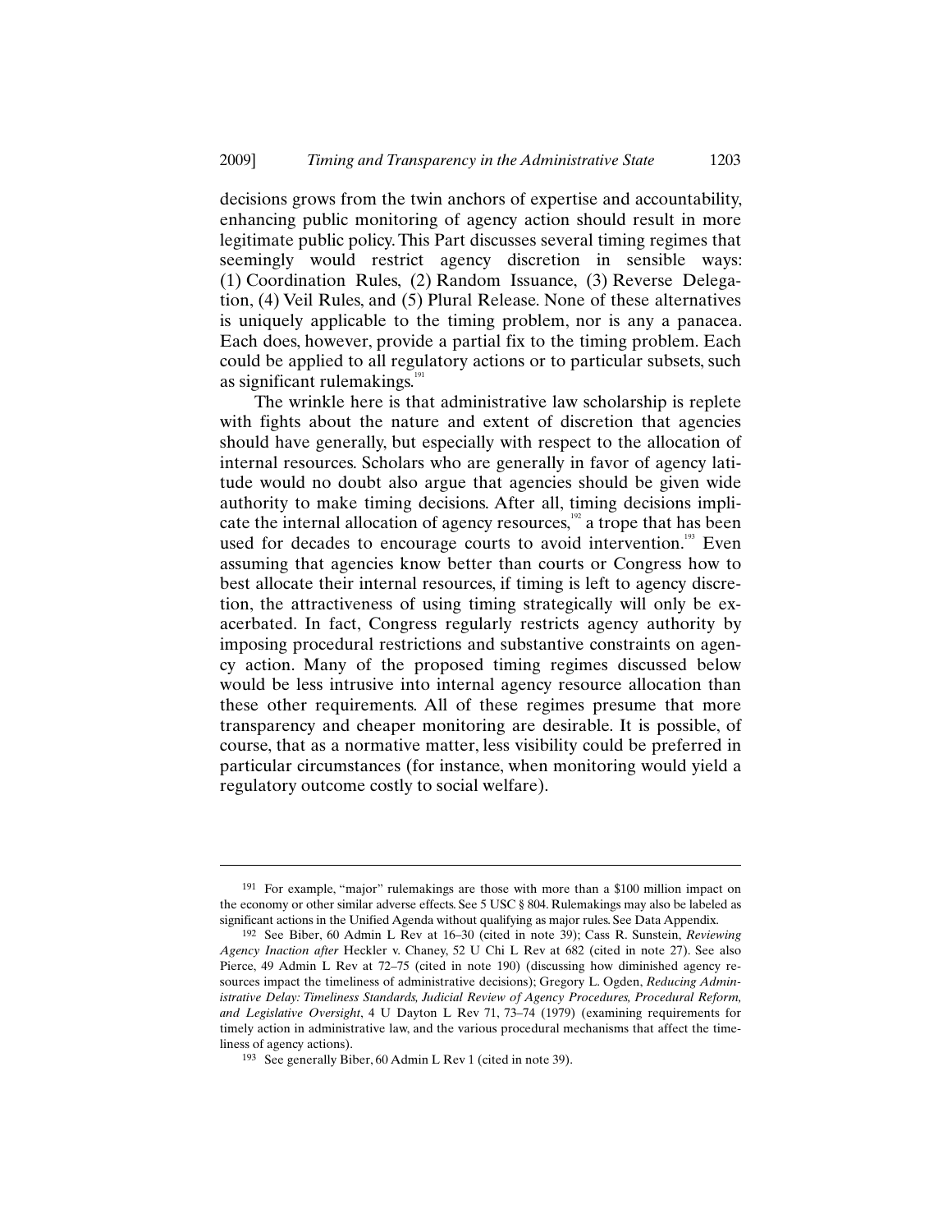decisions grows from the twin anchors of expertise and accountability, enhancing public monitoring of agency action should result in more legitimate public policy. This Part discusses several timing regimes that seemingly would restrict agency discretion in sensible ways: (1) Coordination Rules, (2) Random Issuance, (3) Reverse Delegation, (4) Veil Rules, and (5) Plural Release. None of these alternatives is uniquely applicable to the timing problem, nor is any a panacea. Each does, however, provide a partial fix to the timing problem. Each could be applied to all regulatory actions or to particular subsets, such as significant rulemakings.[191]

The wrinkle here is that administrative law scholarship is replete with fights about the nature and extent of discretion that agencies should have generally, but especially with respect to the allocation of internal resources. Scholars who are generally in favor of agency latitude would no doubt also argue that agencies should be given wide authority to make timing decisions. After all, timing decisions implicate the internal allocation of agency resources,[192] a trope that has been used for decades to encourage courts to avoid intervention.[193] Even assuming that agencies know better than courts or Congress how to best allocate their internal resources, if timing is left to agency discretion, the attractiveness of using timing strategically will only be exacerbated. In fact, Congress regularly restricts agency authority by imposing procedural restrictions and substantive constraints on agency action. Many of the proposed timing regimes discussed below would be less intrusive into internal agency resource allocation than these other requirements. All of these regimes presume that more transparency and cheaper monitoring are desirable. It is possible, of course, that as a normative matter, less visibility could be preferred in particular circumstances (for instance, when monitoring would yield a regulatory outcome costly to social welfare).

---

191 For example, "major" rulemakings are those with more than a $100 million impact on the economy or other similar adverse effects. See 5 USC § 804. Rulemakings may also be labeled as significant actions in the Unified Agenda without qualifying as major rules. See Data Appendix.

192 See Biber, 60 Admin L Rev at 16–30 (cited in note 39); Cass R. Sunstein, *Reviewing Agency Inaction after* Heckler v. Chaney, 52 U Chi L Rev at 682 (cited in note 27). See also Pierce, 49 Admin L Rev at 72–75 (cited in note 190) (discussing how diminished agency resources impact the timeliness of administrative decisions); Gregory L. Ogden, *Reducing Administrative Delay: Timeliness Standards, Judicial Review of Agency Procedures, Procedural Reform, and Legislative Oversight*, 4 U Dayton L Rev 71, 73–74 (1979) (examining requirements for timely action in administrative law, and the various procedural mechanisms that affect the timeliness of agency actions).

193 See generally Biber, 60 Admin L Rev 1 (cited in note 39).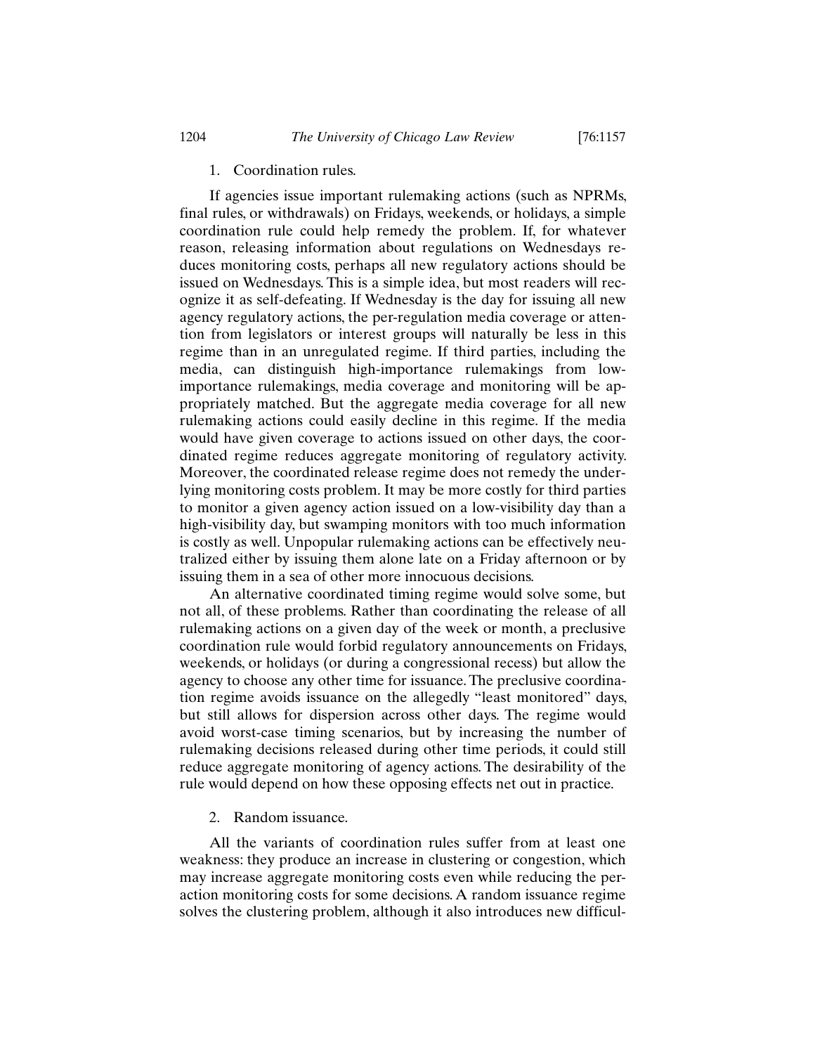### 1. Coordination rules.

If agencies issue important rulemaking actions (such as NPRMs, final rules, or withdrawals) on Fridays, weekends, or holidays, a simple coordination rule could help remedy the problem. If, for whatever reason, releasing information about regulations on Wednesdays reduces monitoring costs, perhaps all new regulatory actions should be issued on Wednesdays. This is a simple idea, but most readers will recognize it as self-defeating. If Wednesday is the day for issuing all new agency regulatory actions, the per-regulation media coverage or attention from legislators or interest groups will naturally be less in this regime than in an unregulated regime. If third parties, including the media, can distinguish high-importance rulemakings from low-importance rulemakings, media coverage and monitoring will be appropriately matched. But the aggregate media coverage for all new rulemaking actions could easily decline in this regime. If the media would have given coverage to actions issued on other days, the coordinated regime reduces aggregate monitoring of regulatory activity. Moreover, the coordinated release regime does not remedy the underlying monitoring costs problem. It may be more costly for third parties to monitor a given agency action issued on a low-visibility day than a high-visibility day, but swamping monitors with too much information is costly as well. Unpopular rulemaking actions can be effectively neutralized either by issuing them alone late on a Friday afternoon or by issuing them in a sea of other more innocuous decisions.

An alternative coordinated timing regime would solve some, but not all, of these problems. Rather than coordinating the release of all rulemaking actions on a given day of the week or month, a preclusive coordination rule would forbid regulatory announcements on Fridays, weekends, or holidays (or during a congressional recess) but allow the agency to choose any other time for issuance. The preclusive coordination regime avoids issuance on the allegedly "least monitored" days, but still allows for dispersion across other days. The regime would avoid worst-case timing scenarios, but by increasing the number of rulemaking decisions released during other time periods, it could still reduce aggregate monitoring of agency actions. The desirability of the rule would depend on how these opposing effects net out in practice.

### 2. Random issuance.

All the variants of coordination rules suffer from at least one weakness: they produce an increase in clustering or congestion, which may increase aggregate monitoring costs even while reducing the per-action monitoring costs for some decisions. A random issuance regime solves the clustering problem, although it also introduces new difficul-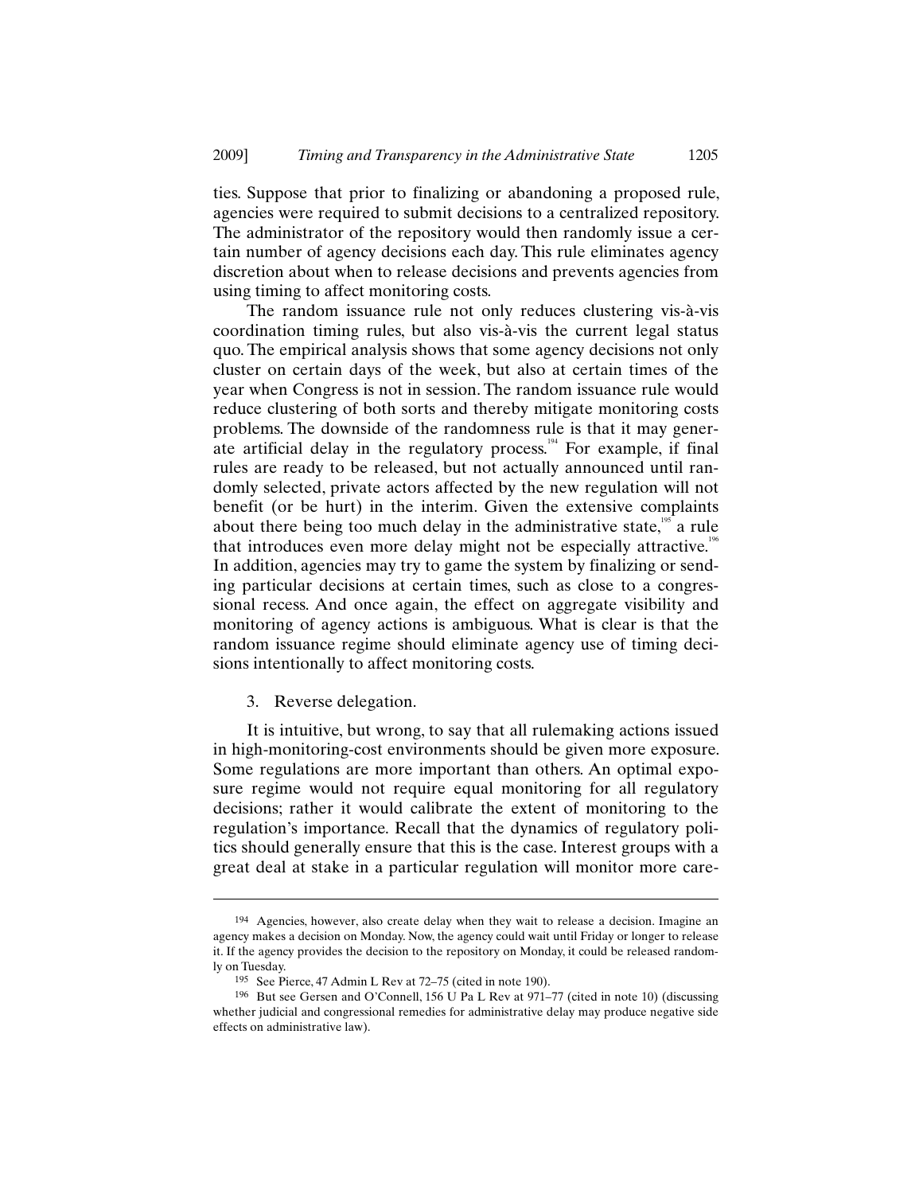ties. Suppose that prior to finalizing or abandoning a proposed rule, agencies were required to submit decisions to a centralized repository. The administrator of the repository would then randomly issue a certain number of agency decisions each day. This rule eliminates agency discretion about when to release decisions and prevents agencies from using timing to affect monitoring costs.

The random issuance rule not only reduces clustering vis-à-vis coordination timing rules, but also vis-à-vis the current legal status quo. The empirical analysis shows that some agency decisions not only cluster on certain days of the week, but also at certain times of the year when Congress is not in session. The random issuance rule would reduce clustering of both sorts and thereby mitigate monitoring costs problems. The downside of the randomness rule is that it may generate artificial delay in the regulatory process.[194] For example, if final rules are ready to be released, but not actually announced until randomly selected, private actors affected by the new regulation will not benefit (or be hurt) in the interim. Given the extensive complaints about there being too much delay in the administrative state,[195] a rule that introduces even more delay might not be especially attractive.[196] In addition, agencies may try to game the system by finalizing or sending particular decisions at certain times, such as close to a congressional recess. And once again, the effect on aggregate visibility and monitoring of agency actions is ambiguous. What is clear is that the random issuance regime should eliminate agency use of timing decisions intentionally to affect monitoring costs.

3. Reverse delegation.

It is intuitive, but wrong, to say that all rulemaking actions issued in high-monitoring-cost environments should be given more exposure. Some regulations are more important than others. An optimal exposure regime would not require equal monitoring for all regulatory decisions; rather it would calibrate the extent of monitoring to the regulation's importance. Recall that the dynamics of regulatory politics should generally ensure that this is the case. Interest groups with a great deal at stake in a particular regulation will monitor more care-

---

[194] Agencies, however, also create delay when they wait to release a decision. Imagine an agency makes a decision on Monday. Now, the agency could wait until Friday or longer to release it. If the agency provides the decision to the repository on Monday, it could be released randomly on Tuesday.

[195] See Pierce, 47 Admin L Rev at 72–75 (cited in note 190).

[196] But see Gersen and O'Connell, 156 U Pa L Rev at 971–77 (cited in note 10) (discussing whether judicial and congressional remedies for administrative delay may produce negative side effects on administrative law).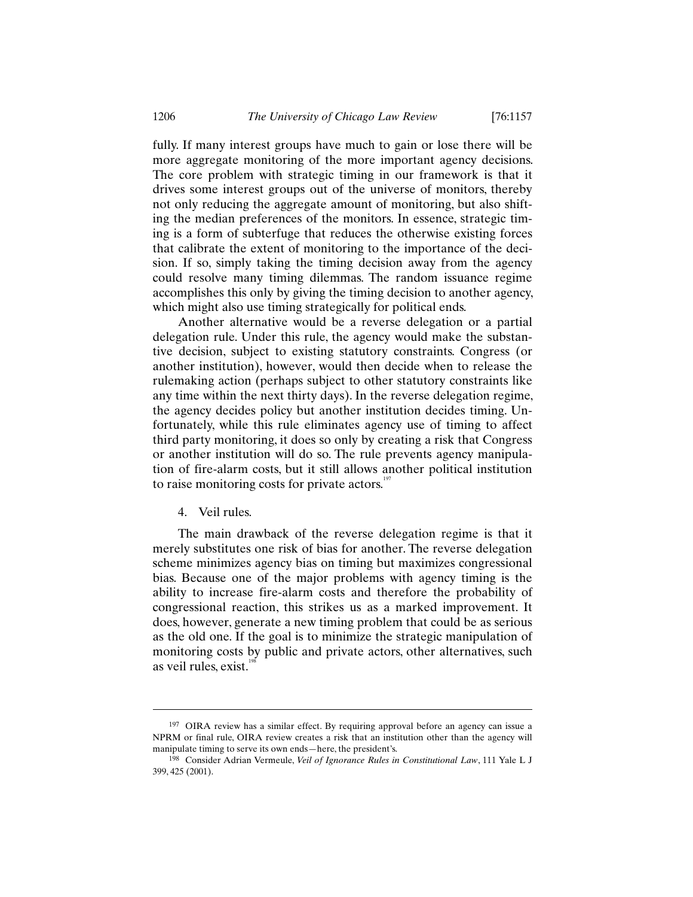fully. If many interest groups have much to gain or lose there will be more aggregate monitoring of the more important agency decisions. The core problem with strategic timing in our framework is that it drives some interest groups out of the universe of monitors, thereby not only reducing the aggregate amount of monitoring, but also shifting the median preferences of the monitors. In essence, strategic timing is a form of subterfuge that reduces the otherwise existing forces that calibrate the extent of monitoring to the importance of the decision. If so, simply taking the timing decision away from the agency could resolve many timing dilemmas. The random issuance regime accomplishes this only by giving the timing decision to another agency, which might also use timing strategically for political ends.

Another alternative would be a reverse delegation or a partial delegation rule. Under this rule, the agency would make the substantive decision, subject to existing statutory constraints. Congress (or another institution), however, would then decide when to release the rulemaking action (perhaps subject to other statutory constraints like any time within the next thirty days). In the reverse delegation regime, the agency decides policy but another institution decides timing. Unfortunately, while this rule eliminates agency use of timing to affect third party monitoring, it does so only by creating a risk that Congress or another institution will do so. The rule prevents agency manipulation of fire-alarm costs, but it still allows another political institution to raise monitoring costs for private actors.[197]

4. Veil rules.

The main drawback of the reverse delegation regime is that it merely substitutes one risk of bias for another. The reverse delegation scheme minimizes agency bias on timing but maximizes congressional bias. Because one of the major problems with agency timing is the ability to increase fire-alarm costs and therefore the probability of congressional reaction, this strikes us as a marked improvement. It does, however, generate a new timing problem that could be as serious as the old one. If the goal is to minimize the strategic manipulation of monitoring costs by public and private actors, other alternatives, such as veil rules, exist.[198]

---

[197] OIRA review has a similar effect. By requiring approval before an agency can issue a NPRM or final rule, OIRA review creates a risk that an institution other than the agency will manipulate timing to serve its own ends—here, the president's.

[198] Consider Adrian Vermeule, *Veil of Ignorance Rules in Constitutional Law*, 111 Yale L J 399, 425 (2001).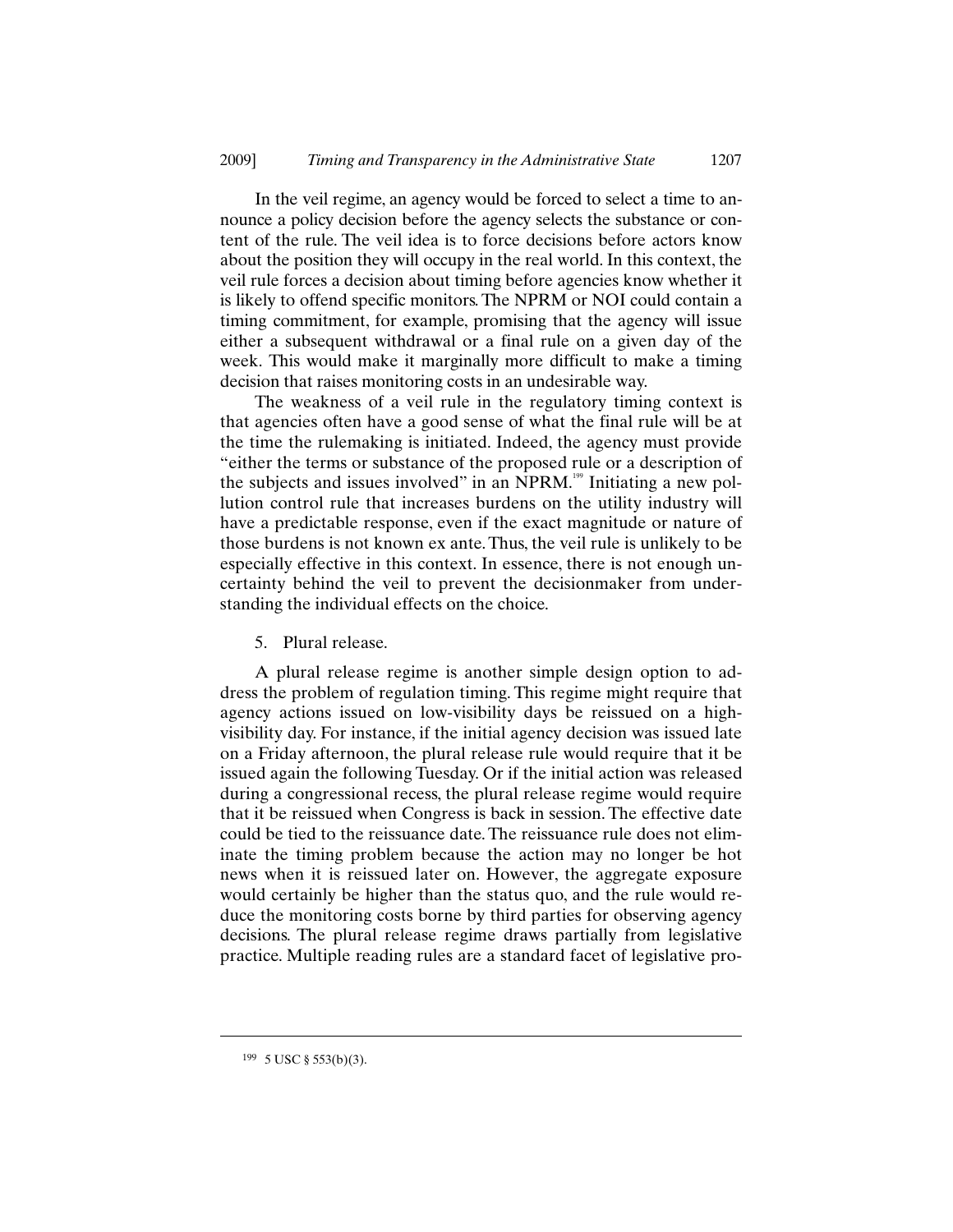In the veil regime, an agency would be forced to select a time to announce a policy decision before the agency selects the substance or content of the rule. The veil idea is to force decisions before actors know about the position they will occupy in the real world. In this context, the veil rule forces a decision about timing before agencies know whether it is likely to offend specific monitors. The NPRM or NOI could contain a timing commitment, for example, promising that the agency will issue either a subsequent withdrawal or a final rule on a given day of the week. This would make it marginally more difficult to make a timing decision that raises monitoring costs in an undesirable way.

The weakness of a veil rule in the regulatory timing context is that agencies often have a good sense of what the final rule will be at the time the rulemaking is initiated. Indeed, the agency must provide "either the terms or substance of the proposed rule or a description of the subjects and issues involved" in an NPRM.[199] Initiating a new pollution control rule that increases burdens on the utility industry will have a predictable response, even if the exact magnitude or nature of those burdens is not known ex ante. Thus, the veil rule is unlikely to be especially effective in this context. In essence, there is not enough uncertainty behind the veil to prevent the decisionmaker from understanding the individual effects on the choice.

5. Plural release.

A plural release regime is another simple design option to address the problem of regulation timing. This regime might require that agency actions issued on low-visibility days be reissued on a high-visibility day. For instance, if the initial agency decision was issued late on a Friday afternoon, the plural release rule would require that it be issued again the following Tuesday. Or if the initial action was released during a congressional recess, the plural release regime would require that it be reissued when Congress is back in session. The effective date could be tied to the reissuance date. The reissuance rule does not eliminate the timing problem because the action may no longer be hot news when it is reissued later on. However, the aggregate exposure would certainly be higher than the status quo, and the rule would reduce the monitoring costs borne by third parties for observing agency decisions. The plural release regime draws partially from legislative practice. Multiple reading rules are a standard facet of legislative pro-

---

[199] 5 USC § 553(b)(3).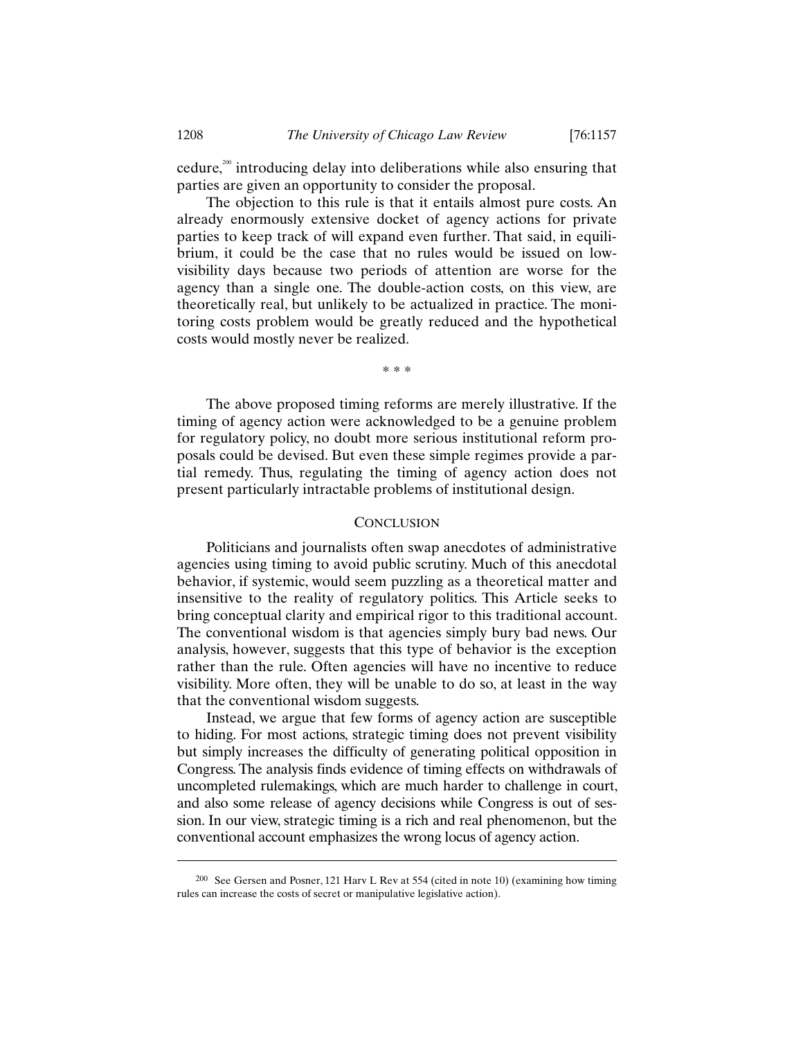cedure,[200] introducing delay into deliberations while also ensuring that parties are given an opportunity to consider the proposal.

The objection to this rule is that it entails almost pure costs. An already enormously extensive docket of agency actions for private parties to keep track of will expand even further. That said, in equilibrium, it could be the case that no rules would be issued on low-visibility days because two periods of attention are worse for the agency than a single one. The double-action costs, on this view, are theoretically real, but unlikely to be actualized in practice. The monitoring costs problem would be greatly reduced and the hypothetical costs would mostly never be realized.

\* \* \*

The above proposed timing reforms are merely illustrative. If the timing of agency action were acknowledged to be a genuine problem for regulatory policy, no doubt more serious institutional reform proposals could be devised. But even these simple regimes provide a partial remedy. Thus, regulating the timing of agency action does not present particularly intractable problems of institutional design.

## CONCLUSION

Politicians and journalists often swap anecdotes of administrative agencies using timing to avoid public scrutiny. Much of this anecdotal behavior, if systemic, would seem puzzling as a theoretical matter and insensitive to the reality of regulatory politics. This Article seeks to bring conceptual clarity and empirical rigor to this traditional account. The conventional wisdom is that agencies simply bury bad news. Our analysis, however, suggests that this type of behavior is the exception rather than the rule. Often agencies will have no incentive to reduce visibility. More often, they will be unable to do so, at least in the way that the conventional wisdom suggests.

Instead, we argue that few forms of agency action are susceptible to hiding. For most actions, strategic timing does not prevent visibility but simply increases the difficulty of generating political opposition in Congress. The analysis finds evidence of timing effects on withdrawals of uncompleted rulemakings, which are much harder to challenge in court, and also some release of agency decisions while Congress is out of session. In our view, strategic timing is a rich and real phenomenon, but the conventional account emphasizes the wrong locus of agency action.

---

[200] See Gersen and Posner, 121 Harv L Rev at 554 (cited in note 10) (examining how timing rules can increase the costs of secret or manipulative legislative action).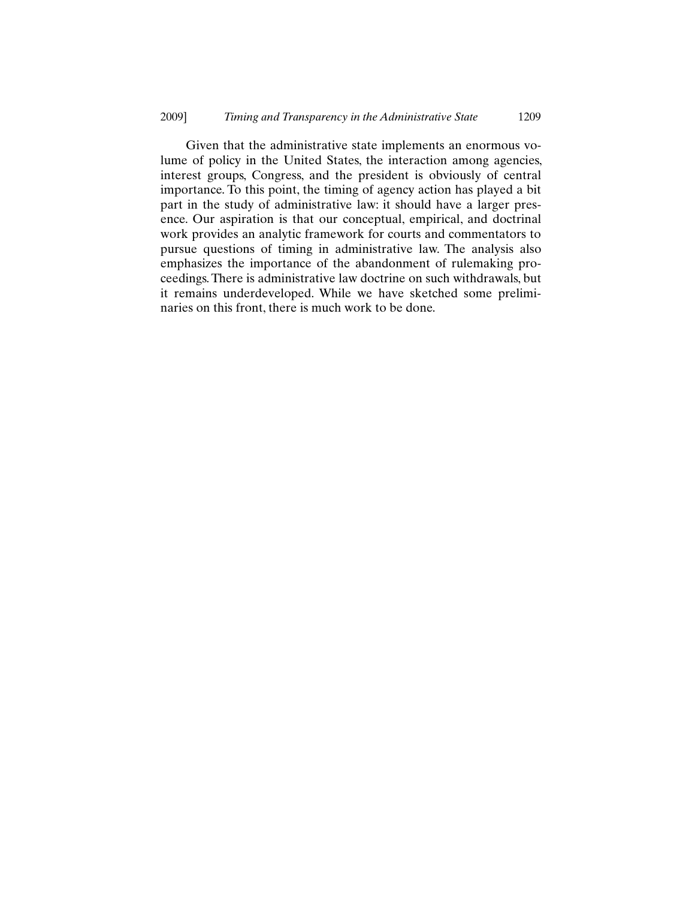Given that the administrative state implements an enormous volume of policy in the United States, the interaction among agencies, interest groups, Congress, and the president is obviously of central importance. To this point, the timing of agency action has played a bit part in the study of administrative law: it should have a larger presence. Our aspiration is that our conceptual, empirical, and doctrinal work provides an analytic framework for courts and commentators to pursue questions of timing in administrative law. The analysis also emphasizes the importance of the abandonment of rulemaking proceedings. There is administrative law doctrine on such withdrawals, but it remains underdeveloped. While we have sketched some preliminaries on this front, there is much work to be done.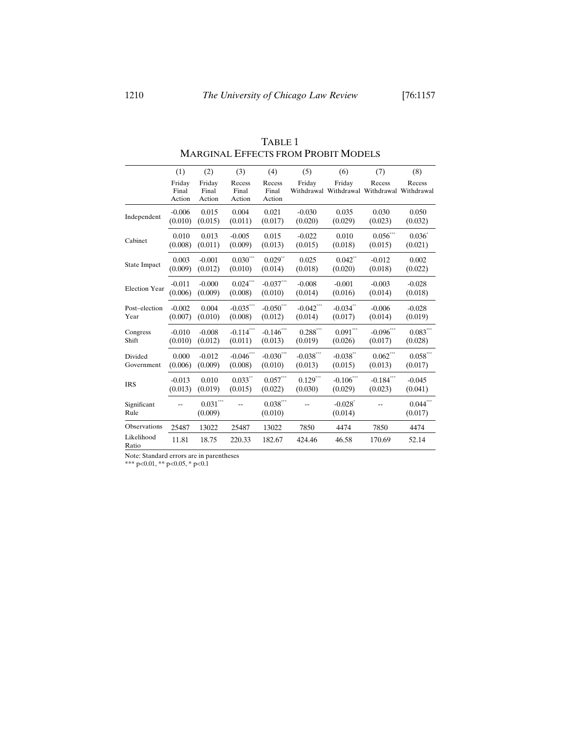TABLE 1
MARGINAL EFFECTS FROM PROBIT MODELS

| | (1) Friday Final Action | (2) Friday Final Action | (3) Recess Final Action | (4) Recess Final Action | (5) Friday Withdrawal | (6) Friday Withdrawal | (7) Recess Withdrawal | (8) Recess Withdrawal |
|---|---|---|---|---|---|---|---|---|
| Independent | -0.006 (0.010) | 0.015 (0.015) | 0.004 (0.011) | 0.021 (0.017) | -0.030 (0.020) | 0.035 (0.029) | 0.030 (0.023) | 0.050 (0.032) |
| Cabinet | 0.010 (0.008) | 0.013 (0.011) | -0.005 (0.009) | 0.015 (0.013) | -0.022 (0.015) | 0.010 (0.018) | 0.056*** (0.015) | 0.036* (0.021) |
| State Impact | 0.003 (0.009) | -0.001 (0.012) | 0.030*** (0.010) | 0.029** (0.014) | 0.025 (0.018) | 0.042** (0.020) | -0.012 (0.018) | 0.002 (0.022) |
| Election Year | -0.011 (0.006) | -0.000 (0.009) | 0.024*** (0.008) | -0.037*** (0.010) | -0.008 (0.014) | -0.001 (0.016) | -0.003 (0.014) | -0.028 (0.018) |
| Post–election Year | -0.002 (0.007) | 0.004 (0.010) | -0.035*** (0.008) | -0.050*** (0.012) | -0.042*** (0.014) | -0.034** (0.017) | -0.006 (0.014) | -0.028 (0.019) |
| Congress Shift | -0.010 (0.010) | -0.008 (0.012) | -0.114*** (0.011) | -0.146*** (0.013) | 0.288*** (0.019) | 0.091*** (0.026) | -0.096*** (0.017) | 0.083*** (0.028) |
| Divided Government | 0.000 (0.006) | -0.012 (0.009) | -0.046*** (0.008) | -0.030*** (0.010) | -0.038*** (0.013) | -0.038** (0.015) | 0.062*** (0.013) | 0.058*** (0.017) |
| IRS | -0.013 (0.013) | 0.010 (0.019) | 0.033** (0.015) | 0.057*** (0.022) | 0.129*** (0.030) | -0.106*** (0.029) | -0.184*** (0.023) | -0.045 (0.041) |
| Significant Rule | -- | 0.031*** (0.009) | -- | 0.038*** (0.010) | -- | -0.028* (0.014) | -- | 0.044*** (0.017) |
| Observations | 25487 | 13022 | 25487 | 13022 | 7850 | 4474 | 7850 | 4474 |
| Likelihood Ratio | 11.81 | 18.75 | 220.33 | 182.67 | 424.46 | 46.58 | 170.69 | 52.14 |

Note: Standard errors are in parentheses
*** p<0.01, ** p<0.05, * p<0.1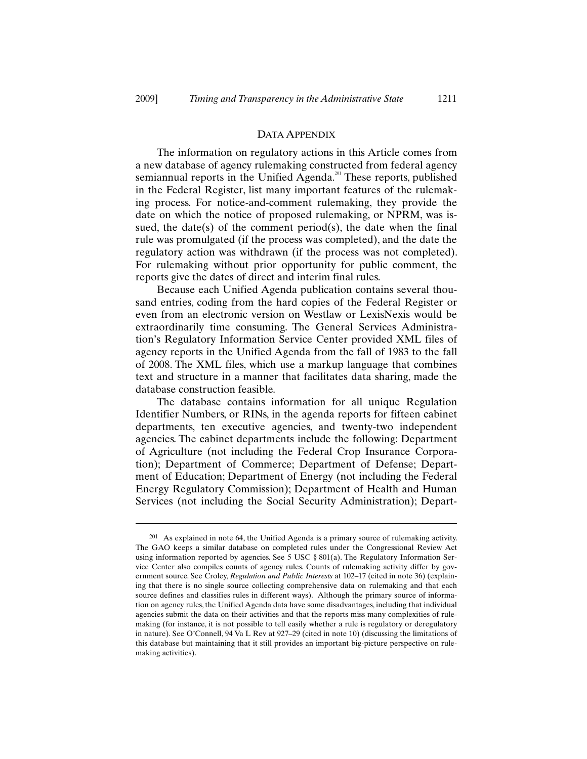## DATA APPENDIX

The information on regulatory actions in this Article comes from a new database of agency rulemaking constructed from federal agency semiannual reports in the Unified Agenda.[201] These reports, published in the Federal Register, list many important features of the rulemaking process. For notice-and-comment rulemaking, they provide the date on which the notice of proposed rulemaking, or NPRM, was issued, the date(s) of the comment period(s), the date when the final rule was promulgated (if the process was completed), and the date the regulatory action was withdrawn (if the process was not completed). For rulemaking without prior opportunity for public comment, the reports give the dates of direct and interim final rules.

Because each Unified Agenda publication contains several thousand entries, coding from the hard copies of the Federal Register or even from an electronic version on Westlaw or LexisNexis would be extraordinarily time consuming. The General Services Administration's Regulatory Information Service Center provided XML files of agency reports in the Unified Agenda from the fall of 1983 to the fall of 2008. The XML files, which use a markup language that combines text and structure in a manner that facilitates data sharing, made the database construction feasible.

The database contains information for all unique Regulation Identifier Numbers, or RINs, in the agenda reports for fifteen cabinet departments, ten executive agencies, and twenty-two independent agencies. The cabinet departments include the following: Department of Agriculture (not including the Federal Crop Insurance Corporation); Department of Commerce; Department of Defense; Department of Education; Department of Energy (not including the Federal Energy Regulatory Commission); Department of Health and Human Services (not including the Social Security Administration); Depart-

---

[201] As explained in note 64, the Unified Agenda is a primary source of rulemaking activity. The GAO keeps a similar database on completed rules under the Congressional Review Act using information reported by agencies. See 5 USC § 801(a). The Regulatory Information Service Center also compiles counts of agency rules. Counts of rulemaking activity differ by government source. See Croley, *Regulation and Public Interests* at 102–17 (cited in note 36) (explaining that there is no single source collecting comprehensive data on rulemaking and that each source defines and classifies rules in different ways). Although the primary source of information on agency rules, the Unified Agenda data have some disadvantages, including that individual agencies submit the data on their activities and that the reports miss many complexities of rulemaking (for instance, it is not possible to tell easily whether a rule is regulatory or deregulatory in nature). See O'Connell, 94 Va L Rev at 927–29 (cited in note 10) (discussing the limitations of this database but maintaining that it still provides an important big-picture perspective on rulemaking activities).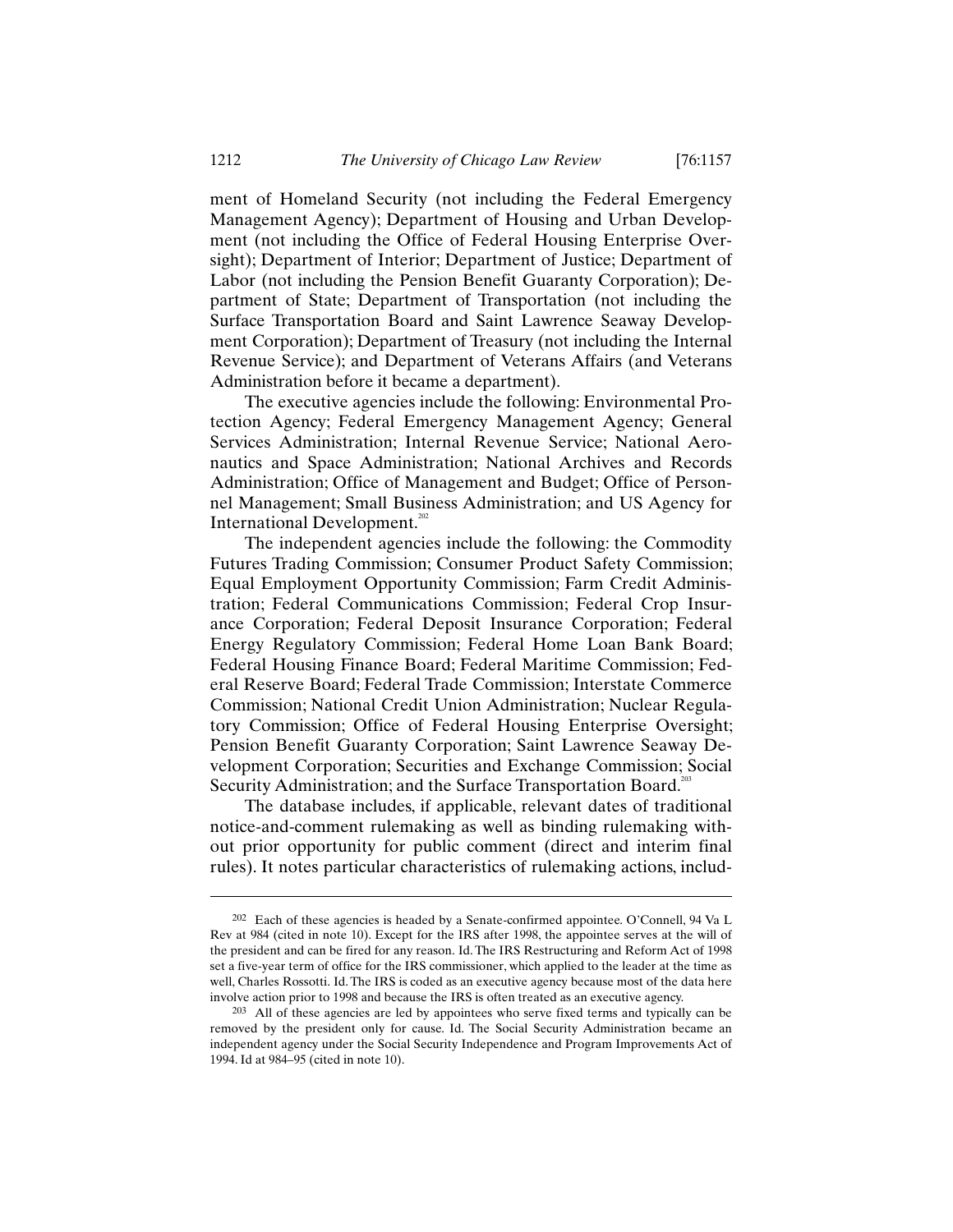ment of Homeland Security (not including the Federal Emergency Management Agency); Department of Housing and Urban Development (not including the Office of Federal Housing Enterprise Oversight); Department of Interior; Department of Justice; Department of Labor (not including the Pension Benefit Guaranty Corporation); Department of State; Department of Transportation (not including the Surface Transportation Board and Saint Lawrence Seaway Development Corporation); Department of Treasury (not including the Internal Revenue Service); and Department of Veterans Affairs (and Veterans Administration before it became a department).

The executive agencies include the following: Environmental Protection Agency; Federal Emergency Management Agency; General Services Administration; Internal Revenue Service; National Aeronautics and Space Administration; National Archives and Records Administration; Office of Management and Budget; Office of Personnel Management; Small Business Administration; and US Agency for International Development.[202]

The independent agencies include the following: the Commodity Futures Trading Commission; Consumer Product Safety Commission; Equal Employment Opportunity Commission; Farm Credit Administration; Federal Communications Commission; Federal Crop Insurance Corporation; Federal Deposit Insurance Corporation; Federal Energy Regulatory Commission; Federal Home Loan Bank Board; Federal Housing Finance Board; Federal Maritime Commission; Federal Reserve Board; Federal Trade Commission; Interstate Commerce Commission; National Credit Union Administration; Nuclear Regulatory Commission; Office of Federal Housing Enterprise Oversight; Pension Benefit Guaranty Corporation; Saint Lawrence Seaway Development Corporation; Securities and Exchange Commission; Social Security Administration; and the Surface Transportation Board.[203]

The database includes, if applicable, relevant dates of traditional notice-and-comment rulemaking as well as binding rulemaking without prior opportunity for public comment (direct and interim final rules). It notes particular characteristics of rulemaking actions, includ-

---

202 Each of these agencies is headed by a Senate-confirmed appointee. O'Connell, 94 Va L Rev at 984 (cited in note 10). Except for the IRS after 1998, the appointee serves at the will of the president and can be fired for any reason. Id. The IRS Restructuring and Reform Act of 1998 set a five-year term of office for the IRS commissioner, which applied to the leader at the time as well, Charles Rossotti. Id. The IRS is coded as an executive agency because most of the data here involve action prior to 1998 and because the IRS is often treated as an executive agency.

203 All of these agencies are led by appointees who serve fixed terms and typically can be removed by the president only for cause. Id. The Social Security Administration became an independent agency under the Social Security Independence and Program Improvements Act of 1994. Id at 984–95 (cited in note 10).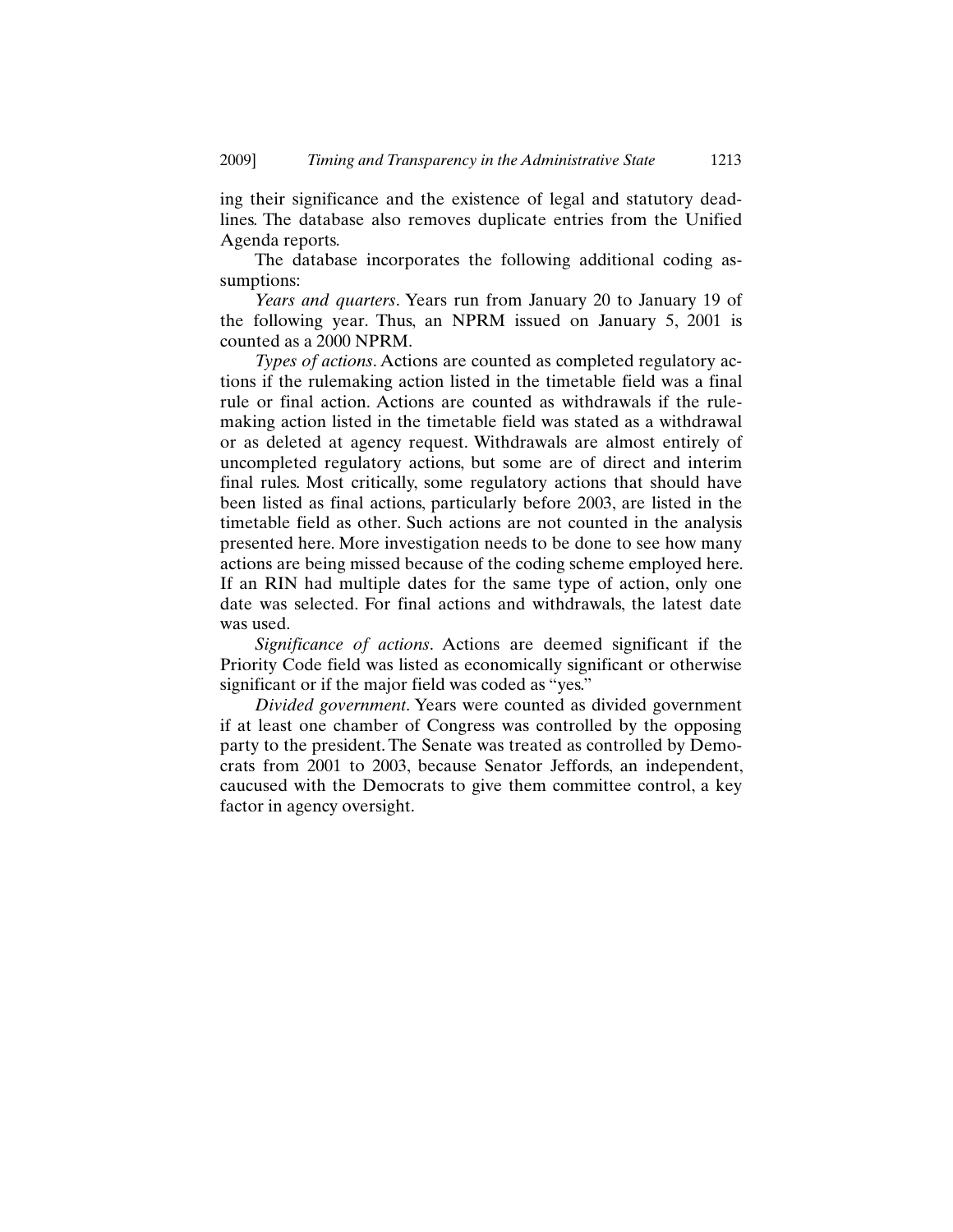ing their significance and the existence of legal and statutory deadlines. The database also removes duplicate entries from the Unified Agenda reports.

The database incorporates the following additional coding assumptions:

*Years and quarters*. Years run from January 20 to January 19 of the following year. Thus, an NPRM issued on January 5, 2001 is counted as a 2000 NPRM.

*Types of actions*. Actions are counted as completed regulatory actions if the rulemaking action listed in the timetable field was a final rule or final action. Actions are counted as withdrawals if the rulemaking action listed in the timetable field was stated as a withdrawal or as deleted at agency request. Withdrawals are almost entirely of uncompleted regulatory actions, but some are of direct and interim final rules. Most critically, some regulatory actions that should have been listed as final actions, particularly before 2003, are listed in the timetable field as other. Such actions are not counted in the analysis presented here. More investigation needs to be done to see how many actions are being missed because of the coding scheme employed here. If an RIN had multiple dates for the same type of action, only one date was selected. For final actions and withdrawals, the latest date was used.

*Significance of actions*. Actions are deemed significant if the Priority Code field was listed as economically significant or otherwise significant or if the major field was coded as "yes."

*Divided government*. Years were counted as divided government if at least one chamber of Congress was controlled by the opposing party to the president. The Senate was treated as controlled by Democrats from 2001 to 2003, because Senator Jeffords, an independent, caucused with the Democrats to give them committee control, a key factor in agency oversight.